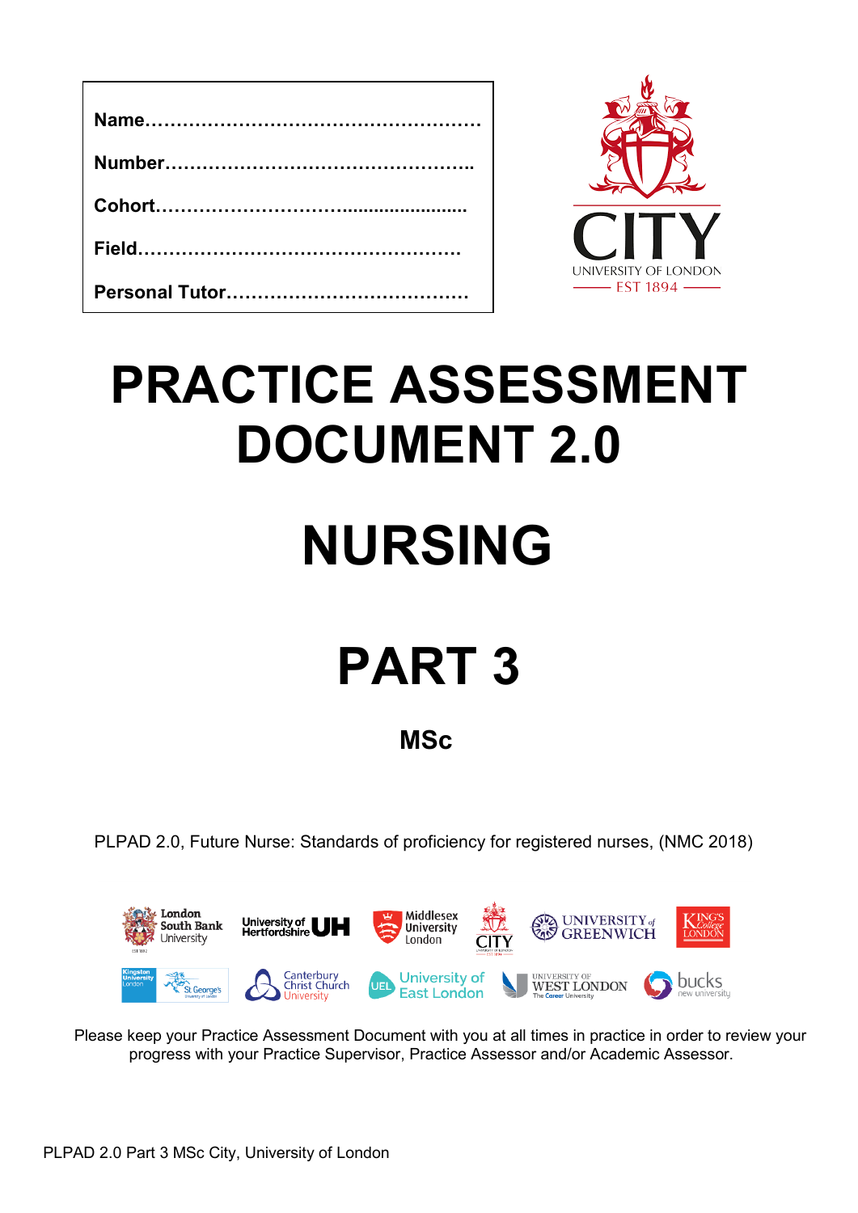Name……………………………………………

Number………………………………………..

Cohort…………………………………………

Field………………………………………….

Personal Tutor………………………………

# PRACTICE ASSESSMENT DOCUMENT 2.0

# NURSING

# PART 3

## MSc

PLPAD 2.0, Future Nurse: Standards of proficiency for registered nurses, (NMC 2018)

Please keep your Practice Assessment Document with you at all times in practice in order to review your progress with your Practice Supervisor, Practice Assessor and/or Academic Assessor.

PLPAD 2.0 Part 3 MSc City, University of London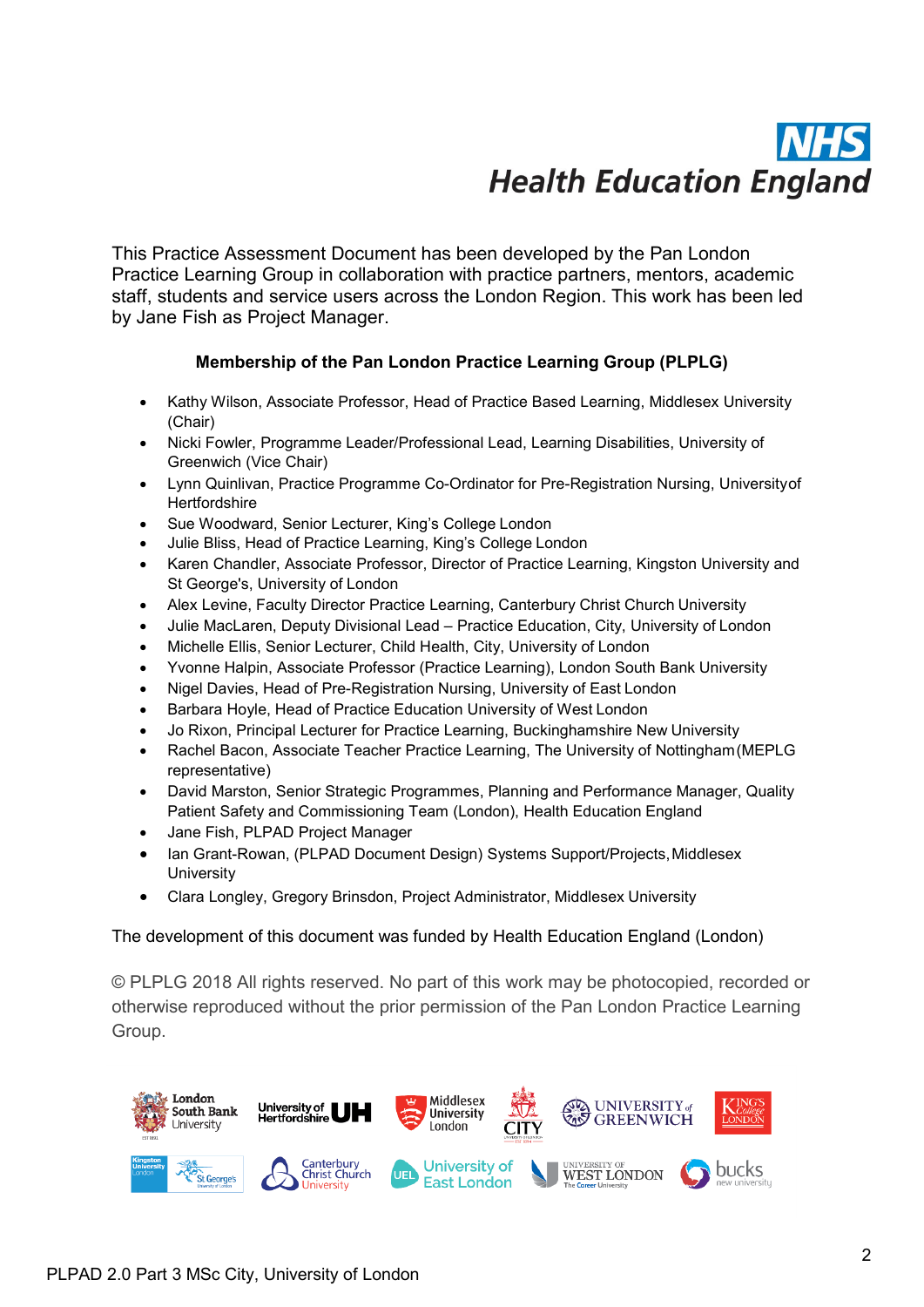NHS
Health Education England

This Practice Assessment Document has been developed by the Pan London Practice Learning Group in collaboration with practice partners, mentors, academic staff, students and service users across the London Region. This work has been led by Jane Fish as Project Manager.

**Membership of the Pan London Practice Learning Group (PLPLG)**

- Kathy Wilson, Associate Professor, Head of Practice Based Learning, Middlesex University (Chair)
- Nicki Fowler, Programme Leader/Professional Lead, Learning Disabilities, University of Greenwich (Vice Chair)
- Lynn Quinlivan, Practice Programme Co-Ordinator for Pre-Registration Nursing, University of Hertfordshire
- Sue Woodward, Senior Lecturer, King's College London
- Julie Bliss, Head of Practice Learning, King's College London
- Karen Chandler, Associate Professor, Director of Practice Learning, Kingston University and St George's, University of London
- Alex Levine, Faculty Director Practice Learning, Canterbury Christ Church University
- Julie MacLaren, Deputy Divisional Lead – Practice Education, City, University of London
- Michelle Ellis, Senior Lecturer, Child Health, City, University of London
- Yvonne Halpin, Associate Professor (Practice Learning), London South Bank University
- Nigel Davies, Head of Pre-Registration Nursing, University of East London
- Barbara Hoyle, Head of Practice Education University of West London
- Jo Rixon, Principal Lecturer for Practice Learning, Buckinghamshire New University
- Rachel Bacon, Associate Teacher Practice Learning, The University of Nottingham (MEPLG representative)
- David Marston, Senior Strategic Programmes, Planning and Performance Manager, Quality Patient Safety and Commissioning Team (London), Health Education England
- Jane Fish, PLPAD Project Manager
- Ian Grant-Rowan, (PLPAD Document Design) Systems Support/Projects, Middlesex University
- Clara Longley, Gregory Brinsdon, Project Administrator, Middlesex University

The development of this document was funded by Health Education England (London)

© PLPLG 2018 All rights reserved. No part of this work may be photocopied, recorded or otherwise reproduced without the prior permission of the Pan London Practice Learning Group.

London South Bank University | University of Hertfordshire | Middlesex University London | City, University of London | University of Greenwich | King's College London | Kingston University London / St George's, University of London | Canterbury Christ Church University | University of East London | University of West London | Bucks New University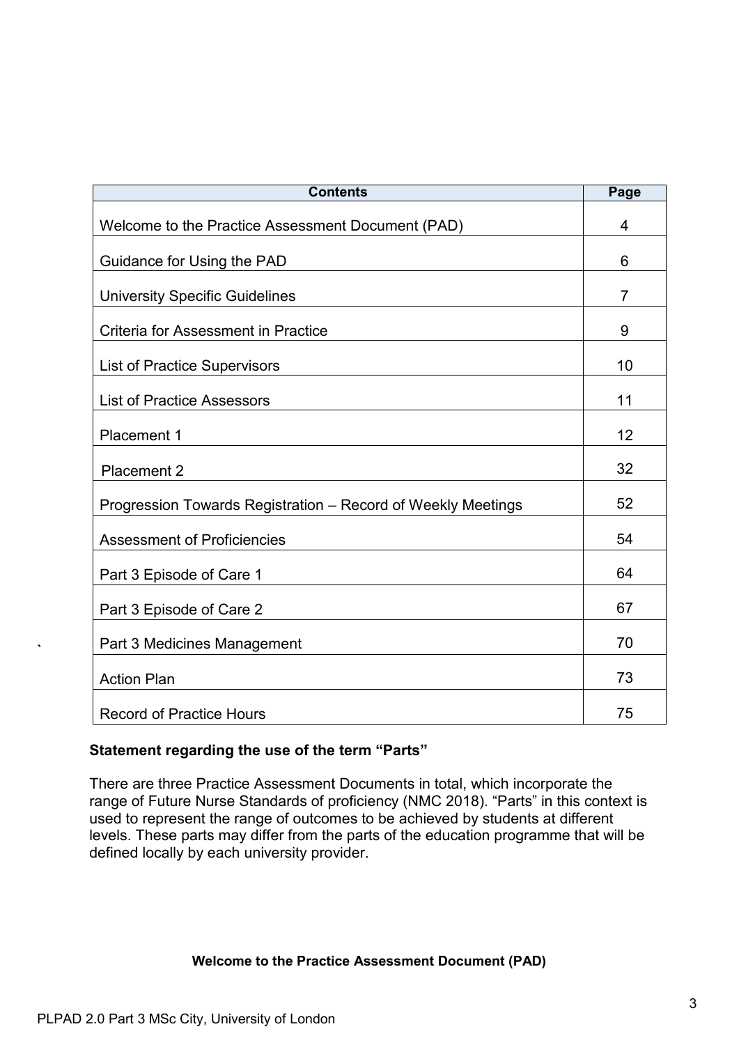| Contents | Page |
| --- | --- |
| Welcome to the Practice Assessment Document (PAD) | 4 |
| Guidance for Using the PAD | 6 |
| University Specific Guidelines | 7 |
| Criteria for Assessment in Practice | 9 |
| List of Practice Supervisors | 10 |
| List of Practice Assessors | 11 |
| Placement 1 | 12 |
| Placement 2 | 32 |
| Progression Towards Registration – Record of Weekly Meetings | 52 |
| Assessment of Proficiencies | 54 |
| Part 3 Episode of Care 1 | 64 |
| Part 3 Episode of Care 2 | 67 |
| Part 3 Medicines Management | 70 |
| Action Plan | 73 |
| Record of Practice Hours | 75 |

**Statement regarding the use of the term "Parts"**

There are three Practice Assessment Documents in total, which incorporate the range of Future Nurse Standards of proficiency (NMC 2018). "Parts" in this context is used to represent the range of outcomes to be achieved by students at different levels. These parts may differ from the parts of the education programme that will be defined locally by each university provider.

**Welcome to the Practice Assessment Document (PAD)**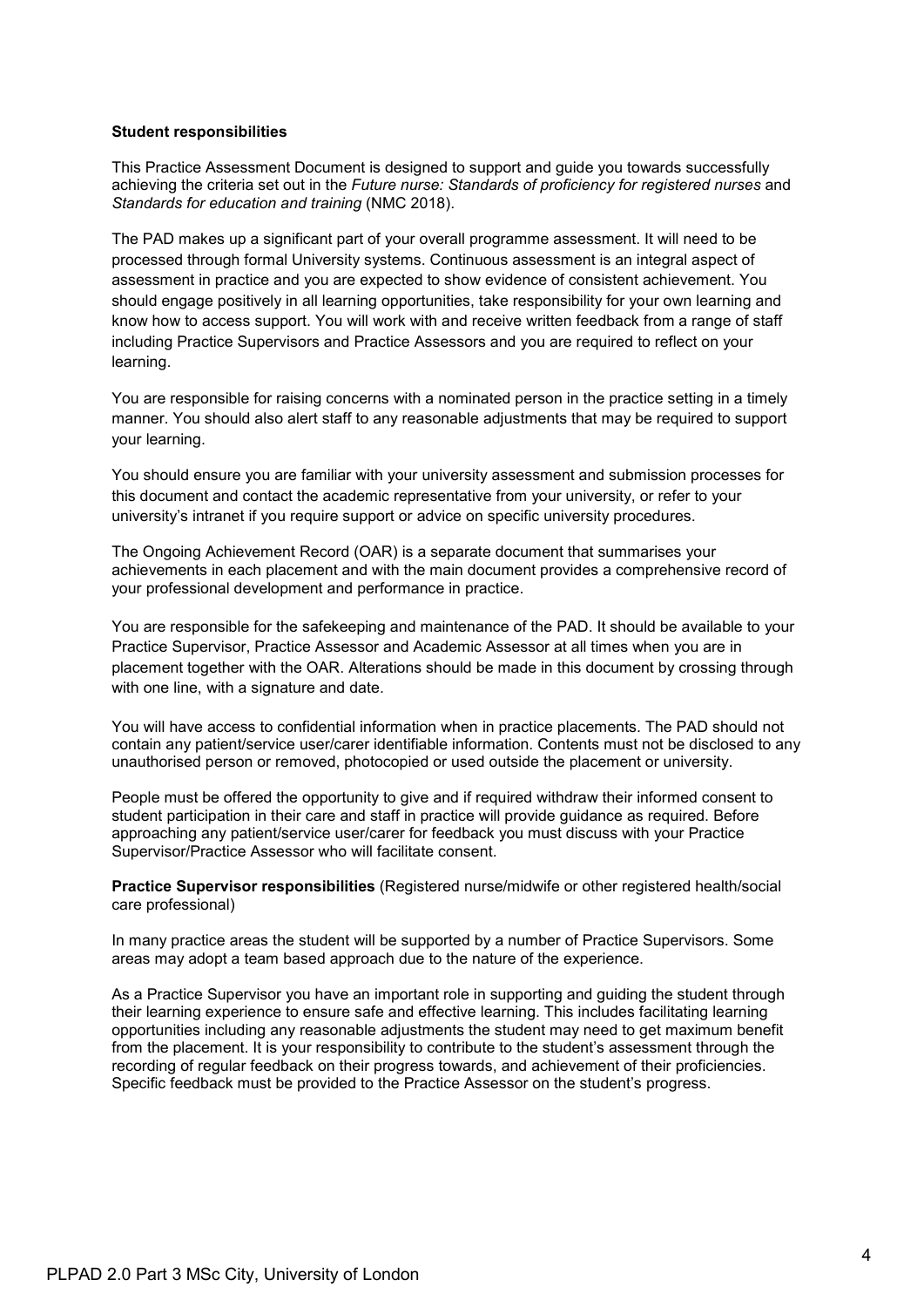**Student responsibilities**

This Practice Assessment Document is designed to support and guide you towards successfully achieving the criteria set out in the *Future nurse: Standards of proficiency for registered nurses* and *Standards for education and training* (NMC 2018).

The PAD makes up a significant part of your overall programme assessment. It will need to be processed through formal University systems. Continuous assessment is an integral aspect of assessment in practice and you are expected to show evidence of consistent achievement. You should engage positively in all learning opportunities, take responsibility for your own learning and know how to access support. You will work with and receive written feedback from a range of staff including Practice Supervisors and Practice Assessors and you are required to reflect on your learning.

You are responsible for raising concerns with a nominated person in the practice setting in a timely manner. You should also alert staff to any reasonable adjustments that may be required to support your learning.

You should ensure you are familiar with your university assessment and submission processes for this document and contact the academic representative from your university, or refer to your university's intranet if you require support or advice on specific university procedures.

The Ongoing Achievement Record (OAR) is a separate document that summarises your achievements in each placement and with the main document provides a comprehensive record of your professional development and performance in practice.

You are responsible for the safekeeping and maintenance of the PAD. It should be available to your Practice Supervisor, Practice Assessor and Academic Assessor at all times when you are in placement together with the OAR. Alterations should be made in this document by crossing through with one line, with a signature and date.

You will have access to confidential information when in practice placements. The PAD should not contain any patient/service user/carer identifiable information. Contents must not be disclosed to any unauthorised person or removed, photocopied or used outside the placement or university.

People must be offered the opportunity to give and if required withdraw their informed consent to student participation in their care and staff in practice will provide guidance as required. Before approaching any patient/service user/carer for feedback you must discuss with your Practice Supervisor/Practice Assessor who will facilitate consent.

**Practice Supervisor responsibilities** (Registered nurse/midwife or other registered health/social care professional)

In many practice areas the student will be supported by a number of Practice Supervisors. Some areas may adopt a team based approach due to the nature of the experience.

As a Practice Supervisor you have an important role in supporting and guiding the student through their learning experience to ensure safe and effective learning. This includes facilitating learning opportunities including any reasonable adjustments the student may need to get maximum benefit from the placement. It is your responsibility to contribute to the student's assessment through the recording of regular feedback on their progress towards, and achievement of their proficiencies. Specific feedback must be provided to the Practice Assessor on the student's progress.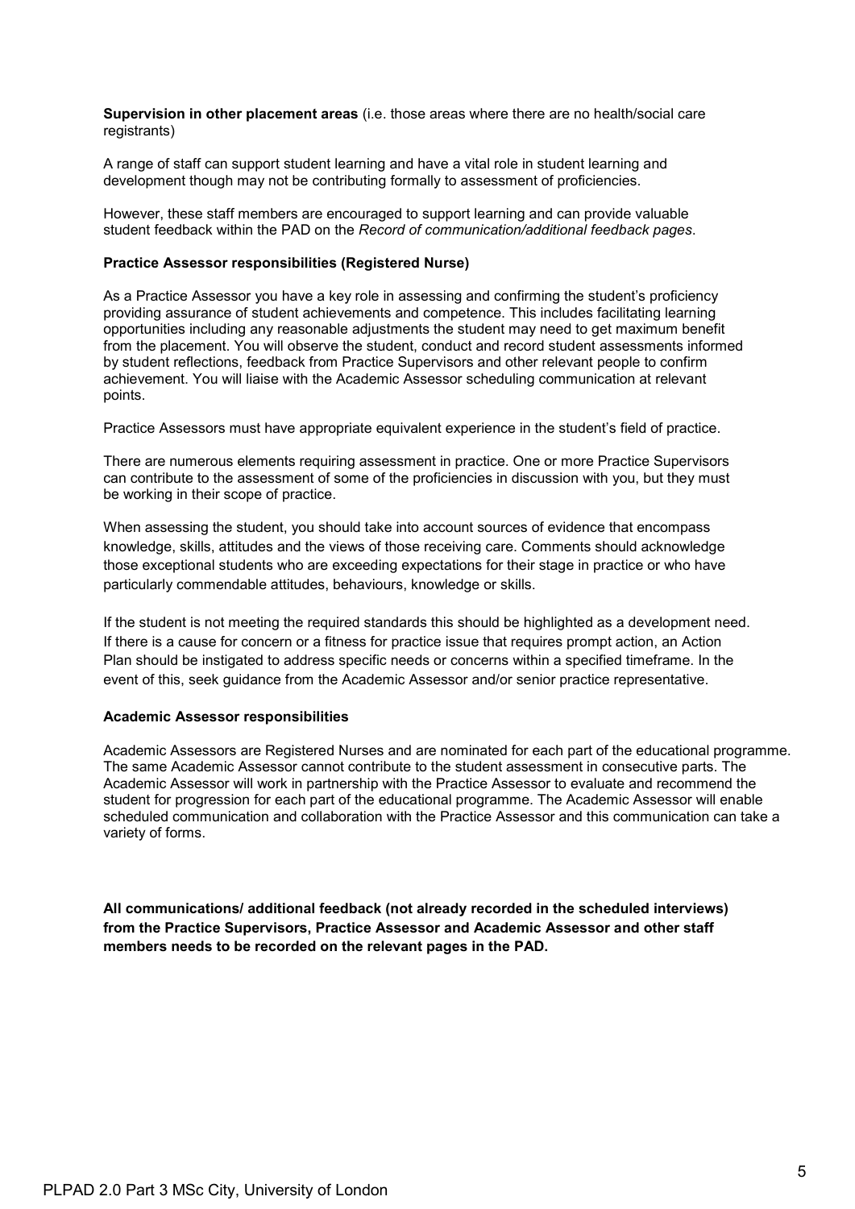**Supervision in other placement areas** (i.e. those areas where there are no health/social care registrants)

A range of staff can support student learning and have a vital role in student learning and development though may not be contributing formally to assessment of proficiencies.

However, these staff members are encouraged to support learning and can provide valuable student feedback within the PAD on the *Record of communication/additional feedback pages*.

**Practice Assessor responsibilities (Registered Nurse)**

As a Practice Assessor you have a key role in assessing and confirming the student's proficiency providing assurance of student achievements and competence. This includes facilitating learning opportunities including any reasonable adjustments the student may need to get maximum benefit from the placement. You will observe the student, conduct and record student assessments informed by student reflections, feedback from Practice Supervisors and other relevant people to confirm achievement. You will liaise with the Academic Assessor scheduling communication at relevant points.

Practice Assessors must have appropriate equivalent experience in the student's field of practice.

There are numerous elements requiring assessment in practice. One or more Practice Supervisors can contribute to the assessment of some of the proficiencies in discussion with you, but they must be working in their scope of practice.

When assessing the student, you should take into account sources of evidence that encompass knowledge, skills, attitudes and the views of those receiving care. Comments should acknowledge those exceptional students who are exceeding expectations for their stage in practice or who have particularly commendable attitudes, behaviours, knowledge or skills.

If the student is not meeting the required standards this should be highlighted as a development need. If there is a cause for concern or a fitness for practice issue that requires prompt action, an Action Plan should be instigated to address specific needs or concerns within a specified timeframe. In the event of this, seek guidance from the Academic Assessor and/or senior practice representative.

**Academic Assessor responsibilities**

Academic Assessors are Registered Nurses and are nominated for each part of the educational programme. The same Academic Assessor cannot contribute to the student assessment in consecutive parts. The Academic Assessor will work in partnership with the Practice Assessor to evaluate and recommend the student for progression for each part of the educational programme. The Academic Assessor will enable scheduled communication and collaboration with the Practice Assessor and this communication can take a variety of forms.

**All communications/ additional feedback (not already recorded in the scheduled interviews) from the Practice Supervisors, Practice Assessor and Academic Assessor and other staff members needs to be recorded on the relevant pages in the PAD.**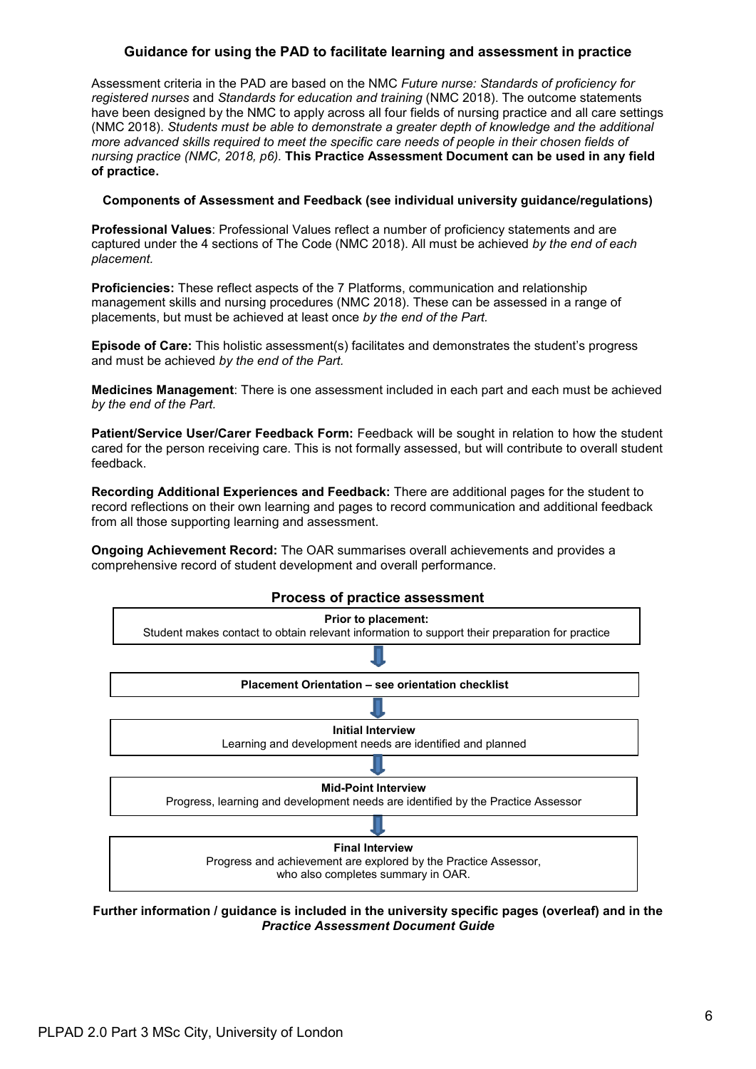## Guidance for using the PAD to facilitate learning and assessment in practice

Assessment criteria in the PAD are based on the NMC *Future nurse: Standards of proficiency for registered nurses* and *Standards for education and training* (NMC 2018). The outcome statements have been designed by the NMC to apply across all four fields of nursing practice and all care settings (NMC 2018). *Students must be able to demonstrate a greater depth of knowledge and the additional more advanced skills required to meet the specific care needs of people in their chosen fields of nursing practice (NMC, 2018, p6).* **This Practice Assessment Document can be used in any field of practice.**

### Components of Assessment and Feedback (see individual university guidance/regulations)

**Professional Values**: Professional Values reflect a number of proficiency statements and are captured under the 4 sections of The Code (NMC 2018). All must be achieved *by the end of each placement.*

**Proficiencies:** These reflect aspects of the 7 Platforms, communication and relationship management skills and nursing procedures (NMC 2018). These can be assessed in a range of placements, but must be achieved at least once *by the end of the Part.*

**Episode of Care:** This holistic assessment(s) facilitates and demonstrates the student's progress and must be achieved *by the end of the Part.*

**Medicines Management**: There is one assessment included in each part and each must be achieved *by the end of the Part.*

**Patient/Service User/Carer Feedback Form:** Feedback will be sought in relation to how the student cared for the person receiving care. This is not formally assessed, but will contribute to overall student feedback.

**Recording Additional Experiences and Feedback:** There are additional pages for the student to record reflections on their own learning and pages to record communication and additional feedback from all those supporting learning and assessment.

**Ongoing Achievement Record:** The OAR summarises overall achievements and provides a comprehensive record of student development and overall performance.

### Process of practice assessment

**Prior to placement:**
Student makes contact to obtain relevant information to support their preparation for practice

↓

**Placement Orientation – see orientation checklist**

↓

**Initial Interview**
Learning and development needs are identified and planned

↓

**Mid-Point Interview**
Progress, learning and development needs are identified by the Practice Assessor

↓

**Final Interview**
Progress and achievement are explored by the Practice Assessor, who also completes summary in OAR.

**Further information / guidance is included in the university specific pages (overleaf) and in the *Practice Assessment Document Guide***

PLPAD 2.0 Part 3 MSc City, University of London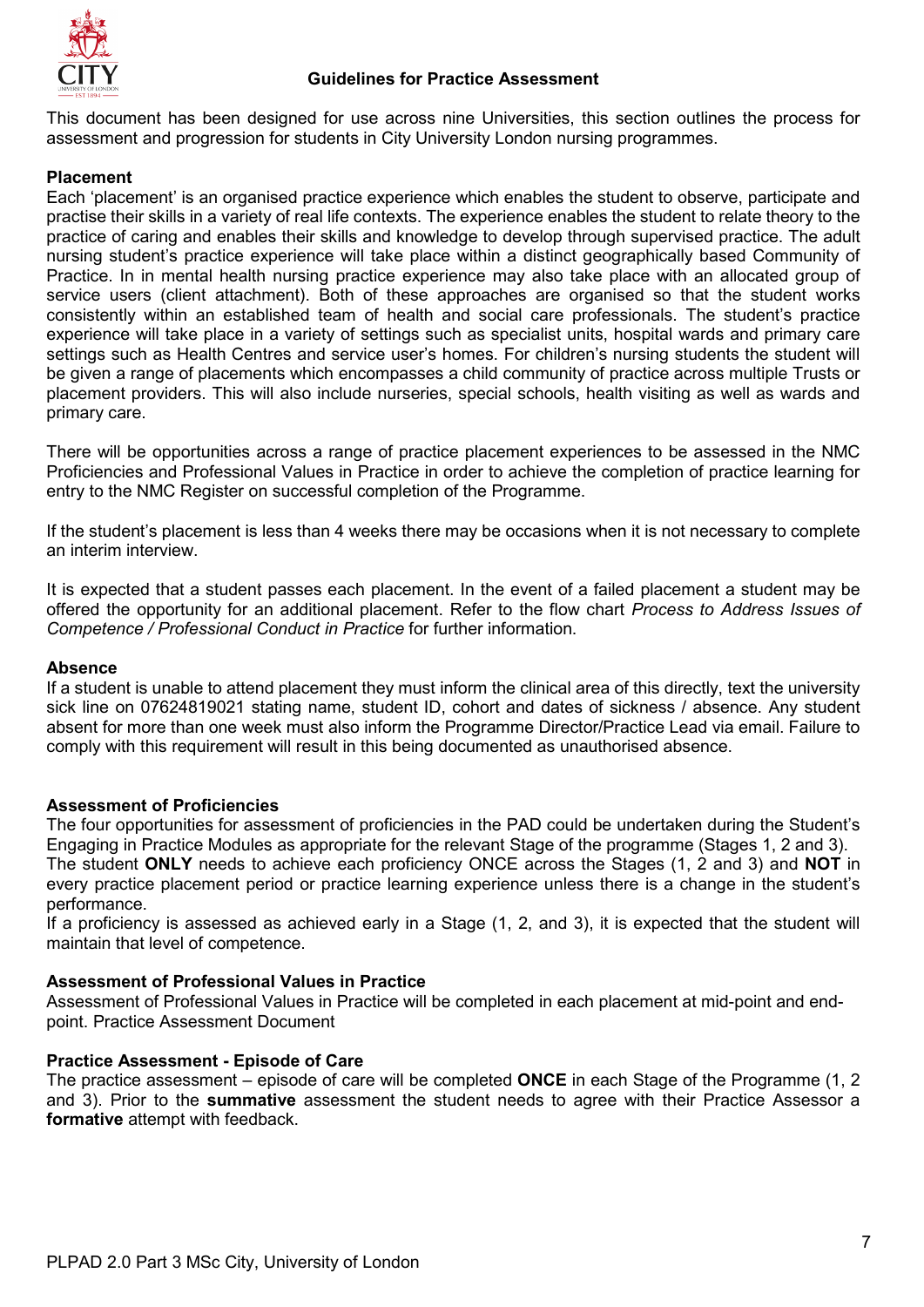## Guidelines for Practice Assessment

This document has been designed for use across nine Universities, this section outlines the process for assessment and progression for students in City University London nursing programmes.

### Placement

Each 'placement' is an organised practice experience which enables the student to observe, participate and practise their skills in a variety of real life contexts. The experience enables the student to relate theory to the practice of caring and enables their skills and knowledge to develop through supervised practice. The adult nursing student's practice experience will take place within a distinct geographically based Community of Practice. In in mental health nursing practice experience may also take place with an allocated group of service users (client attachment). Both of these approaches are organised so that the student works consistently within an established team of health and social care professionals. The student's practice experience will take place in a variety of settings such as specialist units, hospital wards and primary care settings such as Health Centres and service user's homes. For children's nursing students the student will be given a range of placements which encompasses a child community of practice across multiple Trusts or placement providers. This will also include nurseries, special schools, health visiting as well as wards and primary care.

There will be opportunities across a range of practice placement experiences to be assessed in the NMC Proficiencies and Professional Values in Practice in order to achieve the completion of practice learning for entry to the NMC Register on successful completion of the Programme.

If the student's placement is less than 4 weeks there may be occasions when it is not necessary to complete an interim interview.

It is expected that a student passes each placement. In the event of a failed placement a student may be offered the opportunity for an additional placement. Refer to the flow chart *Process to Address Issues of Competence / Professional Conduct in Practice* for further information.

### Absence

If a student is unable to attend placement they must inform the clinical area of this directly, text the university sick line on 07624819021 stating name, student ID, cohort and dates of sickness / absence. Any student absent for more than one week must also inform the Programme Director/Practice Lead via email. Failure to comply with this requirement will result in this being documented as unauthorised absence.

### Assessment of Proficiencies

The four opportunities for assessment of proficiencies in the PAD could be undertaken during the Student's Engaging in Practice Modules as appropriate for the relevant Stage of the programme (Stages 1, 2 and 3).
The student **ONLY** needs to achieve each proficiency ONCE across the Stages (1, 2 and 3) and **NOT** in every practice placement period or practice learning experience unless there is a change in the student's performance.
If a proficiency is assessed as achieved early in a Stage (1, 2, and 3), it is expected that the student will maintain that level of competence.

### Assessment of Professional Values in Practice

Assessment of Professional Values in Practice will be completed in each placement at mid-point and end-point. Practice Assessment Document

### Practice Assessment - Episode of Care

The practice assessment – episode of care will be completed **ONCE** in each Stage of the Programme (1, 2 and 3). Prior to the **summative** assessment the student needs to agree with their Practice Assessor a **formative** attempt with feedback.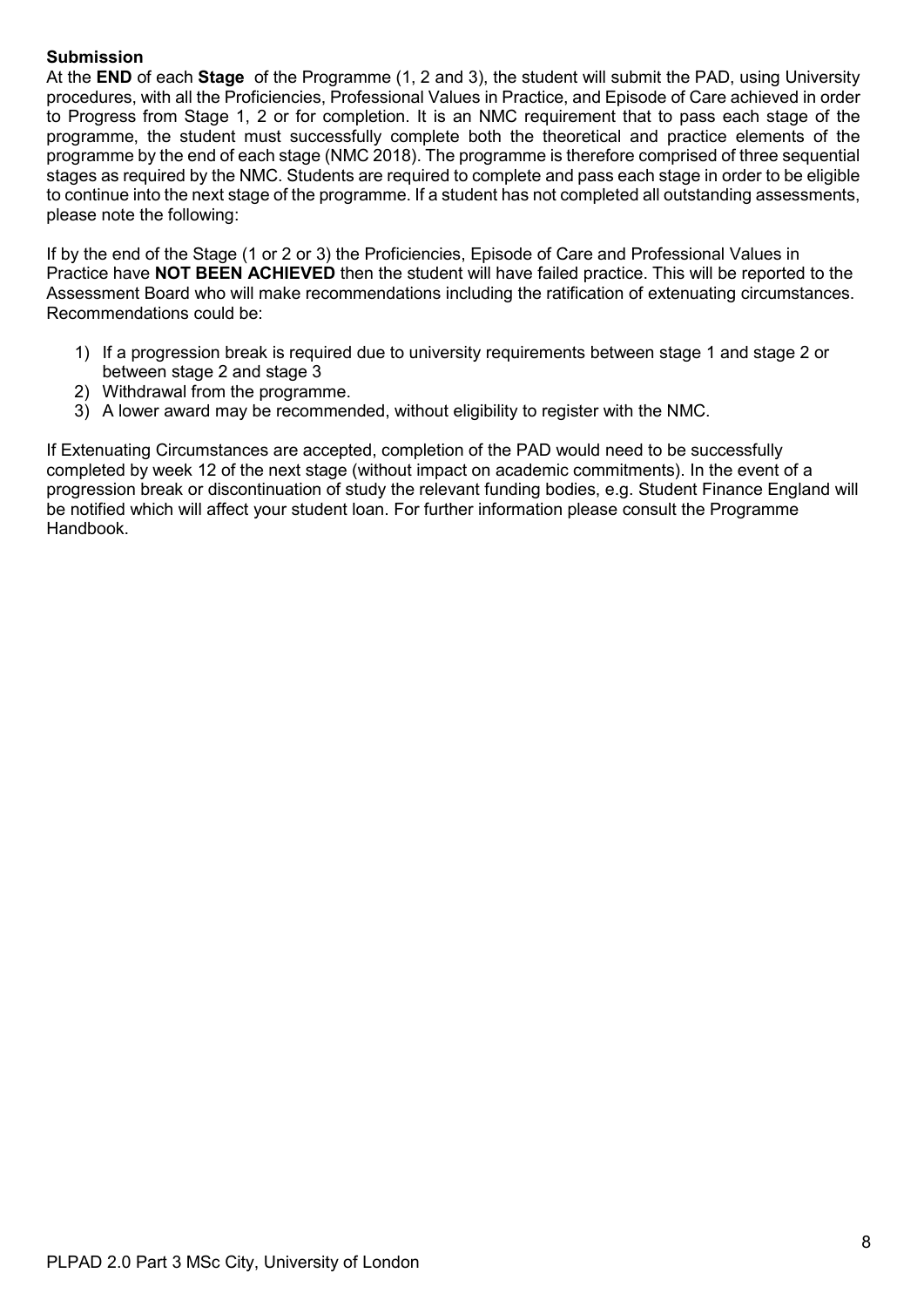**Submission**

At the **END** of each **Stage** of the Programme (1, 2 and 3), the student will submit the PAD, using University procedures, with all the Proficiencies, Professional Values in Practice, and Episode of Care achieved in order to Progress from Stage 1, 2 or for completion. It is an NMC requirement that to pass each stage of the programme, the student must successfully complete both the theoretical and practice elements of the programme by the end of each stage (NMC 2018). The programme is therefore comprised of three sequential stages as required by the NMC. Students are required to complete and pass each stage in order to be eligible to continue into the next stage of the programme. If a student has not completed all outstanding assessments, please note the following:

If by the end of the Stage (1 or 2 or 3) the Proficiencies, Episode of Care and Professional Values in Practice have **NOT BEEN ACHIEVED** then the student will have failed practice. This will be reported to the Assessment Board who will make recommendations including the ratification of extenuating circumstances. Recommendations could be:

1) If a progression break is required due to university requirements between stage 1 and stage 2 or between stage 2 and stage 3
2) Withdrawal from the programme.
3) A lower award may be recommended, without eligibility to register with the NMC.

If Extenuating Circumstances are accepted, completion of the PAD would need to be successfully completed by week 12 of the next stage (without impact on academic commitments). In the event of a progression break or discontinuation of study the relevant funding bodies, e.g. Student Finance England will be notified which will affect your student loan. For further information please consult the Programme Handbook.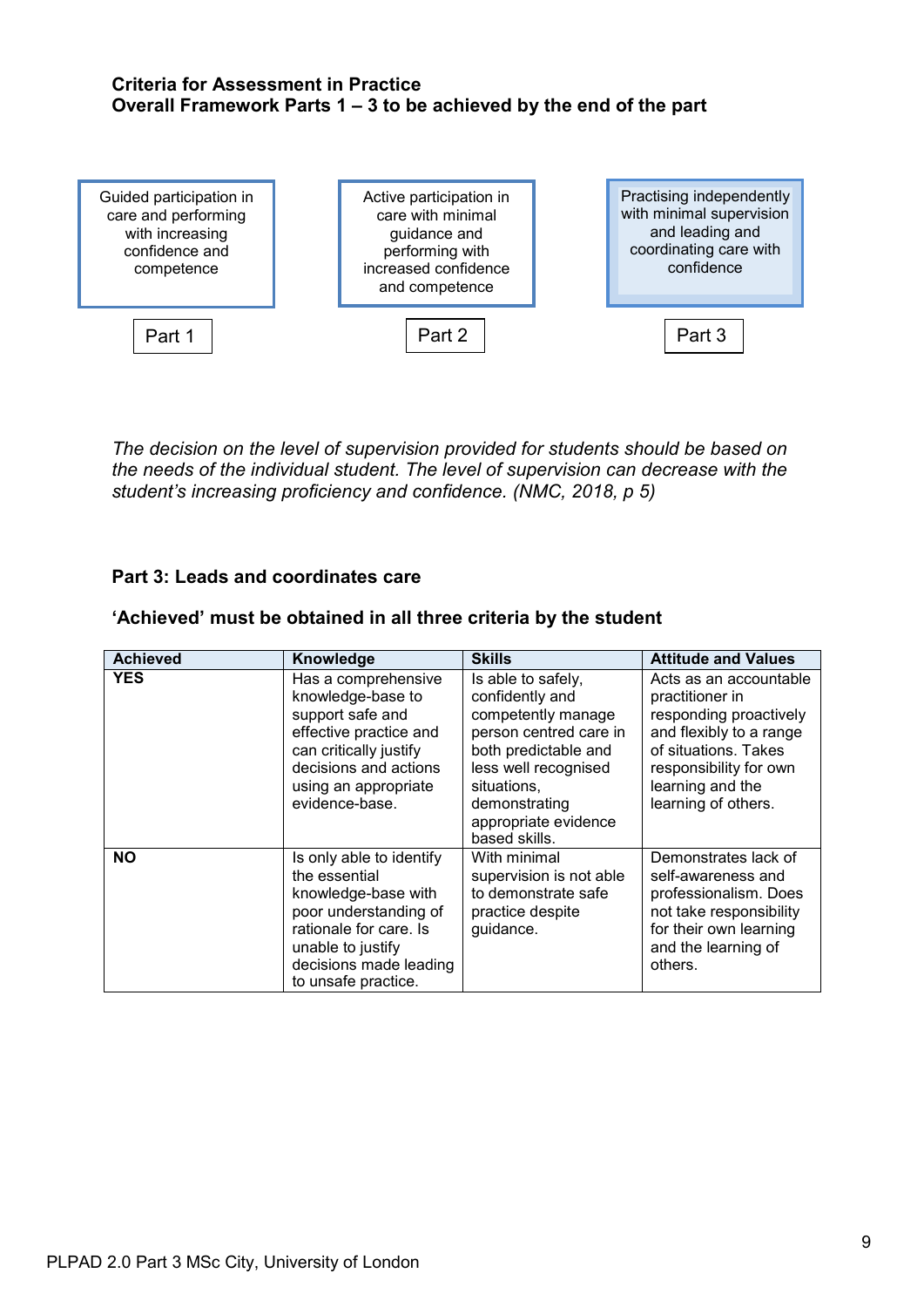**Criteria for Assessment in Practice**
**Overall Framework Parts 1 – 3 to be achieved by the end of the part**

| Part 1 | Part 2 | Part 3 |
|---|---|---|
| Guided participation in care and performing with increasing confidence and competence | Active participation in care with minimal guidance and performing with increased confidence and competence | Practising independently with minimal supervision and leading and coordinating care with confidence |

*The decision on the level of supervision provided for students should be based on the needs of the individual student. The level of supervision can decrease with the student's increasing proficiency and confidence. (NMC, 2018, p 5)*

**Part 3: Leads and coordinates care**

**'Achieved' must be obtained in all three criteria by the student**

| Achieved | Knowledge | Skills | Attitude and Values |
|---|---|---|---|
| **YES** | Has a comprehensive knowledge-base to support safe and effective practice and can critically justify decisions and actions using an appropriate evidence-base. | Is able to safely, confidently and competently manage person centred care in both predictable and less well recognised situations, demonstrating appropriate evidence based skills. | Acts as an accountable practitioner in responding proactively and flexibly to a range of situations. Takes responsibility for own learning and the learning of others. |
| **NO** | Is only able to identify the essential knowledge-base with poor understanding of rationale for care. Is unable to justify decisions made leading to unsafe practice. | With minimal supervision is not able to demonstrate safe practice despite guidance. | Demonstrates lack of self-awareness and professionalism. Does not take responsibility for their own learning and the learning of others. |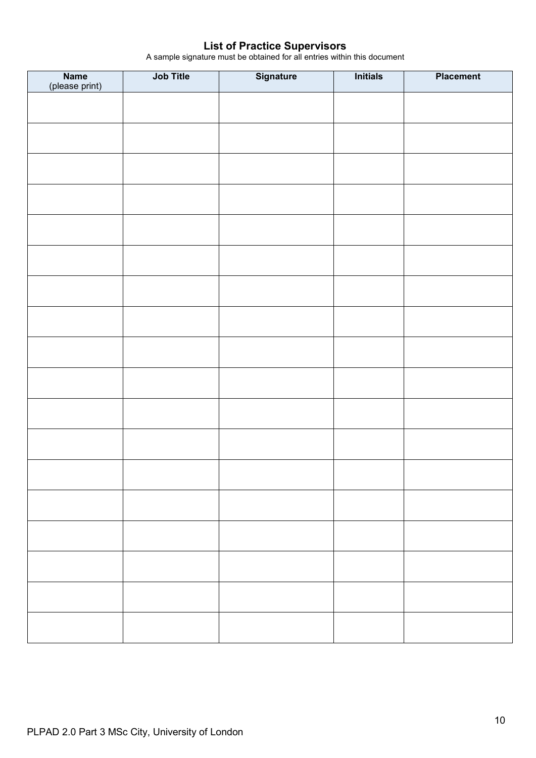## List of Practice Supervisors

A sample signature must be obtained for all entries within this document

| Name (please print) | Job Title | Signature | Initials | Placement |
|---|---|---|---|---|
| | | | | |
| | | | | |
| | | | | |
| | | | | |
| | | | | |
| | | | | |
| | | | | |
| | | | | |
| | | | | |
| | | | | |
| | | | | |
| | | | | |
| | | | | |
| | | | | |
| | | | | |
| | | | | |
| | | | | |
| | | | | |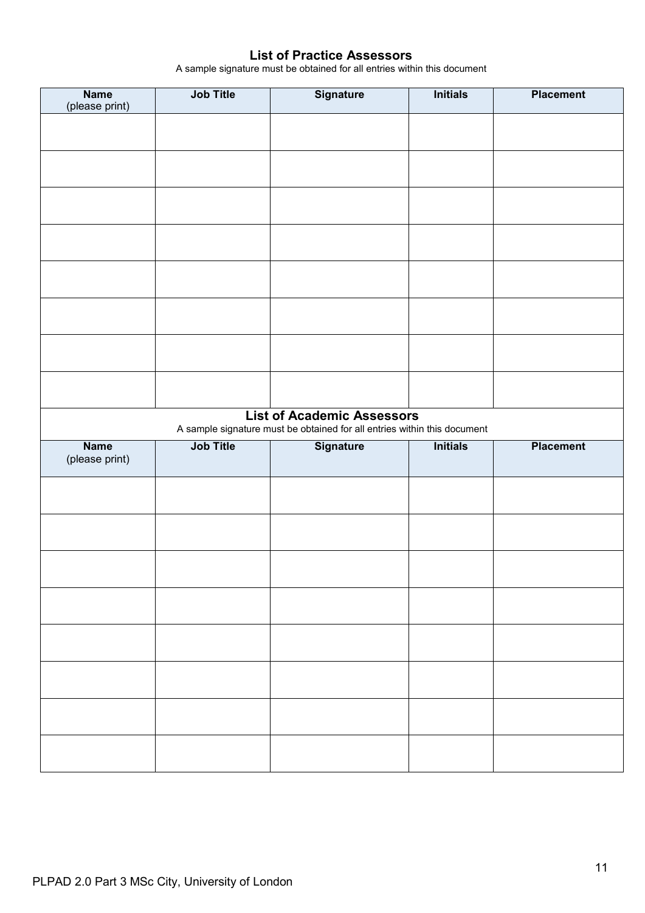## List of Practice Assessors

A sample signature must be obtained for all entries within this document

| **Name** (please print) | **Job Title** | **Signature** | **Initials** | **Placement** |
|---|---|---|---|---|
| | | | | |
| | | | | |
| | | | | |
| | | | | |
| | | | | |
| | | | | |
| | | | | |
| | | | | |

## List of Academic Assessors

A sample signature must be obtained for all entries within this document

| **Name** (please print) | **Job Title** | **Signature** | **Initials** | **Placement** |
|---|---|---|---|---|
| | | | | |
| | | | | |
| | | | | |
| | | | | |
| | | | | |
| | | | | |
| | | | | |
| | | | | |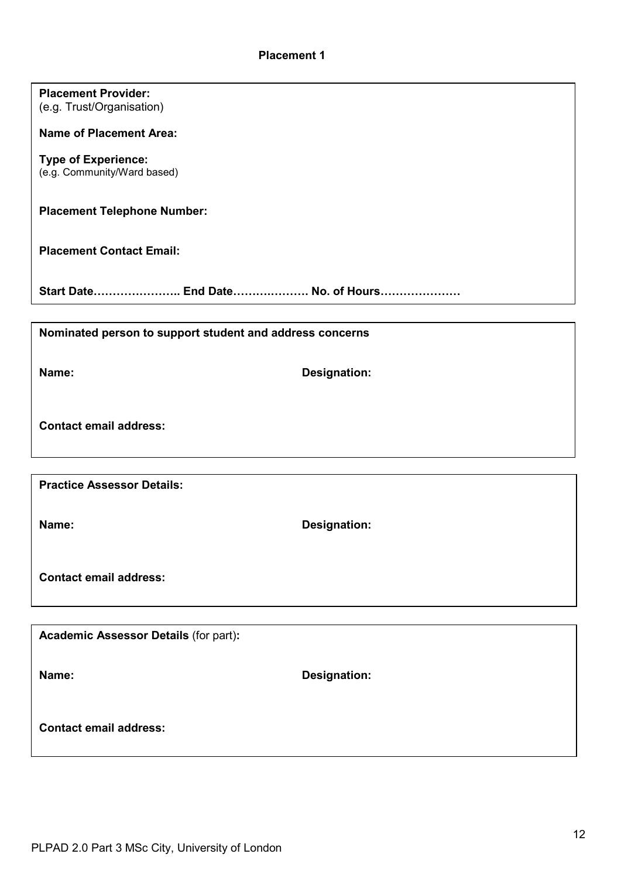## Placement 1

**Placement Provider:**
(e.g. Trust/Organisation)

**Name of Placement Area:**

**Type of Experience:**
(e.g. Community/Ward based)

**Placement Telephone Number:**

**Placement Contact Email:**

**Start Date………………….. End Date………………. No. of Hours…………………**

---

**Nominated person to support student and address concerns**

**Name:** **Designation:**

**Contact email address:**

---

**Practice Assessor Details:**

**Name:** **Designation:**

**Contact email address:**

---

**Academic Assessor Details** (for part)**:**

**Name:** **Designation:**

**Contact email address:**

PLPAD 2.0 Part 3 MSc City, University of London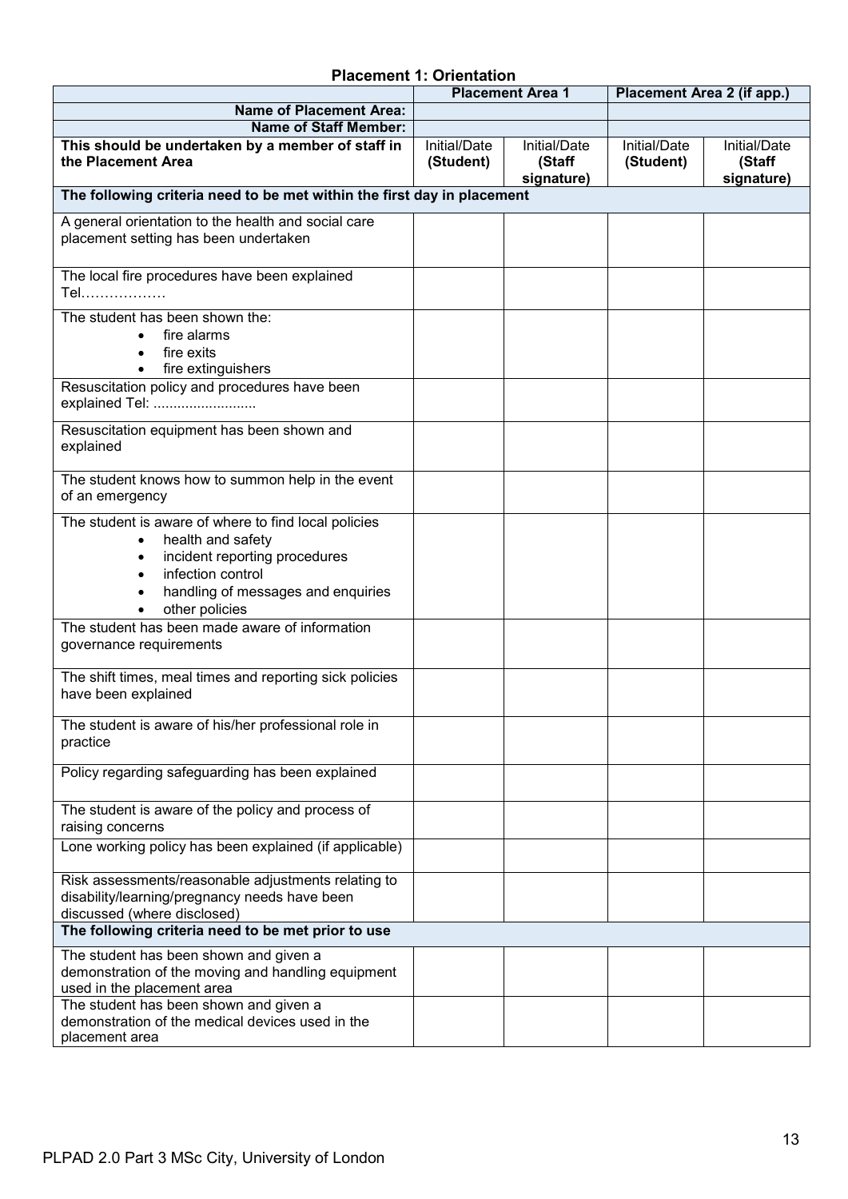## Placement 1: Orientation

| | Placement Area 1 | | Placement Area 2 (if app.) | |
|---|---|---|---|---|
| **Name of Placement Area:** | | | | |
| **Name of Staff Member:** | | | | |
| **This should be undertaken by a member of staff in the Placement Area** | Initial/Date (Student) | Initial/Date **(Staff signature)** | Initial/Date (Student) | Initial/Date **(Staff signature)** |
| **The following criteria need to be met within the first day in placement** | | | | |
| A general orientation to the health and social care placement setting has been undertaken | | | | |
| The local fire procedures have been explained Tel……………… | | | | |
| The student has been shown the: <br>• fire alarms <br>• fire exits <br>• fire extinguishers | | | | |
| Resuscitation policy and procedures have been explained Tel: ......................... | | | | |
| Resuscitation equipment has been shown and explained | | | | |
| The student knows how to summon help in the event of an emergency | | | | |
| The student is aware of where to find local policies <br>• health and safety <br>• incident reporting procedures <br>• infection control <br>• handling of messages and enquiries <br>• other policies | | | | |
| The student has been made aware of information governance requirements | | | | |
| The shift times, meal times and reporting sick policies have been explained | | | | |
| The student is aware of his/her professional role in practice | | | | |
| Policy regarding safeguarding has been explained | | | | |
| The student is aware of the policy and process of raising concerns | | | | |
| Lone working policy has been explained (if applicable) | | | | |
| Risk assessments/reasonable adjustments relating to disability/learning/pregnancy needs have been discussed (where disclosed) | | | | |
| **The following criteria need to be met prior to use** | | | | |
| The student has been shown and given a demonstration of the moving and handling equipment used in the placement area | | | | |
| The student has been shown and given a demonstration of the medical devices used in the placement area | | | | |

PLPAD 2.0 Part 3 MSc City, University of London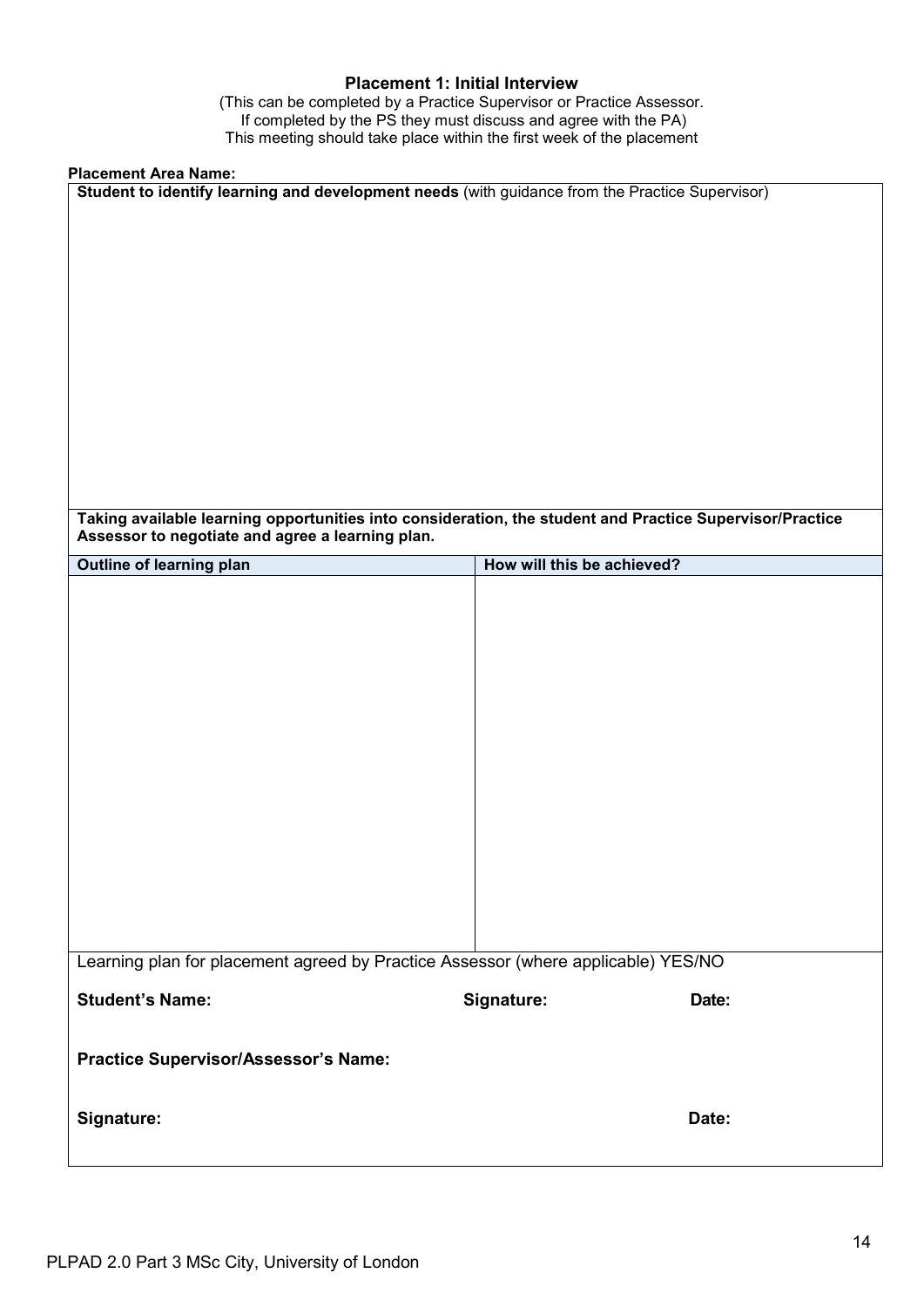## Placement 1: Initial Interview

(This can be completed by a Practice Supervisor or Practice Assessor.
If completed by the PS they must discuss and agree with the PA)
This meeting should take place within the first week of the placement

**Placement Area Name:**

**Student to identify learning and development needs** (with guidance from the Practice Supervisor)

**Taking available learning opportunities into consideration, the student and Practice Supervisor/Practice Assessor to negotiate and agree a learning plan.**

| Outline of learning plan | How will this be achieved? |
| --- | --- |
| | |

Learning plan for placement agreed by Practice Assessor (where applicable) YES/NO

**Student's Name:** **Signature:** **Date:**

**Practice Supervisor/Assessor's Name:**

**Signature:** **Date:**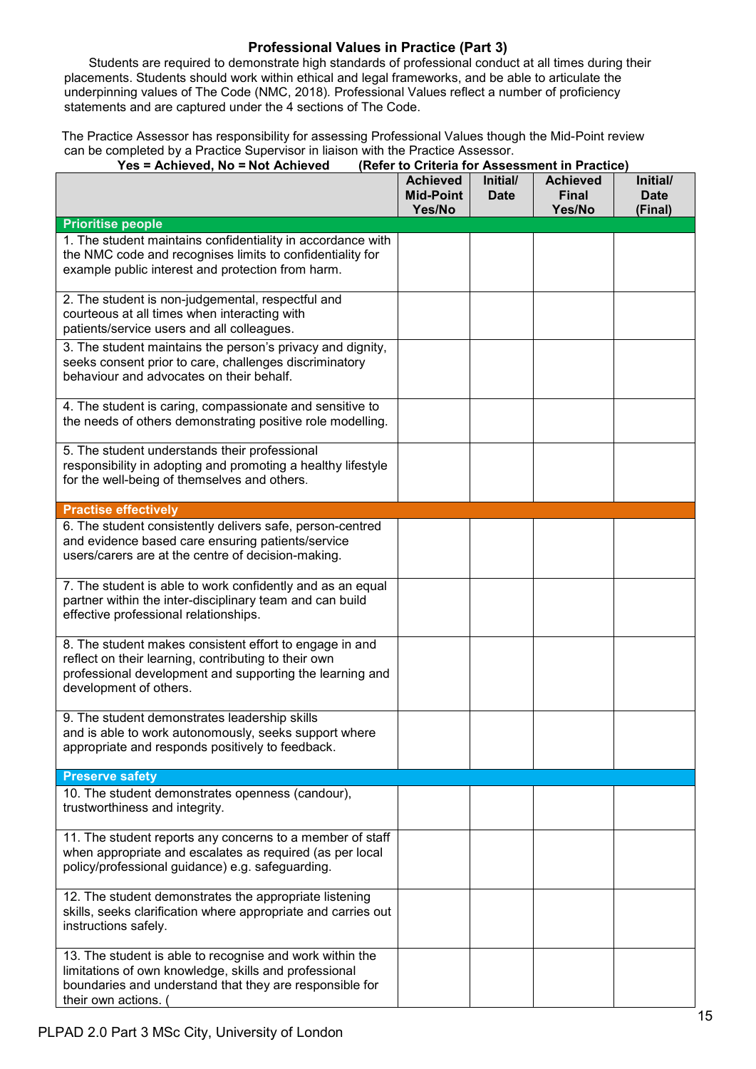### Professional Values in Practice (Part 3)

Students are required to demonstrate high standards of professional conduct at all times during their placements. Students should work within ethical and legal frameworks, and be able to articulate the underpinning values of The Code (NMC, 2018). Professional Values reflect a number of proficiency statements and are captured under the 4 sections of The Code.

The Practice Assessor has responsibility for assessing Professional Values though the Mid-Point review can be completed by a Practice Supervisor in liaison with the Practice Assessor.

**Yes = Achieved, No = Not Achieved** **(Refer to Criteria for Assessment in Practice)**

| | Achieved Mid-Point Yes/No | Initial/ Date | Achieved Final Yes/No | Initial/ Date (Final) |
|---|---|---|---|---|
| **Prioritise people** | | | | |
| 1. The student maintains confidentiality in accordance with the NMC code and recognises limits to confidentiality for example public interest and protection from harm. | | | | |
| 2. The student is non-judgemental, respectful and courteous at all times when interacting with patients/service users and all colleagues. | | | | |
| 3. The student maintains the person's privacy and dignity, seeks consent prior to care, challenges discriminatory behaviour and advocates on their behalf. | | | | |
| 4. The student is caring, compassionate and sensitive to the needs of others demonstrating positive role modelling. | | | | |
| 5. The student understands their professional responsibility in adopting and promoting a healthy lifestyle for the well-being of themselves and others. | | | | |
| **Practise effectively** | | | | |
| 6. The student consistently delivers safe, person-centred and evidence based care ensuring patients/service users/carers are at the centre of decision-making. | | | | |
| 7. The student is able to work confidently and as an equal partner within the inter-disciplinary team and can build effective professional relationships. | | | | |
| 8. The student makes consistent effort to engage in and reflect on their learning, contributing to their own professional development and supporting the learning and development of others. | | | | |
| 9. The student demonstrates leadership skills and is able to work autonomously, seeks support where appropriate and responds positively to feedback. | | | | |
| **Preserve safety** | | | | |
| 10. The student demonstrates openness (candour), trustworthiness and integrity. | | | | |
| 11. The student reports any concerns to a member of staff when appropriate and escalates as required (as per local policy/professional guidance) e.g. safeguarding. | | | | |
| 12. The student demonstrates the appropriate listening skills, seeks clarification where appropriate and carries out instructions safely. | | | | |
| 13. The student is able to recognise and work within the limitations of own knowledge, skills and professional boundaries and understand that they are responsible for their own actions. ( | | | | |

PLPAD 2.0 Part 3 MSc City, University of London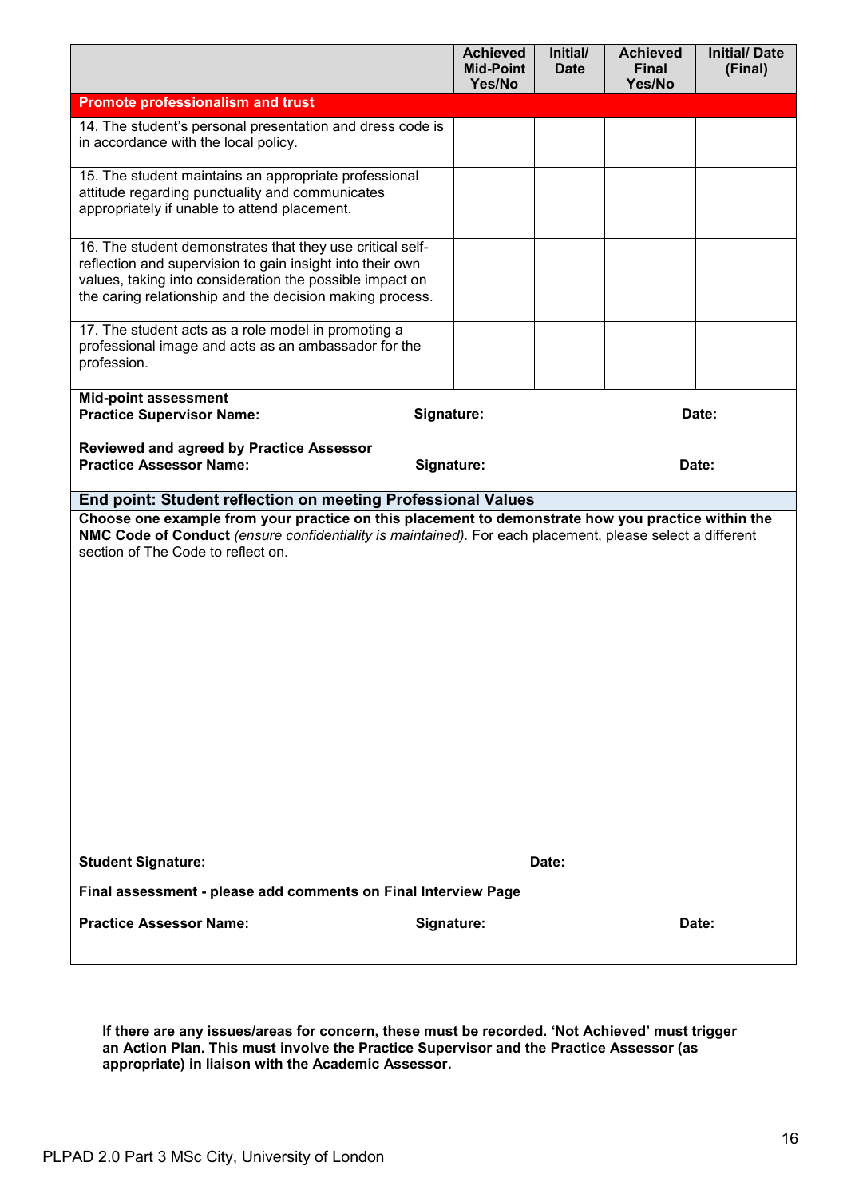| | Achieved Mid-Point Yes/No | Initial/ Date | Achieved Final Yes/No | Initial/ Date (Final) |
|---|---|---|---|---|
| **Promote professionalism and trust** | | | | |
| 14. The student's personal presentation and dress code is in accordance with the local policy. | | | | |
| 15. The student maintains an appropriate professional attitude regarding punctuality and communicates appropriately if unable to attend placement. | | | | |
| 16. The student demonstrates that they use critical self-reflection and supervision to gain insight into their own values, taking into consideration the possible impact on the caring relationship and the decision making process. | | | | |
| 17. The student acts as a role model in promoting a professional image and acts as an ambassador for the profession. | | | | |

**Mid-point assessment**
**Practice Supervisor Name:** **Signature:** **Date:**

**Reviewed and agreed by Practice Assessor**
**Practice Assessor Name:** **Signature:** **Date:**

**End point: Student reflection on meeting Professional Values**

**Choose one example from your practice on this placement to demonstrate how you practice within the NMC Code of Conduct** *(ensure confidentiality is maintained).* For each placement, please select a different section of The Code to reflect on.

**Student Signature:** **Date:**

**Final assessment - please add comments on Final Interview Page**

**Practice Assessor Name:** **Signature:** **Date:**

**If there are any issues/areas for concern, these must be recorded. 'Not Achieved' must trigger an Action Plan. This must involve the Practice Supervisor and the Practice Assessor (as appropriate) in liaison with the Academic Assessor.**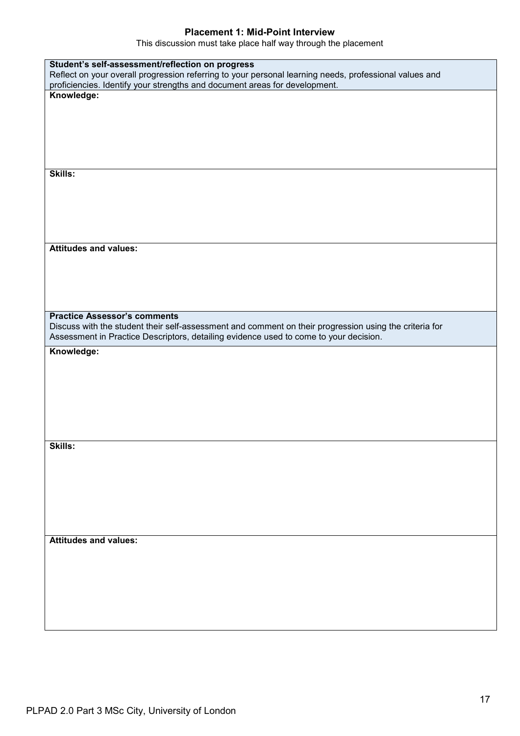## Placement 1: Mid-Point Interview

This discussion must take place half way through the placement

| **Student's self-assessment/reflection on progress**<br>Reflect on your overall progression referring to your personal learning needs, professional values and proficiencies. Identify your strengths and document areas for development. |
| --- |
| **Knowledge:** |
| **Skills:** |
| **Attitudes and values:** |
| **Practice Assessor's comments**<br>Discuss with the student their self-assessment and comment on their progression using the criteria for Assessment in Practice Descriptors, detailing evidence used to come to your decision. |
| **Knowledge:** |
| **Skills:** |
| **Attitudes and values:** |

PLPAD 2.0 Part 3 MSc City, University of London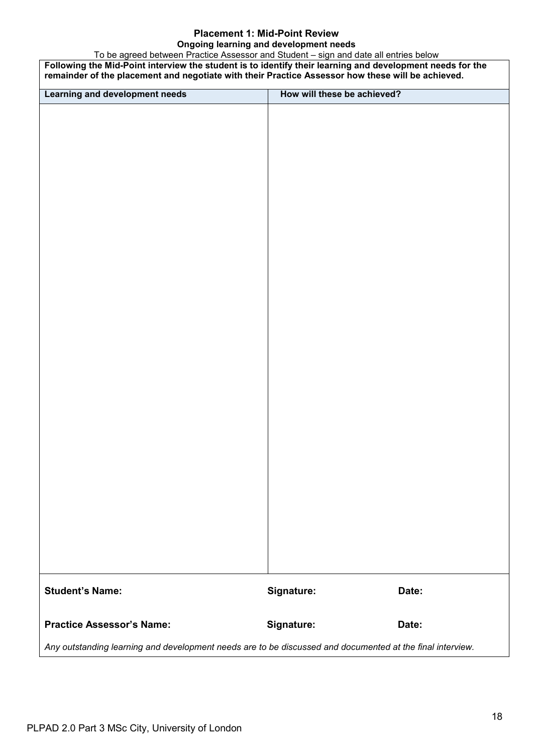## Placement 1: Mid-Point Review

### Ongoing learning and development needs

To be agreed between Practice Assessor and Student – sign and date all entries below

**Following the Mid-Point interview the student is to identify their learning and development needs for the remainder of the placement and negotiate with their Practice Assessor how these will be achieved.**

| Learning and development needs | How will these be achieved? |
| --- | --- |
| | |

**Student's Name:** | **Signature:** | **Date:**

**Practice Assessor's Name:** | **Signature:** | **Date:**

*Any outstanding learning and development needs are to be discussed and documented at the final interview.*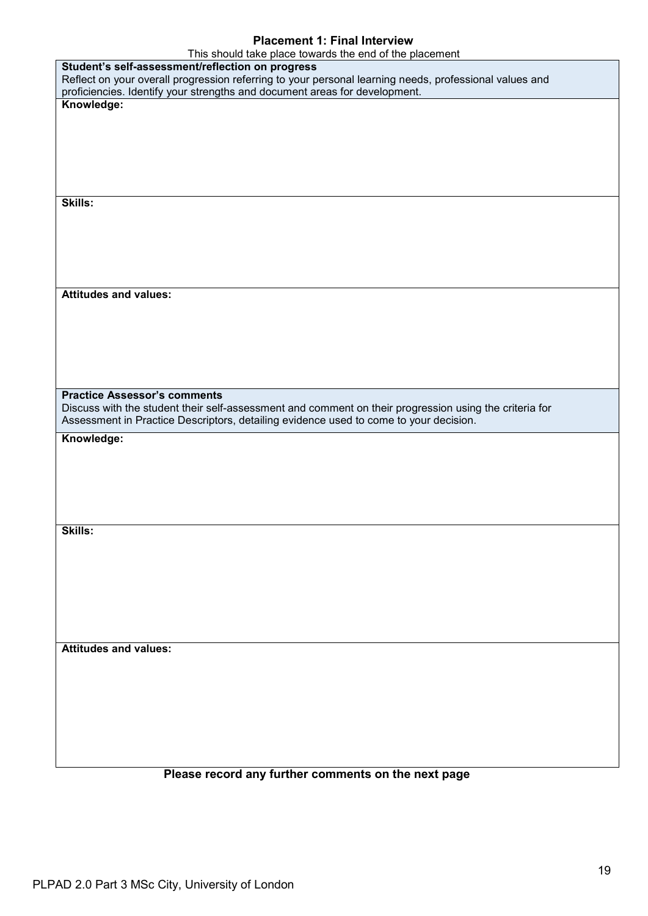## Placement 1: Final Interview

This should take place towards the end of the placement

| **Student's self-assessment/reflection on progress**<br>Reflect on your overall progression referring to your personal learning needs, professional values and proficiencies. Identify your strengths and document areas for development. |
|---|
| **Knowledge:** |
| **Skills:** |
| **Attitudes and values:** |
| **Practice Assessor's comments**<br>Discuss with the student their self-assessment and comment on their progression using the criteria for Assessment in Practice Descriptors, detailing evidence used to come to your decision. |
| **Knowledge:** |
| **Skills:** |
| **Attitudes and values:** |

**Please record any further comments on the next page**

PLPAD 2.0 Part 3 MSc City, University of London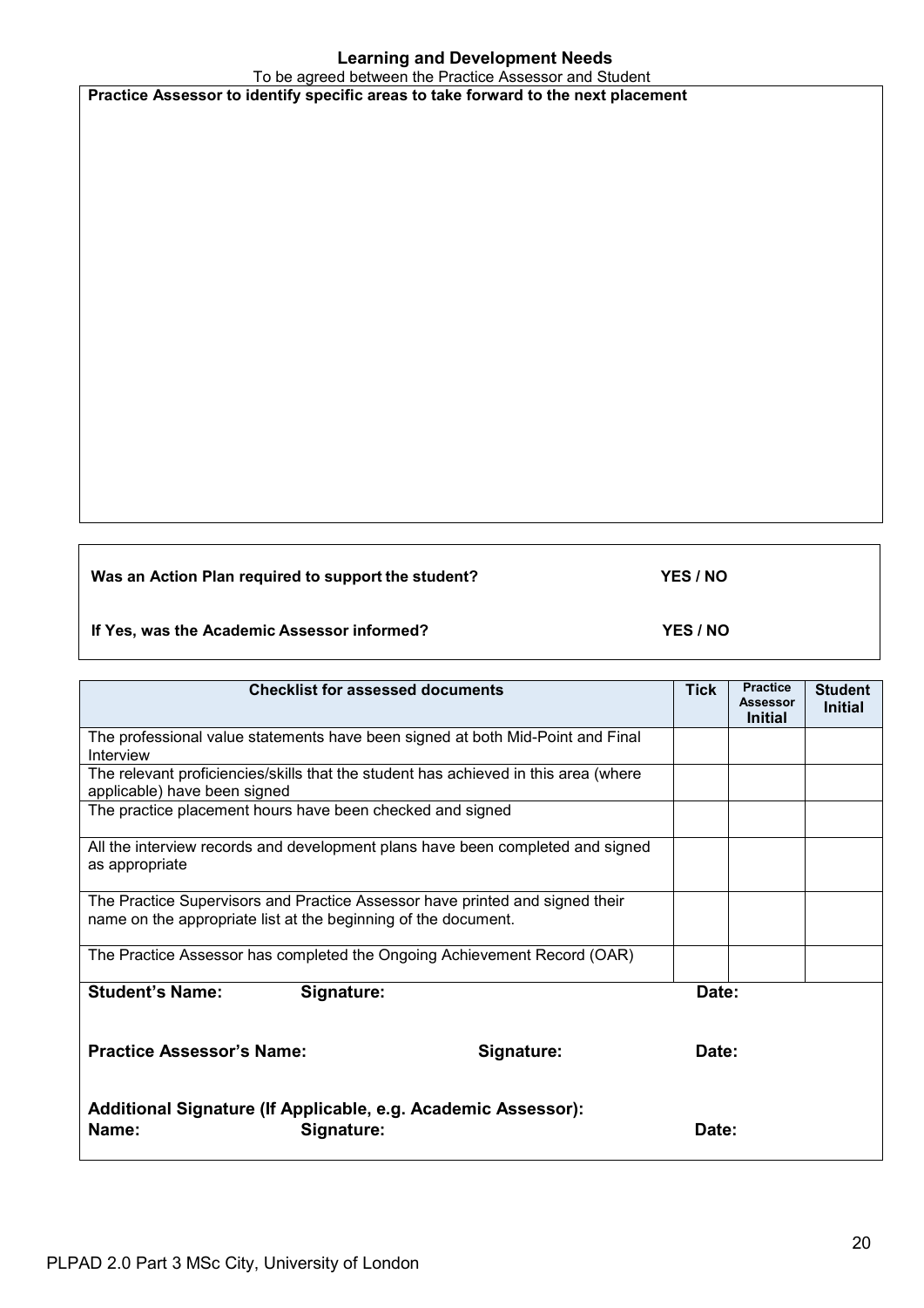## Learning and Development Needs

To be agreed between the Practice Assessor and Student

| Practice Assessor to identify specific areas to take forward to the next placement |
|---|
| |

| | |
|---|---|
| **Was an Action Plan required to support the student?** | **YES / NO** |
| **If Yes, was the Academic Assessor informed?** | **YES / NO** |

| Checklist for assessed documents | Tick | Practice Assessor Initial | Student Initial |
|---|---|---|---|
| The professional value statements have been signed at both Mid-Point and Final Interview | | | |
| The relevant proficiencies/skills that the student has achieved in this area (where applicable) have been signed | | | |
| The practice placement hours have been checked and signed | | | |
| All the interview records and development plans have been completed and signed as appropriate | | | |
| The Practice Supervisors and Practice Assessor have printed and signed their name on the appropriate list at the beginning of the document. | | | |
| The Practice Assessor has completed the Ongoing Achievement Record (OAR) | | | |

**Student's Name:** **Signature:** **Date:**

**Practice Assessor's Name:** **Signature:** **Date:**

**Additional Signature (If Applicable, e.g. Academic Assessor):**
**Name:** **Signature:** **Date:**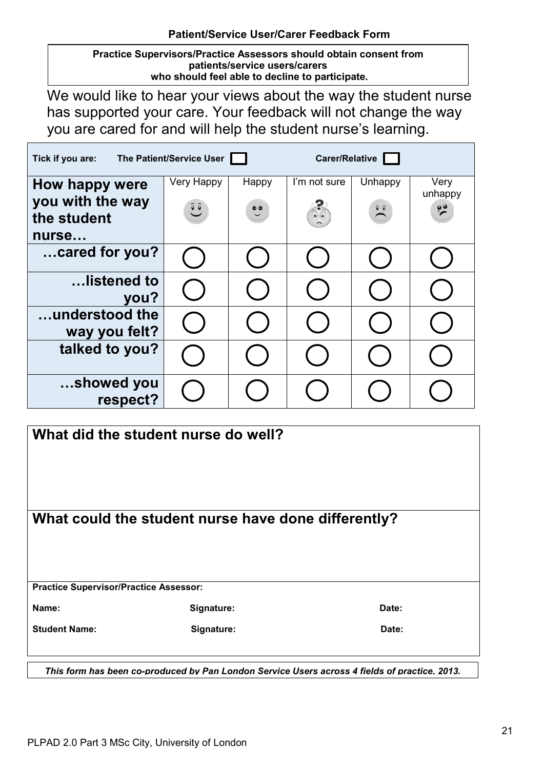## Patient/Service User/Carer Feedback Form

**Practice Supervisors/Practice Assessors should obtain consent from patients/service users/carers who should feel able to decline to participate.**

We would like to hear your views about the way the student nurse has supported your care. Your feedback will not change the way you are cared for and will help the student nurse's learning.

**Tick if you are:** **The Patient/Service User** ☐ **Carer/Relative** ☐

| **How happy were you with the way the student nurse…** | Very Happy | Happy | I'm not sure | Unhappy | Very unhappy |
|---|---|---|---|---|---|
| **…cared for you?** | ◯ | ◯ | ◯ | ◯ | ◯ |
| **…listened to you?** | ◯ | ◯ | ◯ | ◯ | ◯ |
| **…understood the way you felt?** | ◯ | ◯ | ◯ | ◯ | ◯ |
| **talked to you?** | ◯ | ◯ | ◯ | ◯ | ◯ |
| **…showed you respect?** | ◯ | ◯ | ◯ | ◯ | ◯ |

### What did the student nurse do well?

### What could the student nurse have done differently?

**Practice Supervisor/Practice Assessor:**

**Name:** **Signature:** **Date:**

**Student Name:** **Signature:** **Date:**

***This form has been co-produced by Pan London Service Users across 4 fields of practice, 2013.***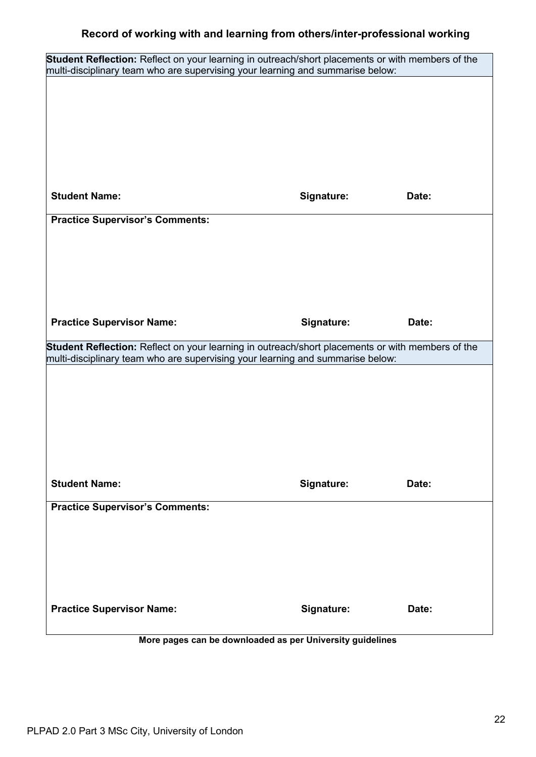### Record of working with and learning from others/inter-professional working

| **Student Reflection:** Reflect on your learning in outreach/short placements or with members of the multi-disciplinary team who are supervising your learning and summarise below: | | |
|---|---|---|
| | | |
| **Student Name:** | **Signature:** | **Date:** |
| **Practice Supervisor's Comments:** | | |
| | | |
| **Practice Supervisor Name:** | **Signature:** | **Date:** |
| **Student Reflection:** Reflect on your learning in outreach/short placements or with members of the multi-disciplinary team who are supervising your learning and summarise below: | | |
| | | |
| **Student Name:** | **Signature:** | **Date:** |
| **Practice Supervisor's Comments:** | | |
| | | |
| **Practice Supervisor Name:** | **Signature:** | **Date:** |

**More pages can be downloaded as per University guidelines**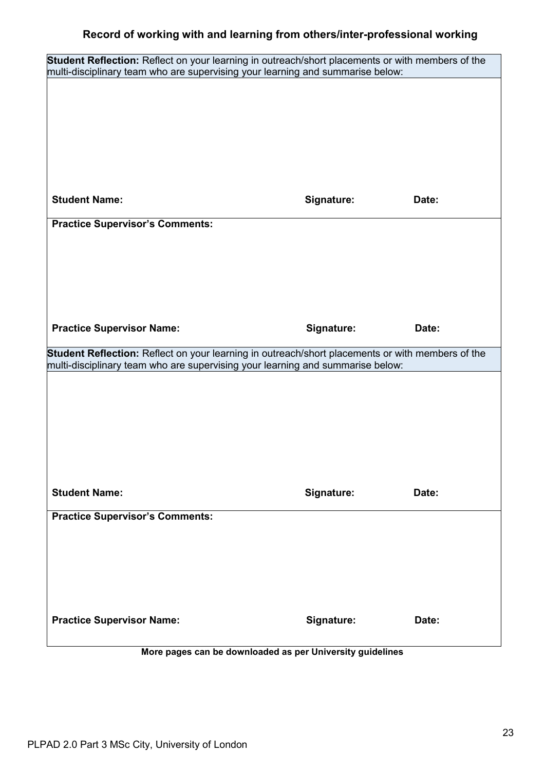### Record of working with and learning from others/inter-professional working

| **Student Reflection:** Reflect on your learning in outreach/short placements or with members of the multi-disciplinary team who are supervising your learning and summarise below: | | |
|---|---|---|
| | | |
| **Student Name:** | **Signature:** | **Date:** |
| **Practice Supervisor's Comments:** | | |
| | | |
| **Practice Supervisor Name:** | **Signature:** | **Date:** |

| **Student Reflection:** Reflect on your learning in outreach/short placements or with members of the multi-disciplinary team who are supervising your learning and summarise below: | | |
|---|---|---|
| | | |
| **Student Name:** | **Signature:** | **Date:** |
| **Practice Supervisor's Comments:** | | |
| | | |
| **Practice Supervisor Name:** | **Signature:** | **Date:** |

**More pages can be downloaded as per University guidelines**

PLPAD 2.0 Part 3 MSc City, University of London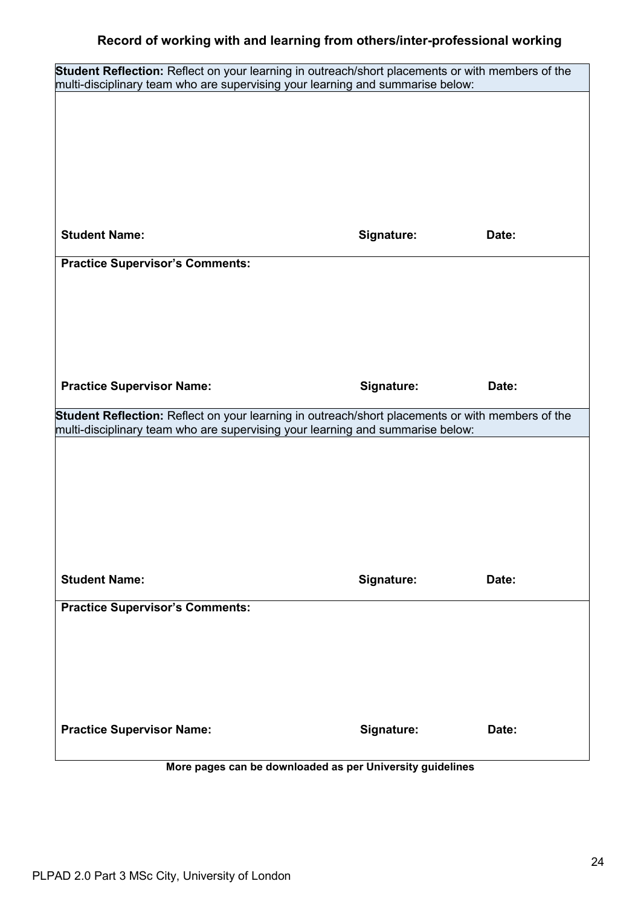### Record of working with and learning from others/inter-professional working

| **Student Reflection:** Reflect on your learning in outreach/short placements or with members of the multi-disciplinary team who are supervising your learning and summarise below: | | |
|---|---|---|
| | | |
| **Student Name:** | **Signature:** | **Date:** |
| **Practice Supervisor's Comments:** | | |
| **Practice Supervisor Name:** | **Signature:** | **Date:** |

| **Student Reflection:** Reflect on your learning in outreach/short placements or with members of the multi-disciplinary team who are supervising your learning and summarise below: | | |
|---|---|---|
| | | |
| **Student Name:** | **Signature:** | **Date:** |
| **Practice Supervisor's Comments:** | | |
| **Practice Supervisor Name:** | **Signature:** | **Date:** |

**More pages can be downloaded as per University guidelines**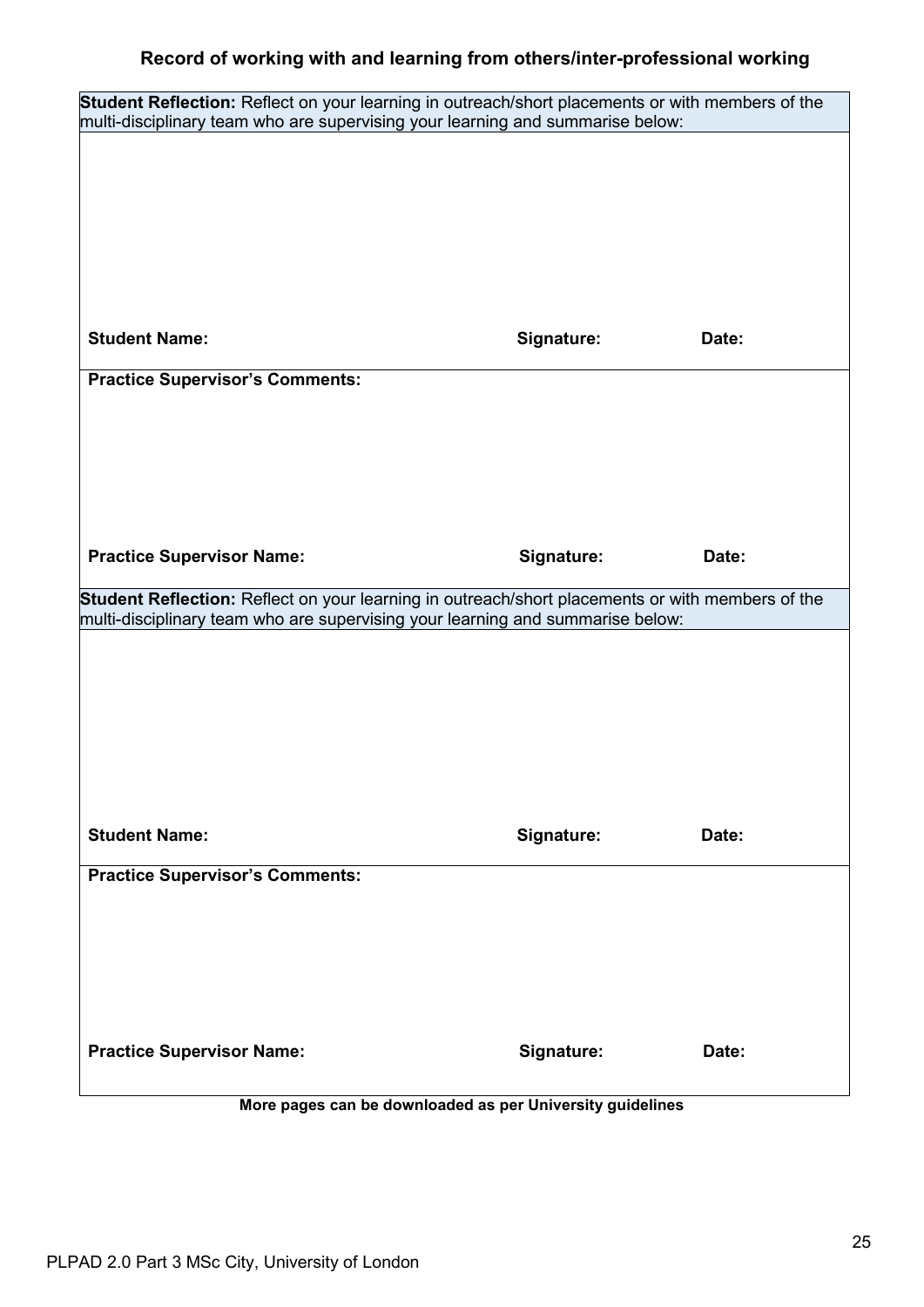## Record of working with and learning from others/inter-professional working

| **Student Reflection:** Reflect on your learning in outreach/short placements or with members of the multi-disciplinary team who are supervising your learning and summarise below: | | |
|---|---|---|
| | | |
| **Student Name:** | **Signature:** | **Date:** |
| **Practice Supervisor's Comments:** | | |
| | | |
| **Practice Supervisor Name:** | **Signature:** | **Date:** |

| **Student Reflection:** Reflect on your learning in outreach/short placements or with members of the multi-disciplinary team who are supervising your learning and summarise below: | | |
|---|---|---|
| | | |
| **Student Name:** | **Signature:** | **Date:** |
| **Practice Supervisor's Comments:** | | |
| | | |
| **Practice Supervisor Name:** | **Signature:** | **Date:** |

**More pages can be downloaded as per University guidelines**

PLPAD 2.0 Part 3 MSc City, University of London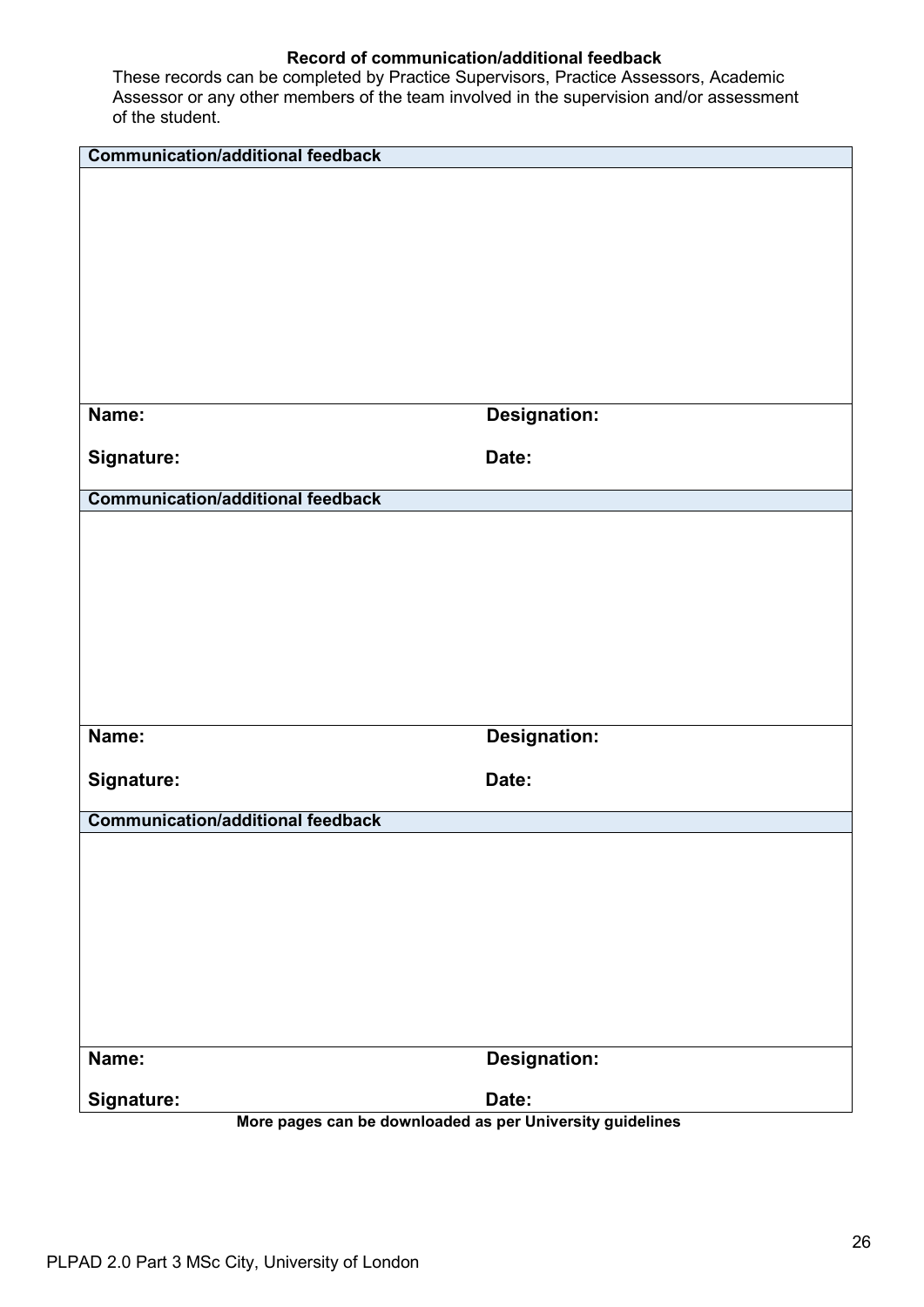**Record of communication/additional feedback**

These records can be completed by Practice Supervisors, Practice Assessors, Academic Assessor or any other members of the team involved in the supervision and/or assessment of the student.

| Communication/additional feedback | |
|---|---|
| | |
| **Name:** | **Designation:** |
| **Signature:** | **Date:** |

| Communication/additional feedback | |
|---|---|
| | |
| **Name:** | **Designation:** |
| **Signature:** | **Date:** |

| Communication/additional feedback | |
|---|---|
| | |
| **Name:** | **Designation:** |
| **Signature:** | **Date:** |

**More pages can be downloaded as per University guidelines**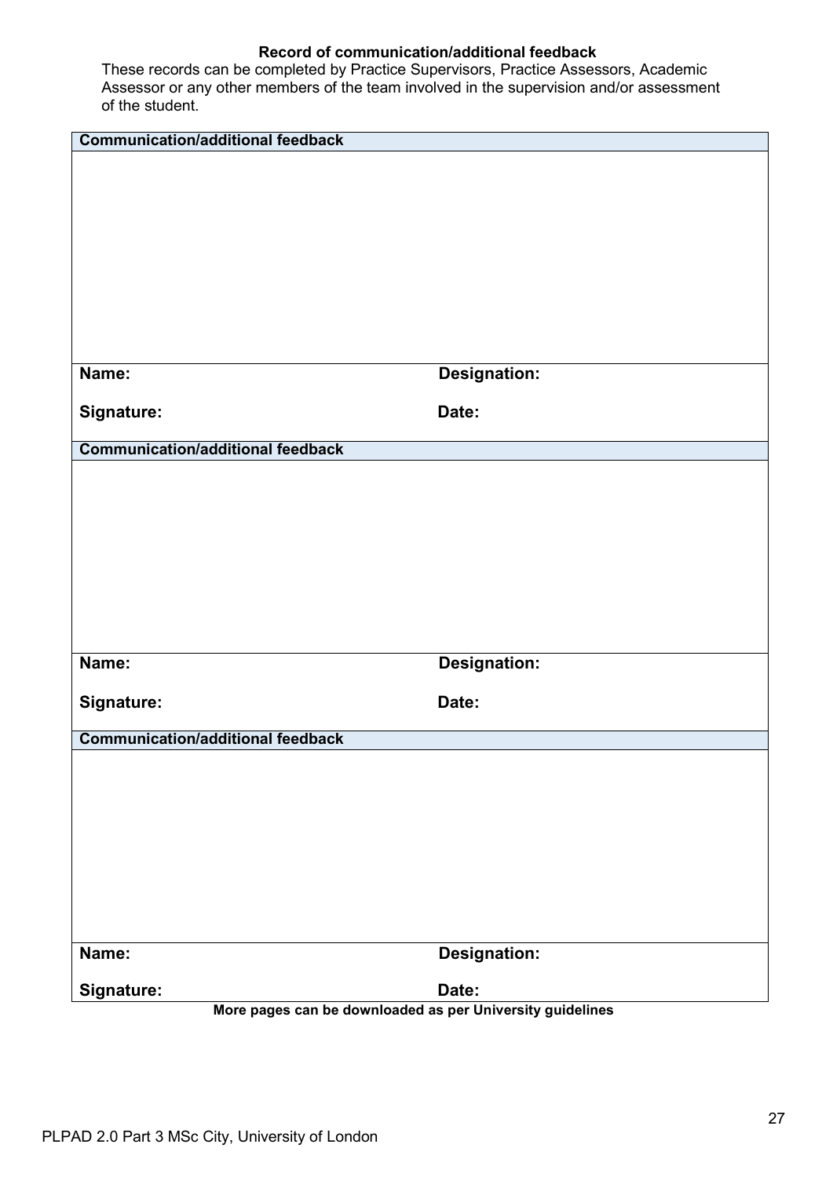**Record of communication/additional feedback**

These records can be completed by Practice Supervisors, Practice Assessors, Academic Assessor or any other members of the team involved in the supervision and/or assessment of the student.

| **Communication/additional feedback** | |
|---|---|
| | |
| **Name:** | **Designation:** |
| **Signature:** | **Date:** |

| **Communication/additional feedback** | |
|---|---|
| | |
| **Name:** | **Designation:** |
| **Signature:** | **Date:** |

| **Communication/additional feedback** | |
|---|---|
| | |
| **Name:** | **Designation:** |
| **Signature:** | **Date:** |

**More pages can be downloaded as per University guidelines**

PLPAD 2.0 Part 3 MSc City, University of London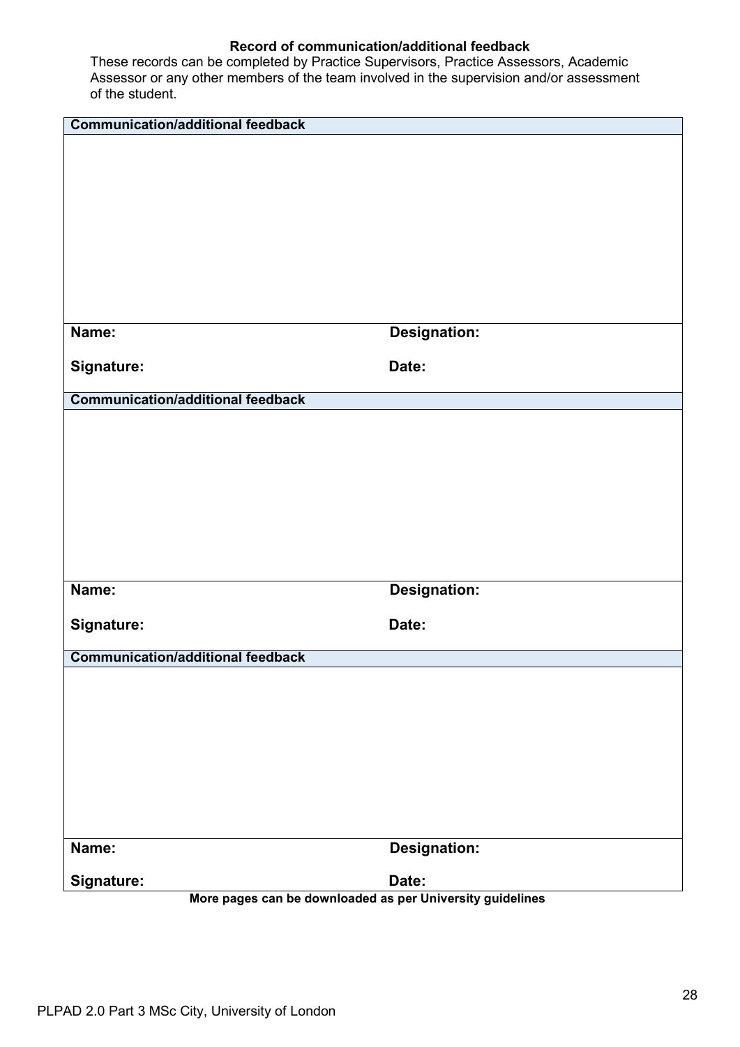**Record of communication/additional feedback**

These records can be completed by Practice Supervisors, Practice Assessors, Academic Assessor or any other members of the team involved in the supervision and/or assessment of the student.

| **Communication/additional feedback** | |
|---|---|
| | |
| **Name:** | **Designation:** |
| **Signature:** | **Date:** |

| **Communication/additional feedback** | |
|---|---|
| | |
| **Name:** | **Designation:** |
| **Signature:** | **Date:** |

| **Communication/additional feedback** | |
|---|---|
| | |
| **Name:** | **Designation:** |
| **Signature:** | **Date:** |

**More pages can be downloaded as per University guidelines**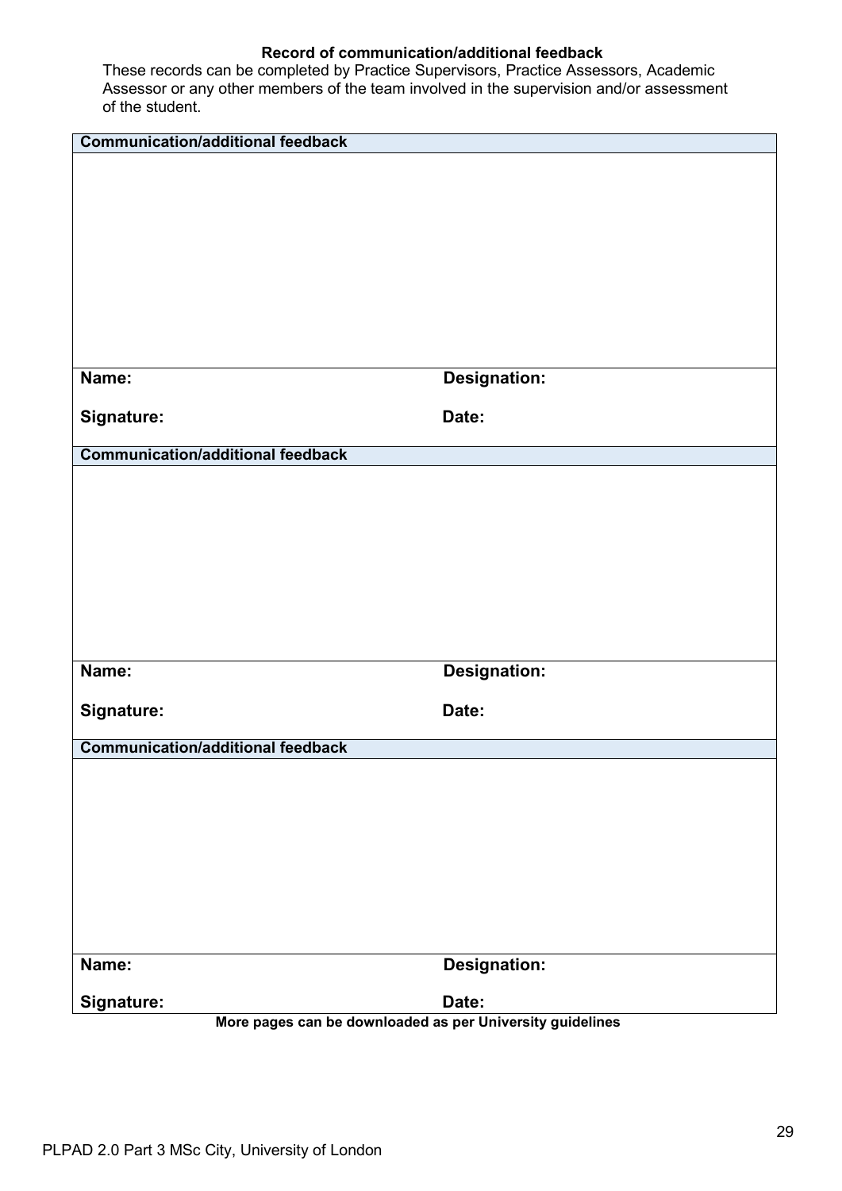**Record of communication/additional feedback**

These records can be completed by Practice Supervisors, Practice Assessors, Academic Assessor or any other members of the team involved in the supervision and/or assessment of the student.

| **Communication/additional feedback** | |
|---|---|
| | |
| **Name:** | **Designation:** |
| **Signature:** | **Date:** |
| **Communication/additional feedback** | |
| | |
| **Name:** | **Designation:** |
| **Signature:** | **Date:** |
| **Communication/additional feedback** | |
| | |
| **Name:** | **Designation:** |
| **Signature:** | **Date:** |

**More pages can be downloaded as per University guidelines**

PLPAD 2.0 Part 3 MSc City, University of London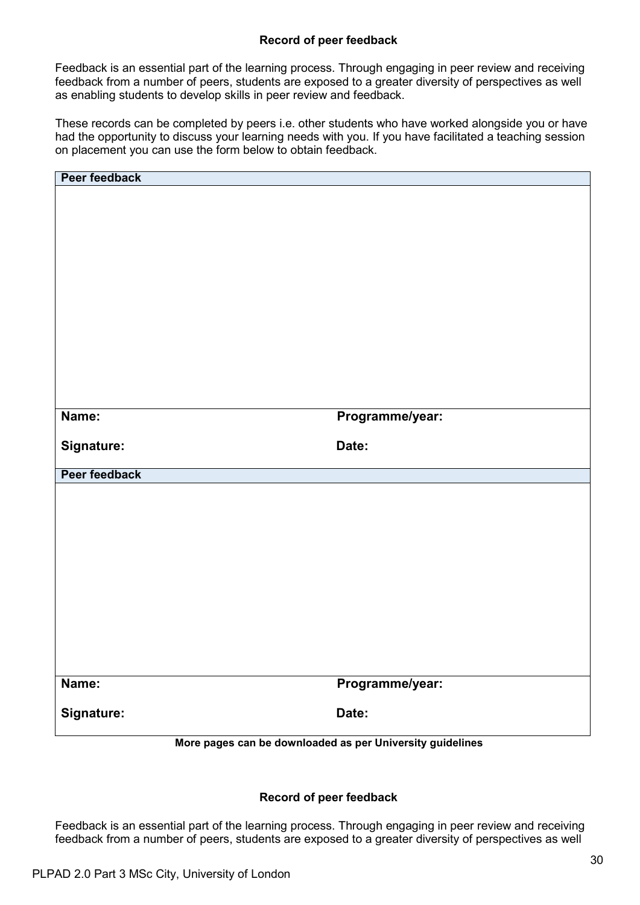**Record of peer feedback**

Feedback is an essential part of the learning process. Through engaging in peer review and receiving feedback from a number of peers, students are exposed to a greater diversity of perspectives as well as enabling students to develop skills in peer review and feedback.

These records can be completed by peers i.e. other students who have worked alongside you or have had the opportunity to discuss your learning needs with you. If you have facilitated a teaching session on placement you can use the form below to obtain feedback.

| Peer feedback | |
|---|---|
| | |
| **Name:** | **Programme/year:** |
| **Signature:** | **Date:** |

| Peer feedback | |
|---|---|
| | |
| **Name:** | **Programme/year:** |
| **Signature:** | **Date:** |

**More pages can be downloaded as per University guidelines**

**Record of peer feedback**

Feedback is an essential part of the learning process. Through engaging in peer review and receiving feedback from a number of peers, students are exposed to a greater diversity of perspectives as well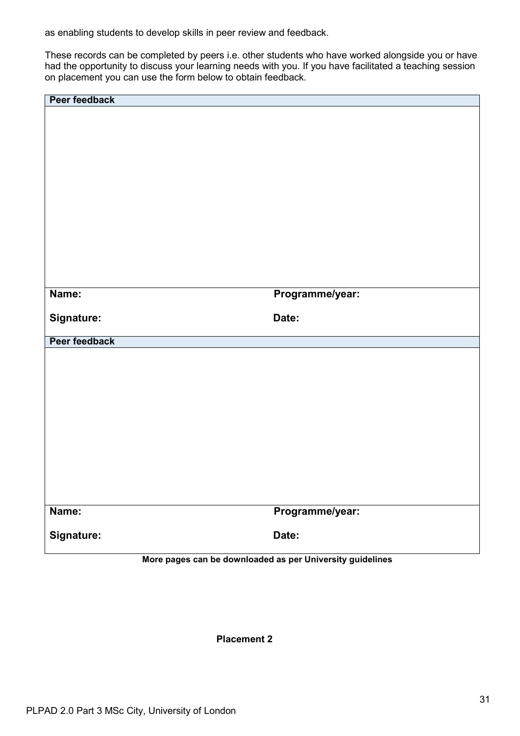as enabling students to develop skills in peer review and feedback.

These records can be completed by peers i.e. other students who have worked alongside you or have had the opportunity to discuss your learning needs with you. If you have facilitated a teaching session on placement you can use the form below to obtain feedback.

| **Peer feedback** | |
|---|---|
| | |
| **Name:** | **Programme/year:** |
| **Signature:** | **Date:** |

| **Peer feedback** | |
|---|---|
| | |
| **Name:** | **Programme/year:** |
| **Signature:** | **Date:** |

**More pages can be downloaded as per University guidelines**

**Placement 2**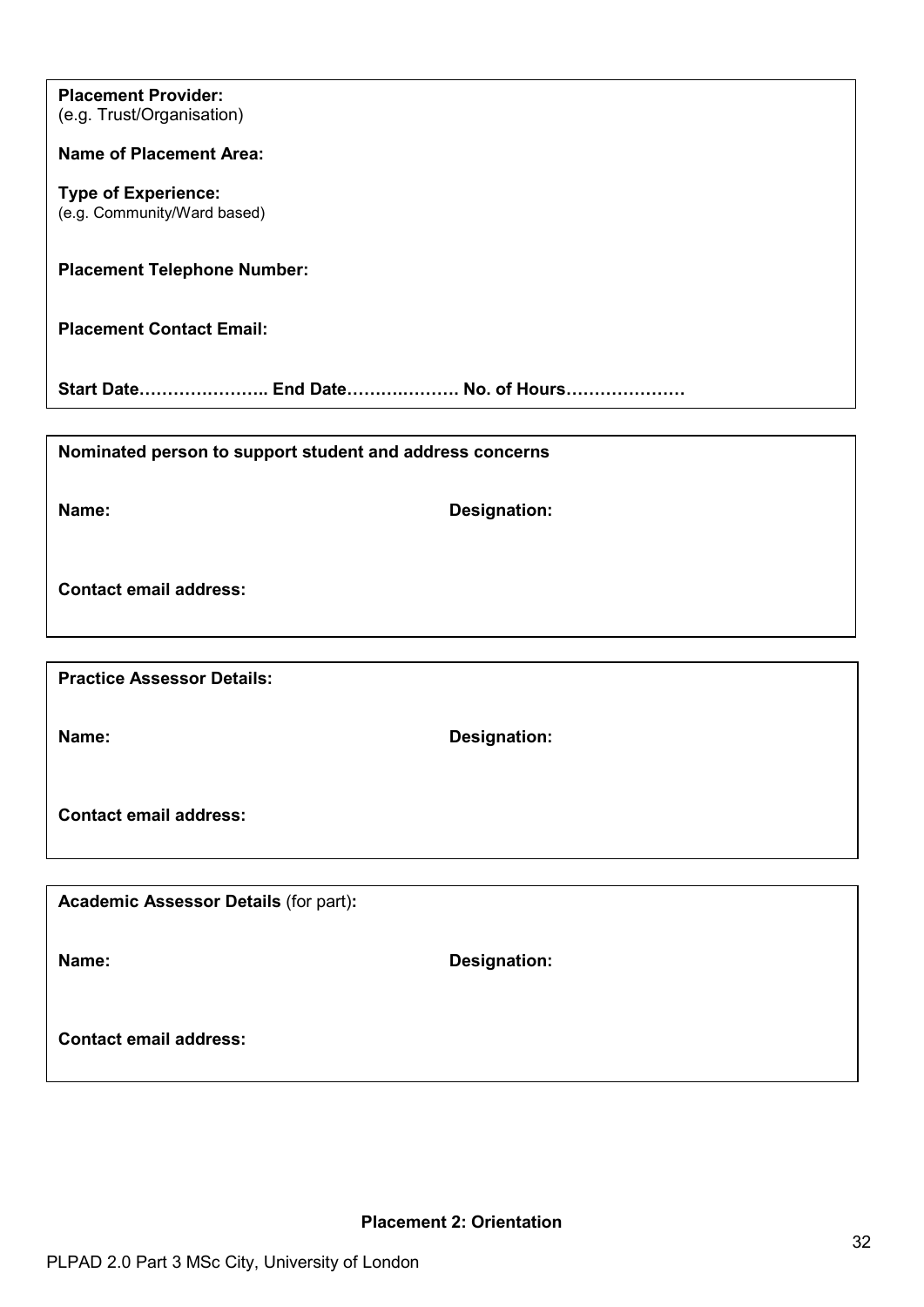**Placement Provider:**
(e.g. Trust/Organisation)

**Name of Placement Area:**

**Type of Experience:**
(e.g. Community/Ward based)

**Placement Telephone Number:**

**Placement Contact Email:**

**Start Date………………….. End Date………………. No. of Hours…………………**

---

**Nominated person to support student and address concerns**

**Name:** **Designation:**

**Contact email address:**

---

**Practice Assessor Details:**

**Name:** **Designation:**

**Contact email address:**

---

**Academic Assessor Details** (for part)**:**

**Name:** **Designation:**

**Contact email address:**

---

**Placement 2: Orientation**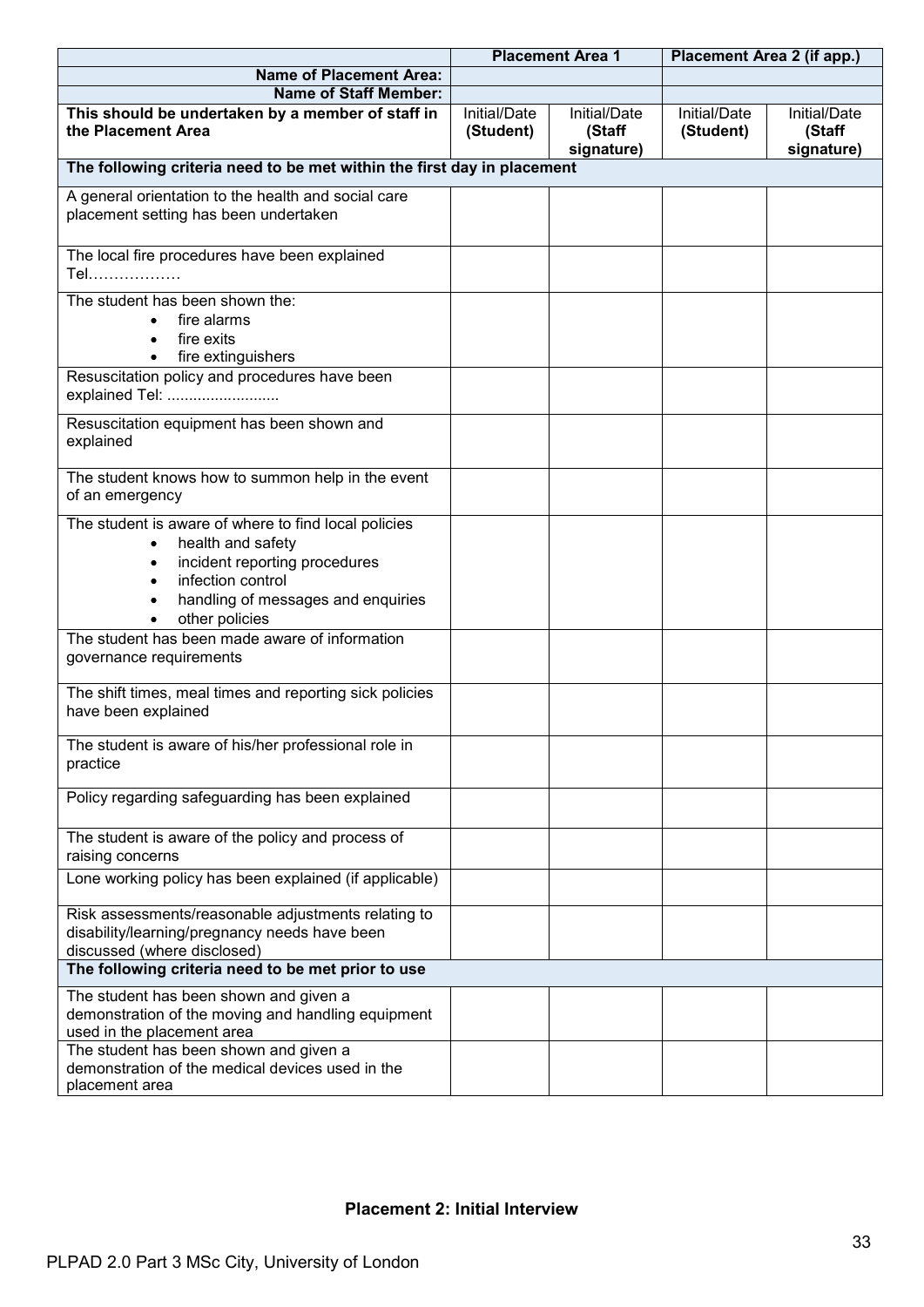| | **Placement Area 1** | | **Placement Area 2 (if app.)** | |
|---|---|---|---|---|
| **Name of Placement Area:** | | | | |
| **Name of Staff Member:** | | | | |
| **This should be undertaken by a member of staff in the Placement Area** | Initial/Date **(Student)** | Initial/Date **(Staff signature)** | Initial/Date **(Student)** | Initial/Date **(Staff signature)** |
| **The following criteria need to be met within the first day in placement** | | | | |
| A general orientation to the health and social care placement setting has been undertaken | | | | |
| The local fire procedures have been explained Tel……………… | | | | |
| The student has been shown the: <br>• fire alarms <br>• fire exits <br>• fire extinguishers | | | | |
| Resuscitation policy and procedures have been explained Tel: .......................... | | | | |
| Resuscitation equipment has been shown and explained | | | | |
| The student knows how to summon help in the event of an emergency | | | | |
| The student is aware of where to find local policies <br>• health and safety <br>• incident reporting procedures <br>• infection control <br>• handling of messages and enquiries <br>• other policies | | | | |
| The student has been made aware of information governance requirements | | | | |
| The shift times, meal times and reporting sick policies have been explained | | | | |
| The student is aware of his/her professional role in practice | | | | |
| Policy regarding safeguarding has been explained | | | | |
| The student is aware of the policy and process of raising concerns | | | | |
| Lone working policy has been explained (if applicable) | | | | |
| Risk assessments/reasonable adjustments relating to disability/learning/pregnancy needs have been discussed (where disclosed) | | | | |
| **The following criteria need to be met prior to use** | | | | |
| The student has been shown and given a demonstration of the moving and handling equipment used in the placement area | | | | |
| The student has been shown and given a demonstration of the medical devices used in the placement area | | | | |

**Placement 2: Initial Interview**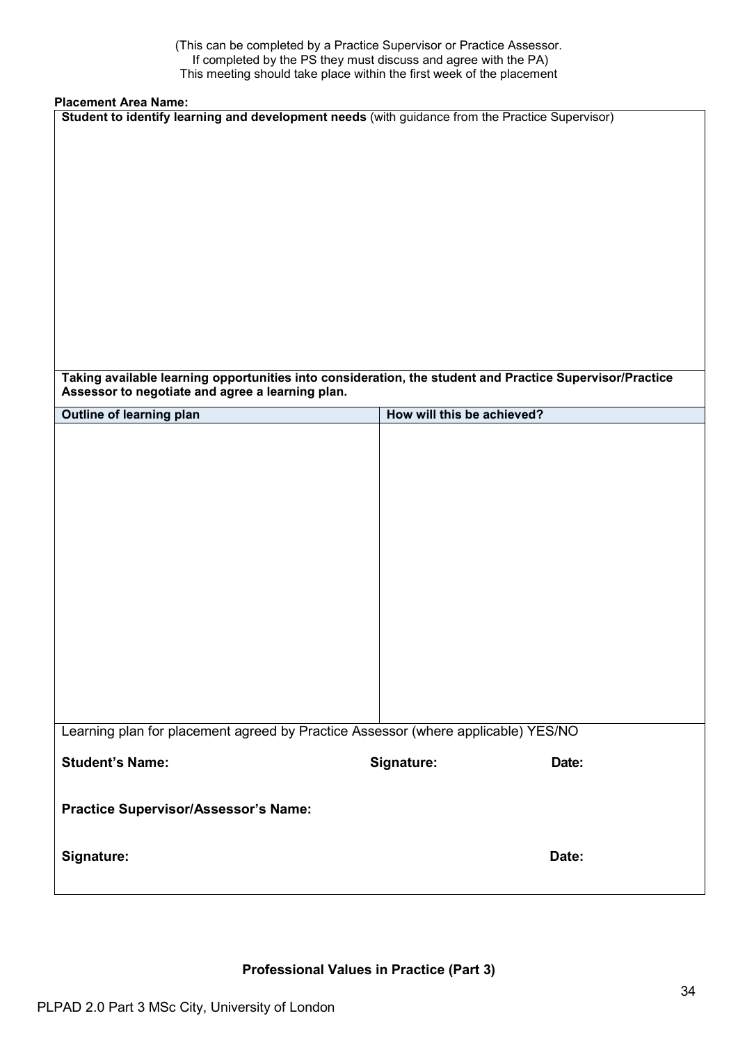(This can be completed by a Practice Supervisor or Practice Assessor.
If completed by the PS they must discuss and agree with the PA)
This meeting should take place within the first week of the placement

**Placement Area Name:**

| **Student to identify learning and development needs** (with guidance from the Practice Supervisor) | |
|---|---|
| | |
| **Taking available learning opportunities into consideration, the student and Practice Supervisor/Practice Assessor to negotiate and agree a learning plan.** | |
| **Outline of learning plan** | **How will this be achieved?** |
| | |
| Learning plan for placement agreed by Practice Assessor (where applicable) YES/NO | |

**Student's Name:** **Signature:** **Date:**

**Practice Supervisor/Assessor's Name:**

**Signature:** **Date:**

**Professional Values in Practice (Part 3)**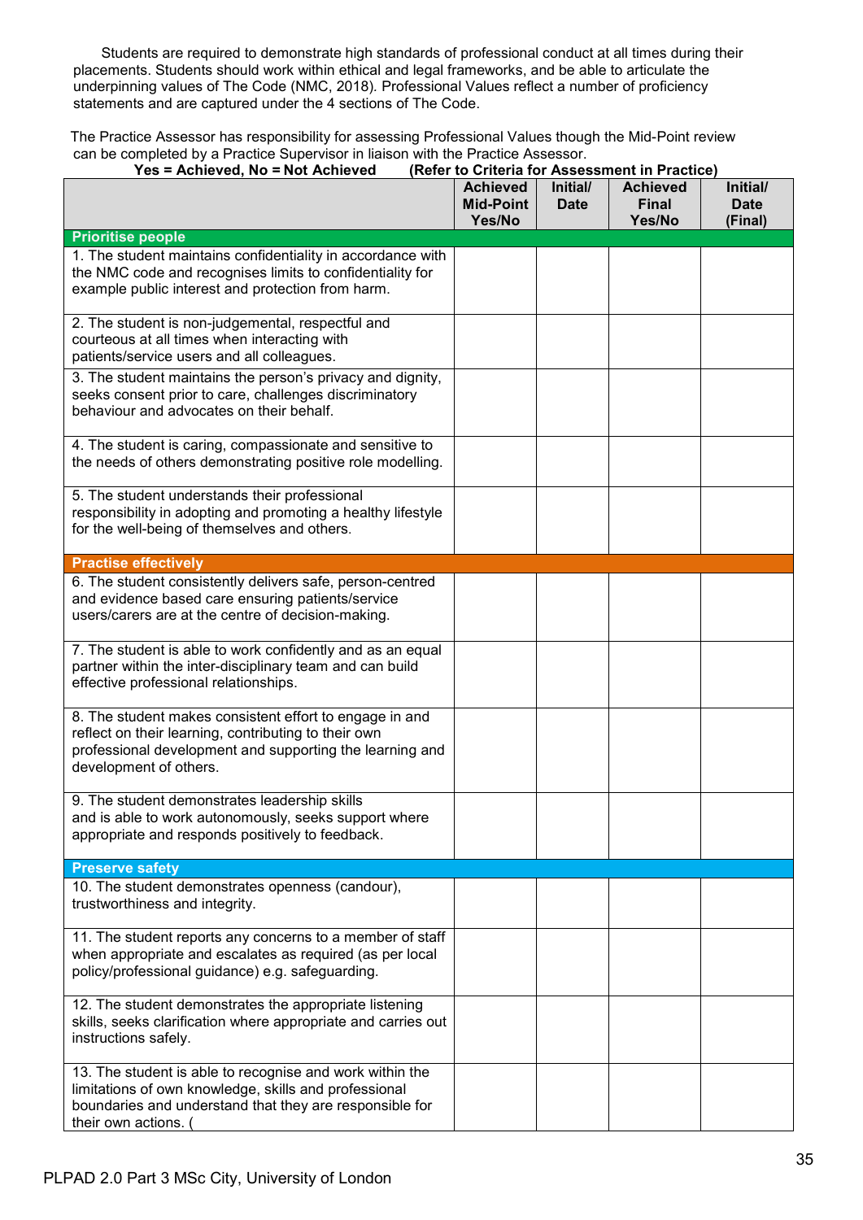Students are required to demonstrate high standards of professional conduct at all times during their placements. Students should work within ethical and legal frameworks, and be able to articulate the underpinning values of The Code (NMC, 2018). Professional Values reflect a number of proficiency statements and are captured under the 4 sections of The Code.

The Practice Assessor has responsibility for assessing Professional Values though the Mid-Point review can be completed by a Practice Supervisor in liaison with the Practice Assessor.

**Yes = Achieved, No = Not Achieved** **(Refer to Criteria for Assessment in Practice)**

| | Achieved Mid-Point Yes/No | Initial/ Date | Achieved Final Yes/No | Initial/ Date (Final) |
|---|---|---|---|---|
| **Prioritise people** | | | | |
| 1. The student maintains confidentiality in accordance with the NMC code and recognises limits to confidentiality for example public interest and protection from harm. | | | | |
| 2. The student is non-judgemental, respectful and courteous at all times when interacting with patients/service users and all colleagues. | | | | |
| 3. The student maintains the person's privacy and dignity, seeks consent prior to care, challenges discriminatory behaviour and advocates on their behalf. | | | | |
| 4. The student is caring, compassionate and sensitive to the needs of others demonstrating positive role modelling. | | | | |
| 5. The student understands their professional responsibility in adopting and promoting a healthy lifestyle for the well-being of themselves and others. | | | | |
| **Practise effectively** | | | | |
| 6. The student consistently delivers safe, person-centred and evidence based care ensuring patients/service users/carers are at the centre of decision-making. | | | | |
| 7. The student is able to work confidently and as an equal partner within the inter-disciplinary team and can build effective professional relationships. | | | | |
| 8. The student makes consistent effort to engage in and reflect on their learning, contributing to their own professional development and supporting the learning and development of others. | | | | |
| 9. The student demonstrates leadership skills and is able to work autonomously, seeks support where appropriate and responds positively to feedback. | | | | |
| **Preserve safety** | | | | |
| 10. The student demonstrates openness (candour), trustworthiness and integrity. | | | | |
| 11. The student reports any concerns to a member of staff when appropriate and escalates as required (as per local policy/professional guidance) e.g. safeguarding. | | | | |
| 12. The student demonstrates the appropriate listening skills, seeks clarification where appropriate and carries out instructions safely. | | | | |
| 13. The student is able to recognise and work within the limitations of own knowledge, skills and professional boundaries and understand that they are responsible for their own actions. ( | | | | |

PLPAD 2.0 Part 3 MSc City, University of London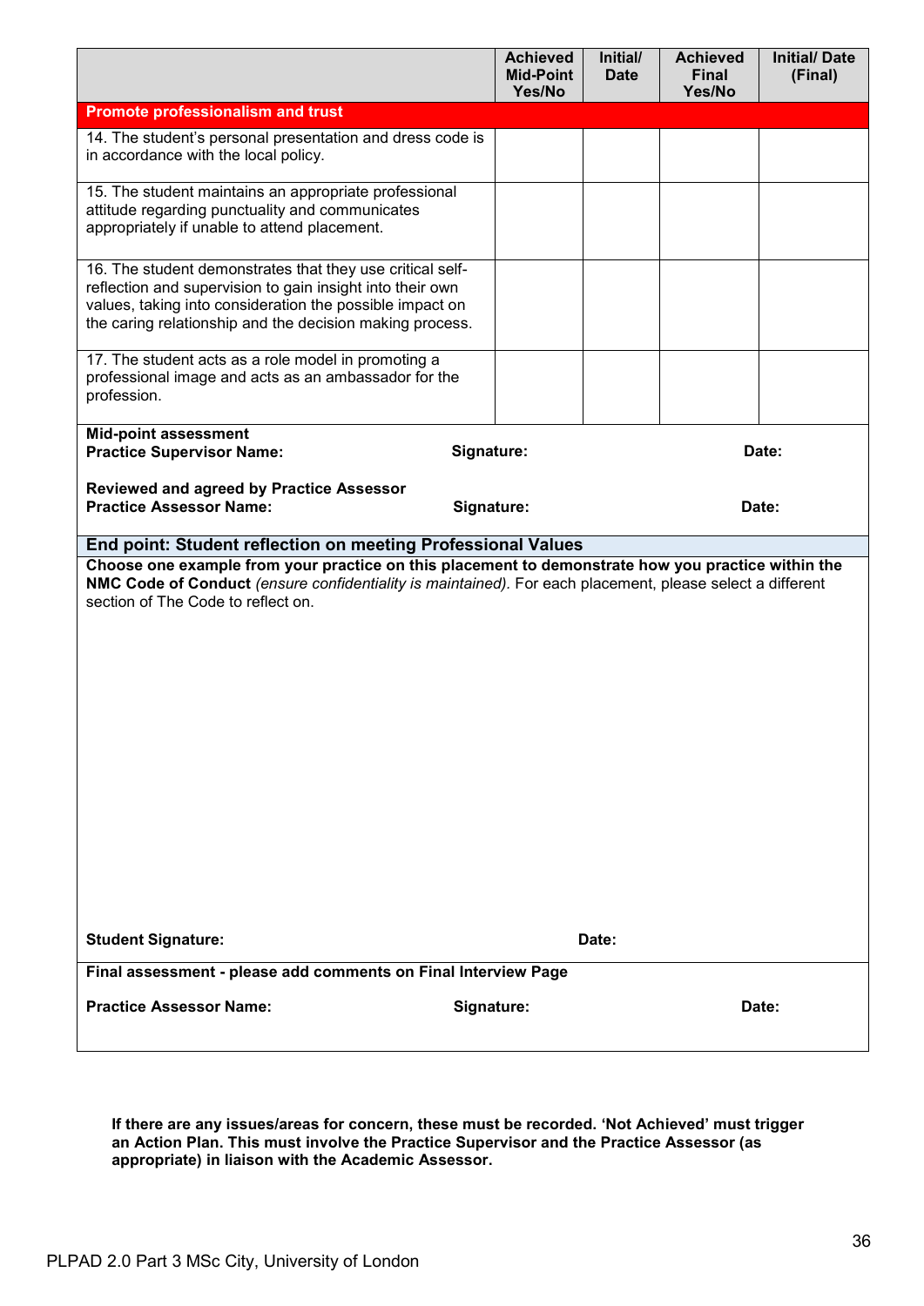| | Achieved Mid-Point Yes/No | Initial/ Date | Achieved Final Yes/No | Initial/ Date (Final) |
|---|---|---|---|---|
| **Promote professionalism and trust** | | | | |
| 14. The student's personal presentation and dress code is in accordance with the local policy. | | | | |
| 15. The student maintains an appropriate professional attitude regarding punctuality and communicates appropriately if unable to attend placement. | | | | |
| 16. The student demonstrates that they use critical self-reflection and supervision to gain insight into their own values, taking into consideration the possible impact on the caring relationship and the decision making process. | | | | |
| 17. The student acts as a role model in promoting a professional image and acts as an ambassador for the profession. | | | | |

**Mid-point assessment**
**Practice Supervisor Name:** **Signature:** **Date:**

**Reviewed and agreed by Practice Assessor**
**Practice Assessor Name:** **Signature:** **Date:**

**End point: Student reflection on meeting Professional Values**

**Choose one example from your practice on this placement to demonstrate how you practice within the NMC Code of Conduct** *(ensure confidentiality is maintained).* For each placement, please select a different section of The Code to reflect on.

**Student Signature:** **Date:**

**Final assessment - please add comments on Final Interview Page**

**Practice Assessor Name:** **Signature:** **Date:**

**If there are any issues/areas for concern, these must be recorded. 'Not Achieved' must trigger an Action Plan. This must involve the Practice Supervisor and the Practice Assessor (as appropriate) in liaison with the Academic Assessor.**

PLPAD 2.0 Part 3 MSc City, University of London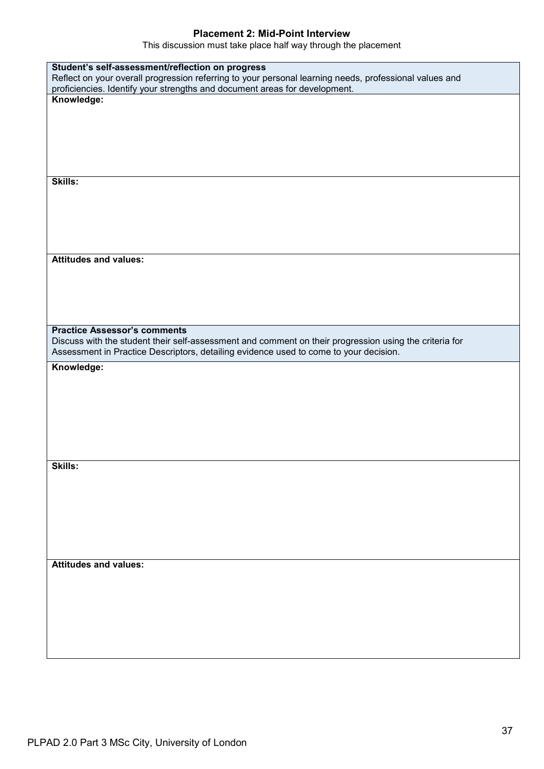## Placement 2: Mid-Point Interview

This discussion must take place half way through the placement

| **Student's self-assessment/reflection on progress**<br>Reflect on your overall progression referring to your personal learning needs, professional values and proficiencies. Identify your strengths and document areas for development. |
| --- |
| **Knowledge:** |
| **Skills:** |
| **Attitudes and values:** |
| **Practice Assessor's comments**<br>Discuss with the student their self-assessment and comment on their progression using the criteria for Assessment in Practice Descriptors, detailing evidence used to come to your decision. |
| **Knowledge:** |
| **Skills:** |
| **Attitudes and values:** |

PLPAD 2.0 Part 3 MSc City, University of London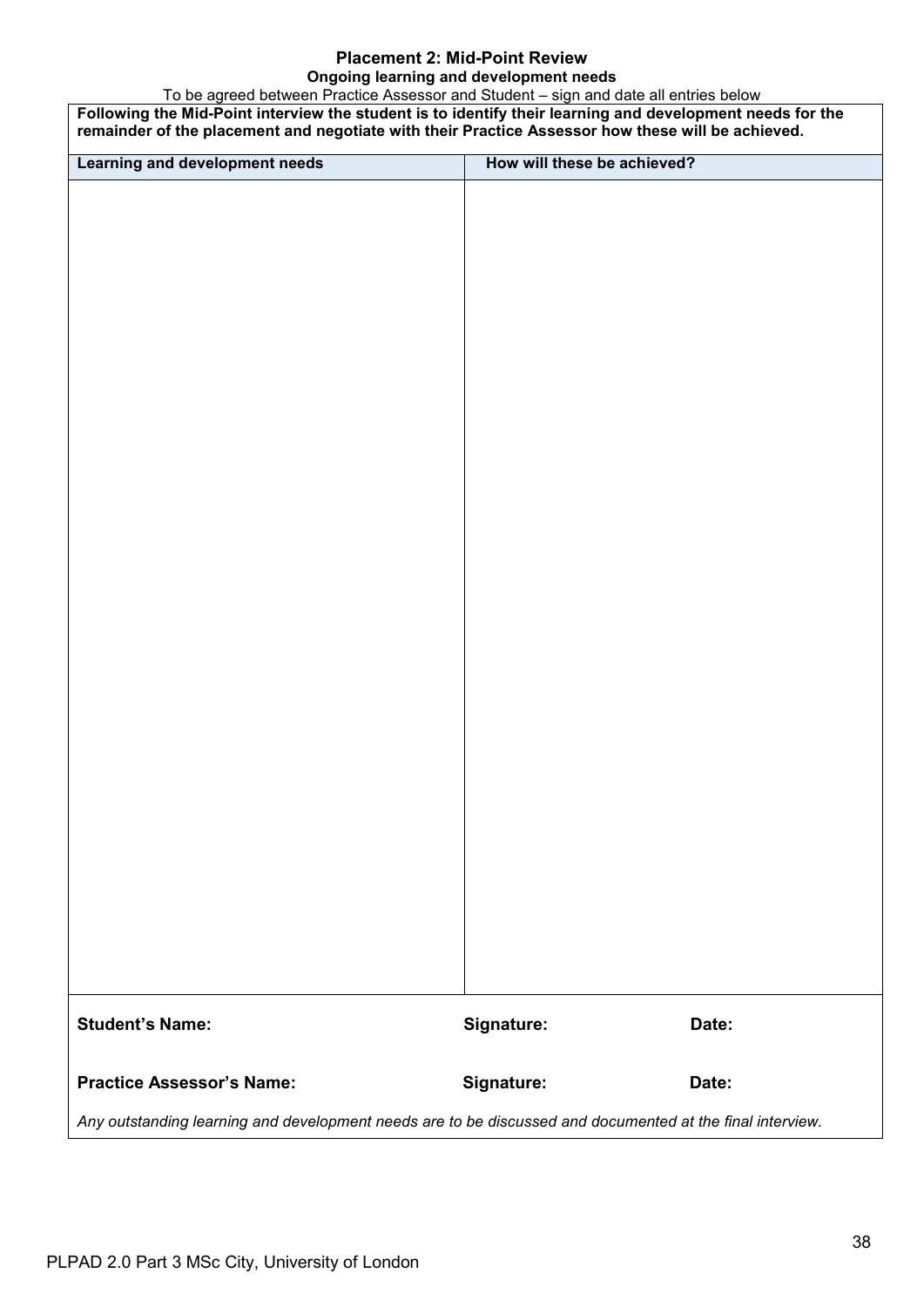### Placement 2: Mid-Point Review

**Ongoing learning and development needs**

To be agreed between Practice Assessor and Student – sign and date all entries below

**Following the Mid-Point interview the student is to identify their learning and development needs for the remainder of the placement and negotiate with their Practice Assessor how these will be achieved.**

| Learning and development needs | How will these be achieved? |
|---|---|
| | |

**Student's Name:** **Signature:** **Date:**

**Practice Assessor's Name:** **Signature:** **Date:**

*Any outstanding learning and development needs are to be discussed and documented at the final interview.*

PLPAD 2.0 Part 3 MSc City, University of London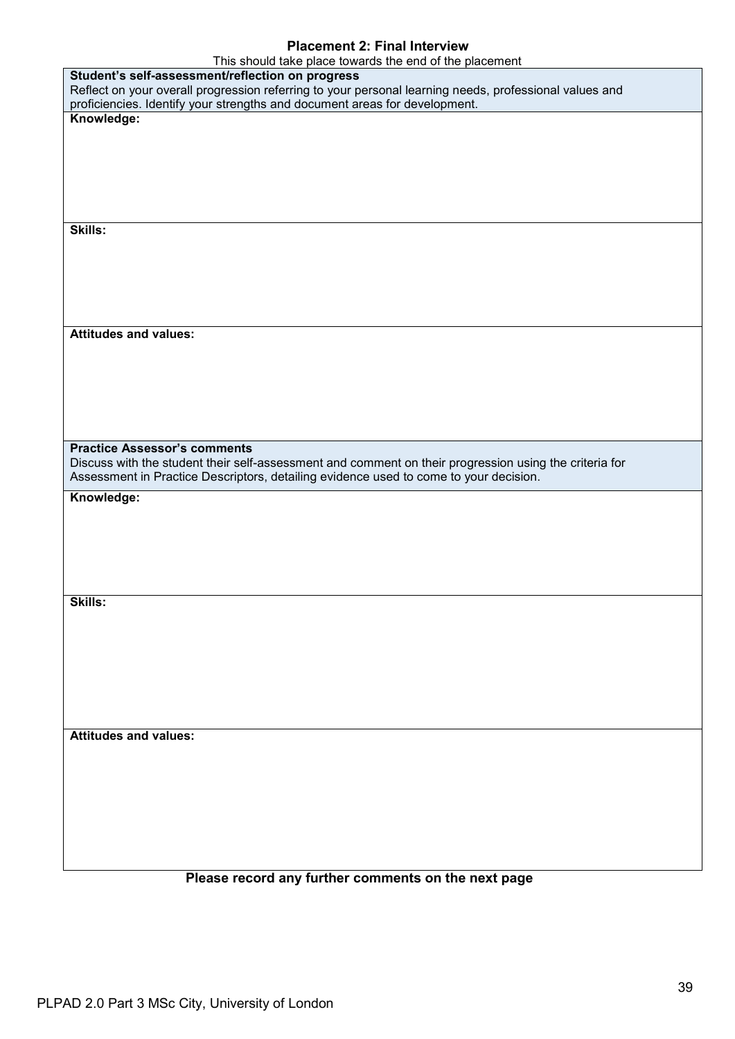## Placement 2: Final Interview

This should take place towards the end of the placement

| **Student's self-assessment/reflection on progress**<br>Reflect on your overall progression referring to your personal learning needs, professional values and proficiencies. Identify your strengths and document areas for development. |
|---|
| **Knowledge:** |
| **Skills:** |
| **Attitudes and values:** |
| **Practice Assessor's comments**<br>Discuss with the student their self-assessment and comment on their progression using the criteria for Assessment in Practice Descriptors, detailing evidence used to come to your decision. |
| **Knowledge:** |
| **Skills:** |
| **Attitudes and values:** |

**Please record any further comments on the next page**

PLPAD 2.0 Part 3 MSc City, University of London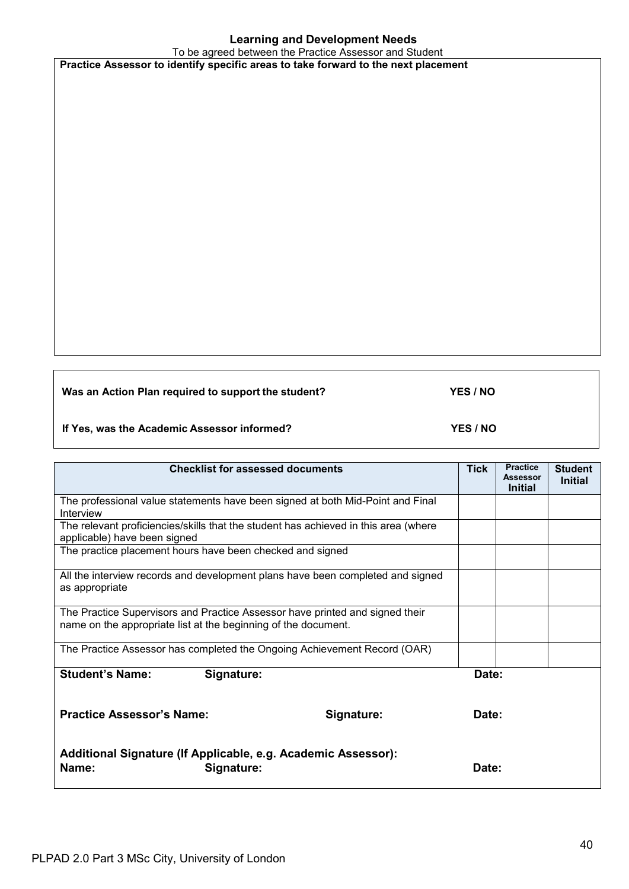## Learning and Development Needs

To be agreed between the Practice Assessor and Student

**Practice Assessor to identify specific areas to take forward to the next placement**

**Was an Action Plan required to support the student?** **YES / NO**

**If Yes, was the Academic Assessor informed?** **YES / NO**

| Checklist for assessed documents | Tick | Practice Assessor Initial | Student Initial |
|---|---|---|---|
| The professional value statements have been signed at both Mid-Point and Final Interview | | | |
| The relevant proficiencies/skills that the student has achieved in this area (where applicable) have been signed | | | |
| The practice placement hours have been checked and signed | | | |
| All the interview records and development plans have been completed and signed as appropriate | | | |
| The Practice Supervisors and Practice Assessor have printed and signed their name on the appropriate list at the beginning of the document. | | | |
| The Practice Assessor has completed the Ongoing Achievement Record (OAR) | | | |

**Student's Name:** **Signature:** **Date:**

**Practice Assessor's Name:** **Signature:** **Date:**

**Additional Signature (If Applicable, e.g. Academic Assessor):**
**Name:** **Signature:** **Date:**

PLPAD 2.0 Part 3 MSc City, University of London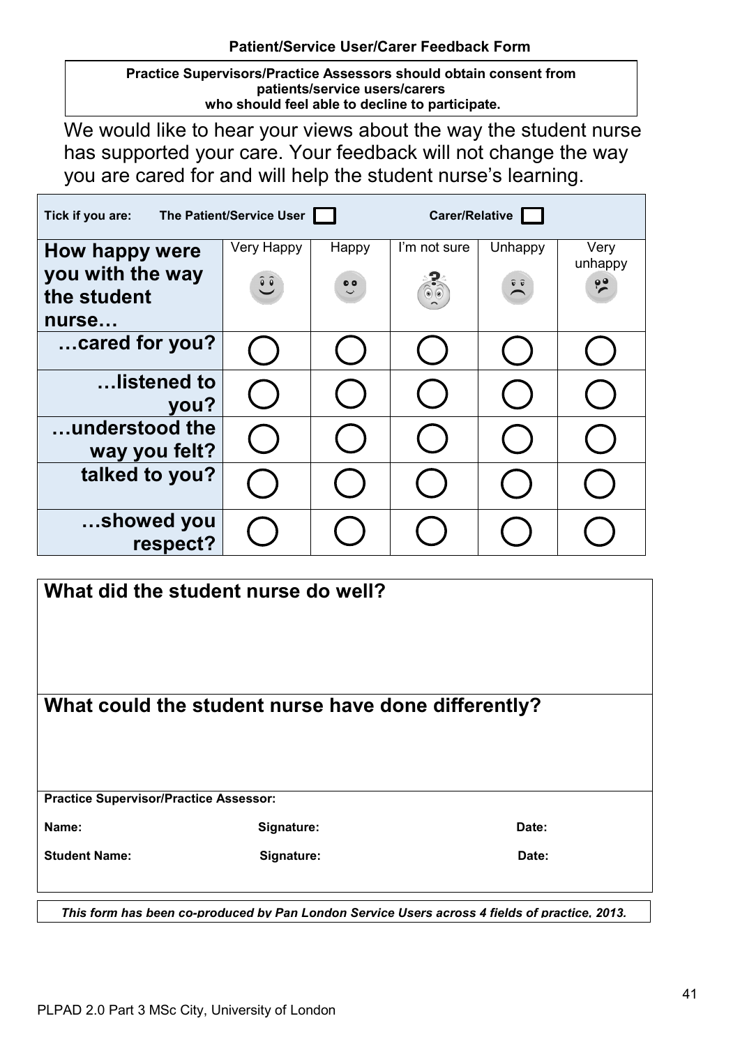## Patient/Service User/Carer Feedback Form

**Practice Supervisors/Practice Assessors should obtain consent from patients/service users/carers who should feel able to decline to participate.**

We would like to hear your views about the way the student nurse has supported your care. Your feedback will not change the way you are cared for and will help the student nurse's learning.

**Tick if you are:** **The Patient/Service User** ☐ **Carer/Relative** ☐

| How happy were you with the way the student nurse… | Very Happy | Happy | I'm not sure | Unhappy | Very unhappy |
|---|---|---|---|---|---|
| …cared for you? | ◯ | ◯ | ◯ | ◯ | ◯ |
| …listened to you? | ◯ | ◯ | ◯ | ◯ | ◯ |
| …understood the way you felt? | ◯ | ◯ | ◯ | ◯ | ◯ |
| talked to you? | ◯ | ◯ | ◯ | ◯ | ◯ |
| …showed you respect? | ◯ | ◯ | ◯ | ◯ | ◯ |

**What did the student nurse do well?**

**What could the student nurse have done differently?**

**Practice Supervisor/Practice Assessor:**

**Name:** **Signature:** **Date:**

**Student Name:** **Signature:** **Date:**

***This form has been co-produced by Pan London Service Users across 4 fields of practice, 2013.***

PLPAD 2.0 Part 3 MSc City, University of London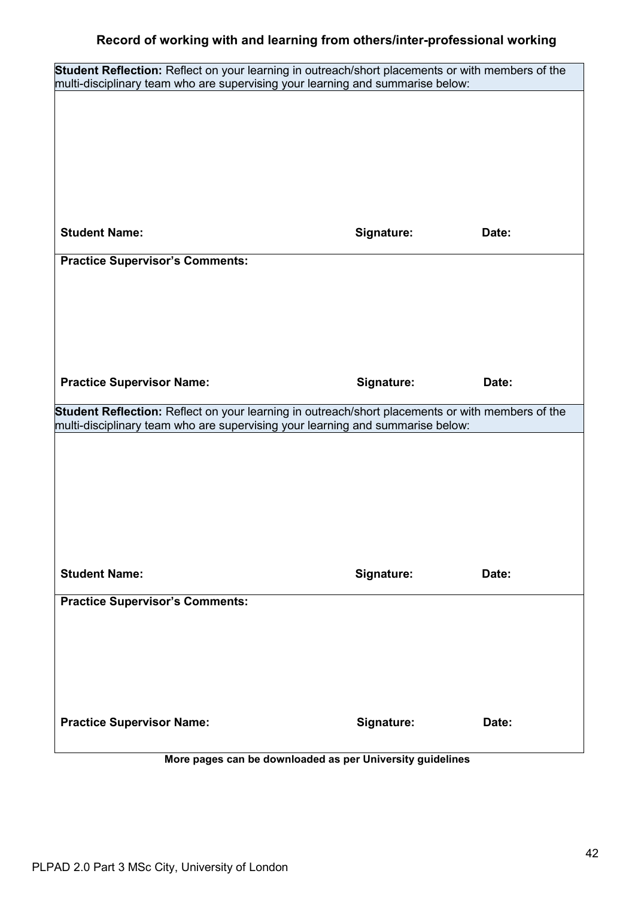### Record of working with and learning from others/inter-professional working

| **Student Reflection:** Reflect on your learning in outreach/short placements or with members of the multi-disciplinary team who are supervising your learning and summarise below: | | |
|---|---|---|
| | | |
| **Student Name:** | **Signature:** | **Date:** |
| **Practice Supervisor's Comments:** | | |
| | | |
| **Practice Supervisor Name:** | **Signature:** | **Date:** |

| **Student Reflection:** Reflect on your learning in outreach/short placements or with members of the multi-disciplinary team who are supervising your learning and summarise below: | | |
|---|---|---|
| | | |
| **Student Name:** | **Signature:** | **Date:** |
| **Practice Supervisor's Comments:** | | |
| | | |
| **Practice Supervisor Name:** | **Signature:** | **Date:** |

**More pages can be downloaded as per University guidelines**

PLPAD 2.0 Part 3 MSc City, University of London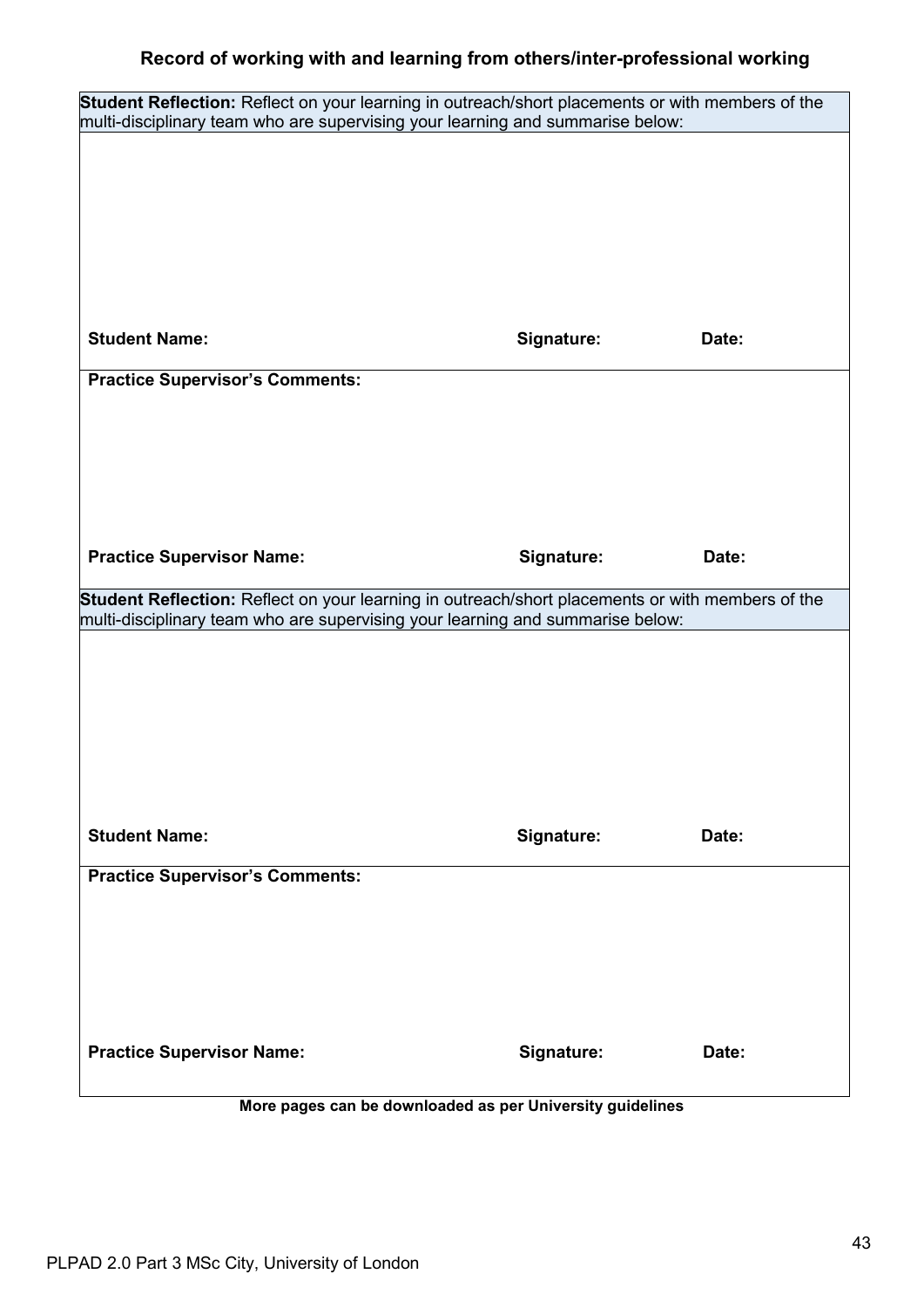### Record of working with and learning from others/inter-professional working

| **Student Reflection:** Reflect on your learning in outreach/short placements or with members of the multi-disciplinary team who are supervising your learning and summarise below: | | |
| --- | --- | --- |
| | | |
| **Student Name:** | **Signature:** | **Date:** |
| **Practice Supervisor's Comments:** | | |
| **Practice Supervisor Name:** | **Signature:** | **Date:** |

| **Student Reflection:** Reflect on your learning in outreach/short placements or with members of the multi-disciplinary team who are supervising your learning and summarise below: | | |
| --- | --- | --- |
| | | |
| **Student Name:** | **Signature:** | **Date:** |
| **Practice Supervisor's Comments:** | | |
| **Practice Supervisor Name:** | **Signature:** | **Date:** |

**More pages can be downloaded as per University guidelines**

PLPAD 2.0 Part 3 MSc City, University of London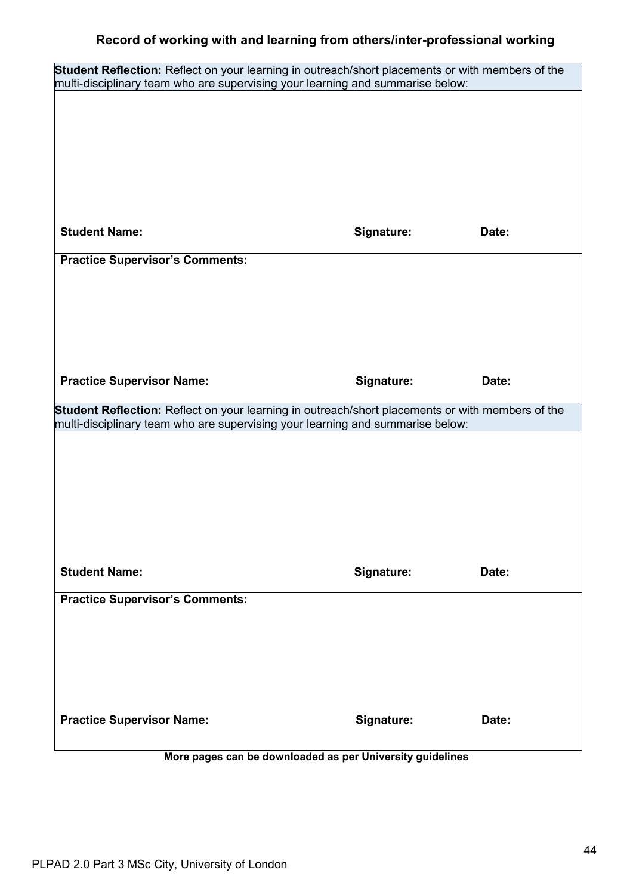### Record of working with and learning from others/inter-professional working

| **Student Reflection:** Reflect on your learning in outreach/short placements or with members of the multi-disciplinary team who are supervising your learning and summarise below: | | |
|---|---|---|
| | | |
| **Student Name:** | **Signature:** | **Date:** |
| **Practice Supervisor's Comments:** | | |
| | | |
| **Practice Supervisor Name:** | **Signature:** | **Date:** |
| **Student Reflection:** Reflect on your learning in outreach/short placements or with members of the multi-disciplinary team who are supervising your learning and summarise below: | | |
| | | |
| **Student Name:** | **Signature:** | **Date:** |
| **Practice Supervisor's Comments:** | | |
| | | |
| **Practice Supervisor Name:** | **Signature:** | **Date:** |

**More pages can be downloaded as per University guidelines**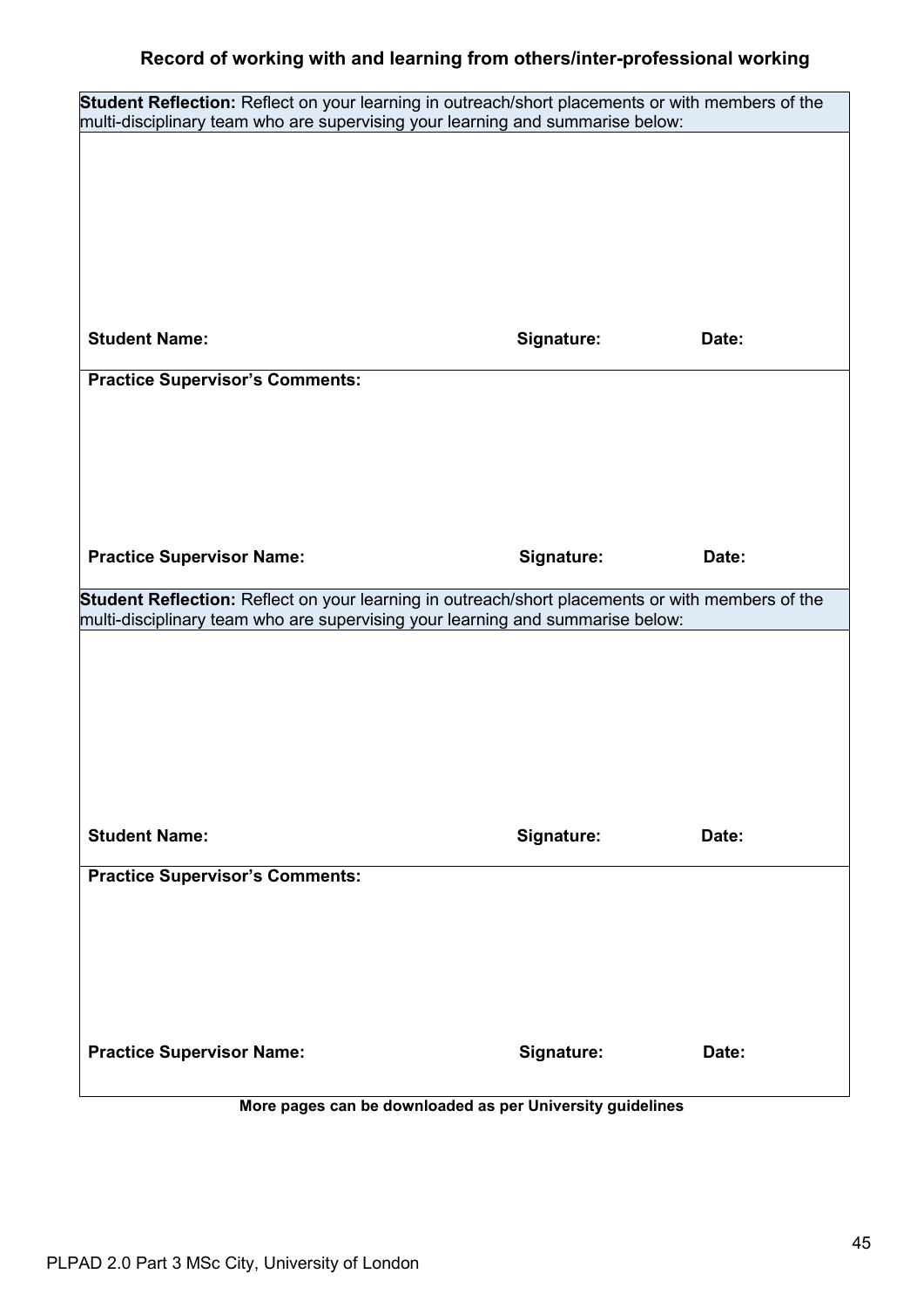### Record of working with and learning from others/inter-professional working

| **Student Reflection:** Reflect on your learning in outreach/short placements or with members of the multi-disciplinary team who are supervising your learning and summarise below: | | |
|---|---|---|
| | | |
| **Student Name:** | **Signature:** | **Date:** |
| **Practice Supervisor's Comments:** | | |
| | | |
| **Practice Supervisor Name:** | **Signature:** | **Date:** |

| **Student Reflection:** Reflect on your learning in outreach/short placements or with members of the multi-disciplinary team who are supervising your learning and summarise below: | | |
|---|---|---|
| | | |
| **Student Name:** | **Signature:** | **Date:** |
| **Practice Supervisor's Comments:** | | |
| | | |
| **Practice Supervisor Name:** | **Signature:** | **Date:** |

**More pages can be downloaded as per University guidelines**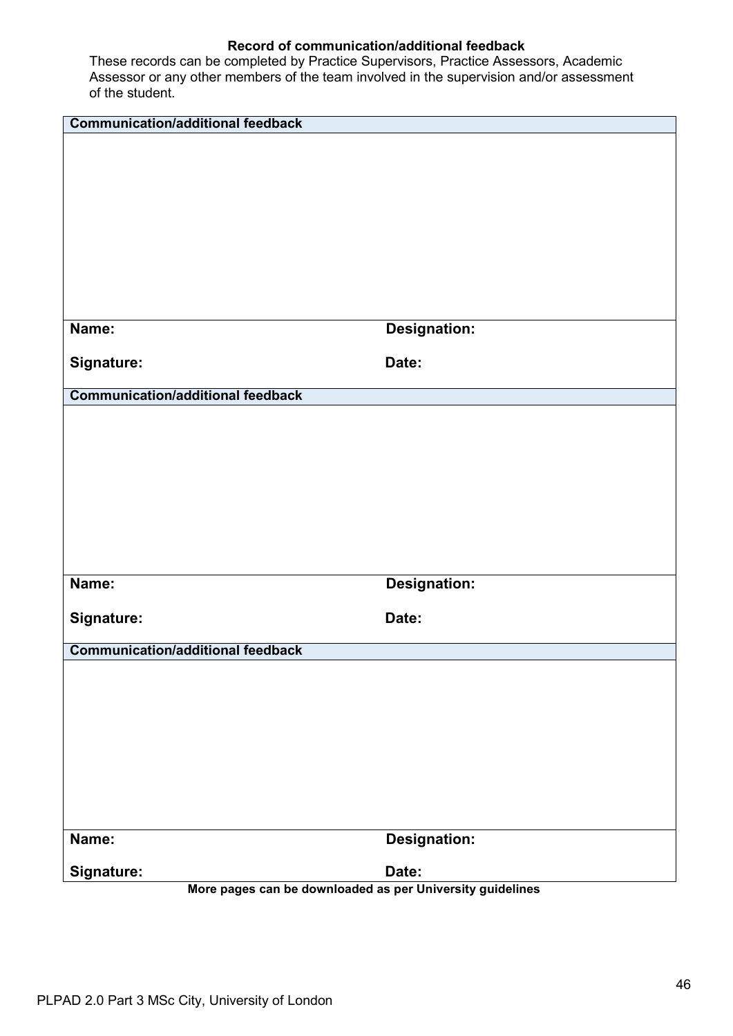### Record of communication/additional feedback

These records can be completed by Practice Supervisors, Practice Assessors, Academic Assessor or any other members of the team involved in the supervision and/or assessment of the student.

| **Communication/additional feedback** | |
| --- | --- |
| | |
| **Name:** | **Designation:** |
| **Signature:** | **Date:** |

| **Communication/additional feedback** | |
| --- | --- |
| | |
| **Name:** | **Designation:** |
| **Signature:** | **Date:** |

| **Communication/additional feedback** | |
| --- | --- |
| | |
| **Name:** | **Designation:** |
| **Signature:** | **Date:** |

**More pages can be downloaded as per University guidelines**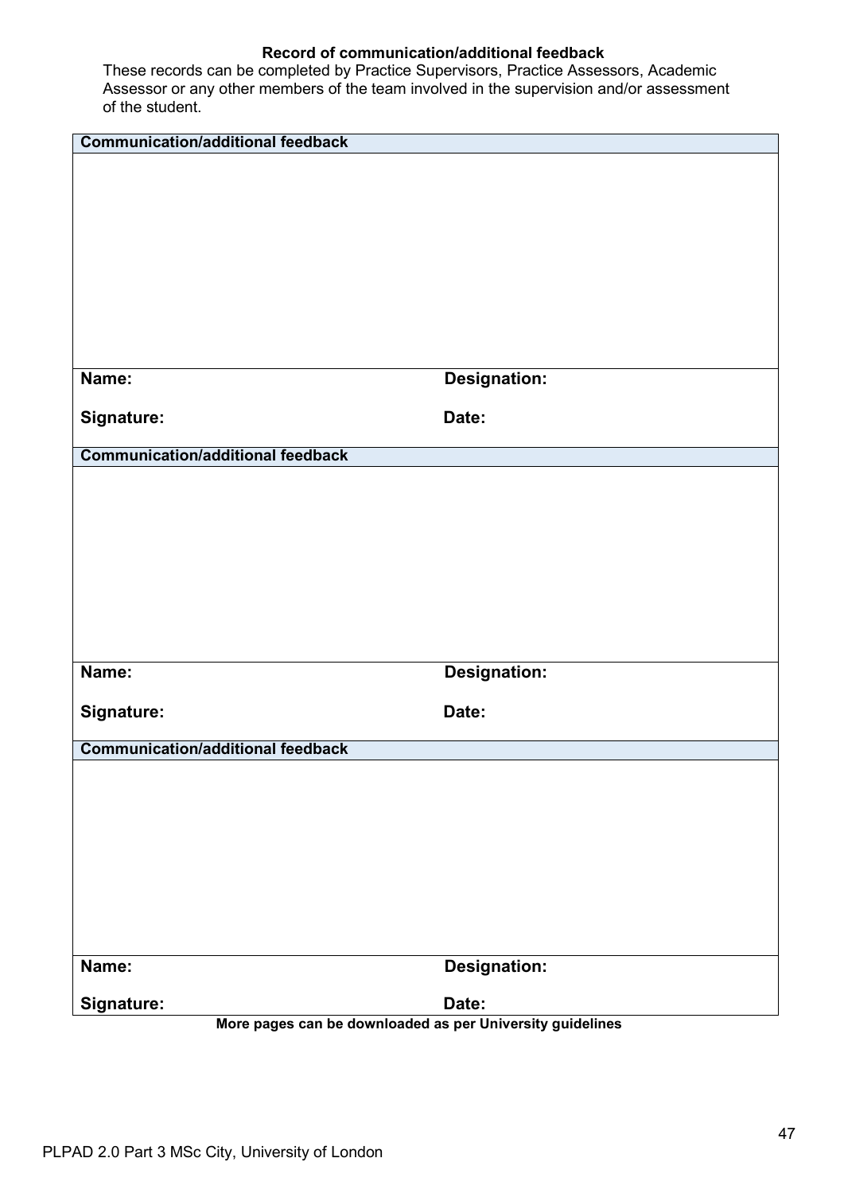**Record of communication/additional feedback**

These records can be completed by Practice Supervisors, Practice Assessors, Academic Assessor or any other members of the team involved in the supervision and/or assessment of the student.

| **Communication/additional feedback** | |
|---|---|
| | |
| **Name:** | **Designation:** |
| **Signature:** | **Date:** |

| **Communication/additional feedback** | |
|---|---|
| | |
| **Name:** | **Designation:** |
| **Signature:** | **Date:** |

| **Communication/additional feedback** | |
|---|---|
| | |
| **Name:** | **Designation:** |
| **Signature:** | **Date:** |

**More pages can be downloaded as per University guidelines**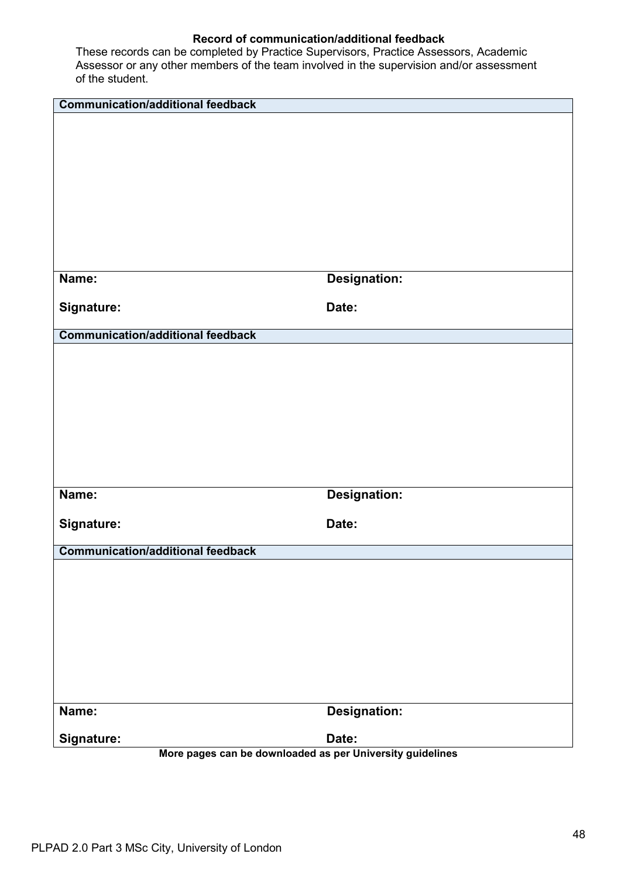**Record of communication/additional feedback**

These records can be completed by Practice Supervisors, Practice Assessors, Academic Assessor or any other members of the team involved in the supervision and/or assessment of the student.

| **Communication/additional feedback** | |
|---|---|
| | |
| **Name:** | **Designation:** |
| **Signature:** | **Date:** |

| **Communication/additional feedback** | |
|---|---|
| | |
| **Name:** | **Designation:** |
| **Signature:** | **Date:** |

| **Communication/additional feedback** | |
|---|---|
| | |
| **Name:** | **Designation:** |
| **Signature:** | **Date:** |

**More pages can be downloaded as per University guidelines**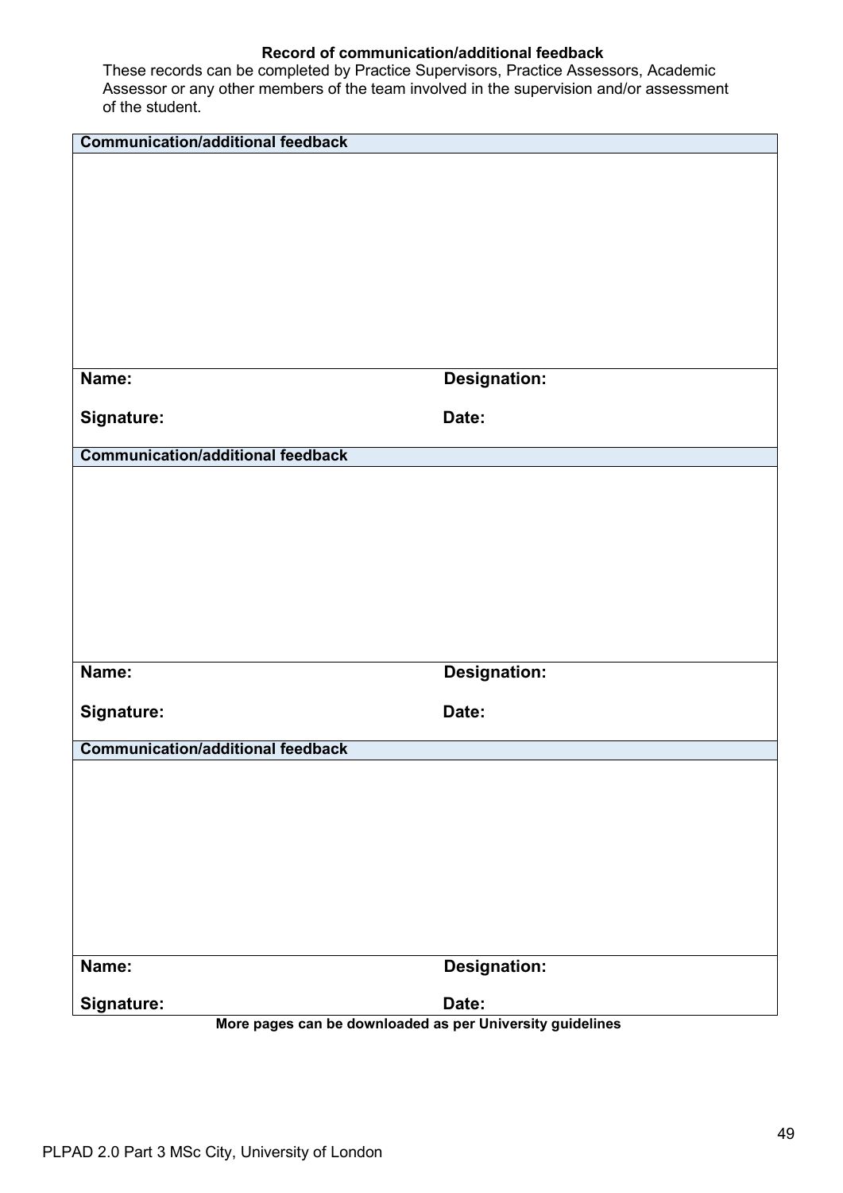**Record of communication/additional feedback**

These records can be completed by Practice Supervisors, Practice Assessors, Academic Assessor or any other members of the team involved in the supervision and/or assessment of the student.

| **Communication/additional feedback** | |
|---|---|
| | |
| **Name:** | **Designation:** |
| **Signature:** | **Date:** |

| **Communication/additional feedback** | |
|---|---|
| | |
| **Name:** | **Designation:** |
| **Signature:** | **Date:** |

| **Communication/additional feedback** | |
|---|---|
| | |
| **Name:** | **Designation:** |
| **Signature:** | **Date:** |

**More pages can be downloaded as per University guidelines**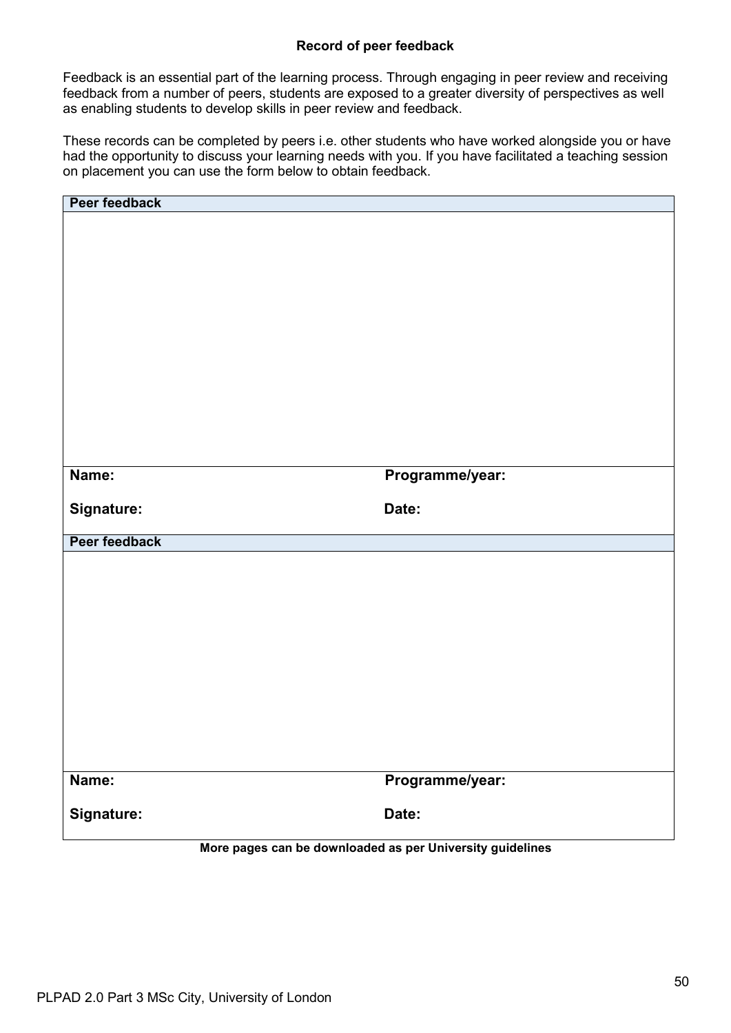**Record of peer feedback**

Feedback is an essential part of the learning process. Through engaging in peer review and receiving feedback from a number of peers, students are exposed to a greater diversity of perspectives as well as enabling students to develop skills in peer review and feedback.

These records can be completed by peers i.e. other students who have worked alongside you or have had the opportunity to discuss your learning needs with you. If you have facilitated a teaching session on placement you can use the form below to obtain feedback.

| **Peer feedback** | |
|---|---|
| | |
| **Name:** | **Programme/year:** |
| **Signature:** | **Date:** |

| **Peer feedback** | |
|---|---|
| | |
| **Name:** | **Programme/year:** |
| **Signature:** | **Date:** |

**More pages can be downloaded as per University guidelines**

PLPAD 2.0 Part 3 MSc City, University of London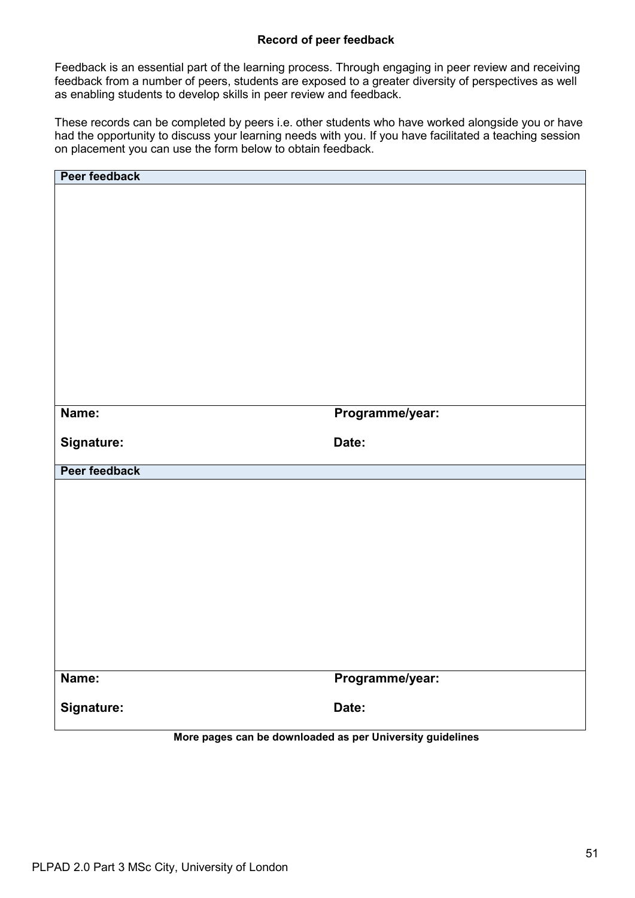## Record of peer feedback

Feedback is an essential part of the learning process. Through engaging in peer review and receiving feedback from a number of peers, students are exposed to a greater diversity of perspectives as well as enabling students to develop skills in peer review and feedback.

These records can be completed by peers i.e. other students who have worked alongside you or have had the opportunity to discuss your learning needs with you. If you have facilitated a teaching session on placement you can use the form below to obtain feedback.

| Peer feedback | |
|---|---|
| | |
| **Name:** | **Programme/year:** |
| **Signature:** | **Date:** |

| Peer feedback | |
|---|---|
| | |
| **Name:** | **Programme/year:** |
| **Signature:** | **Date:** |

**More pages can be downloaded as per University guidelines**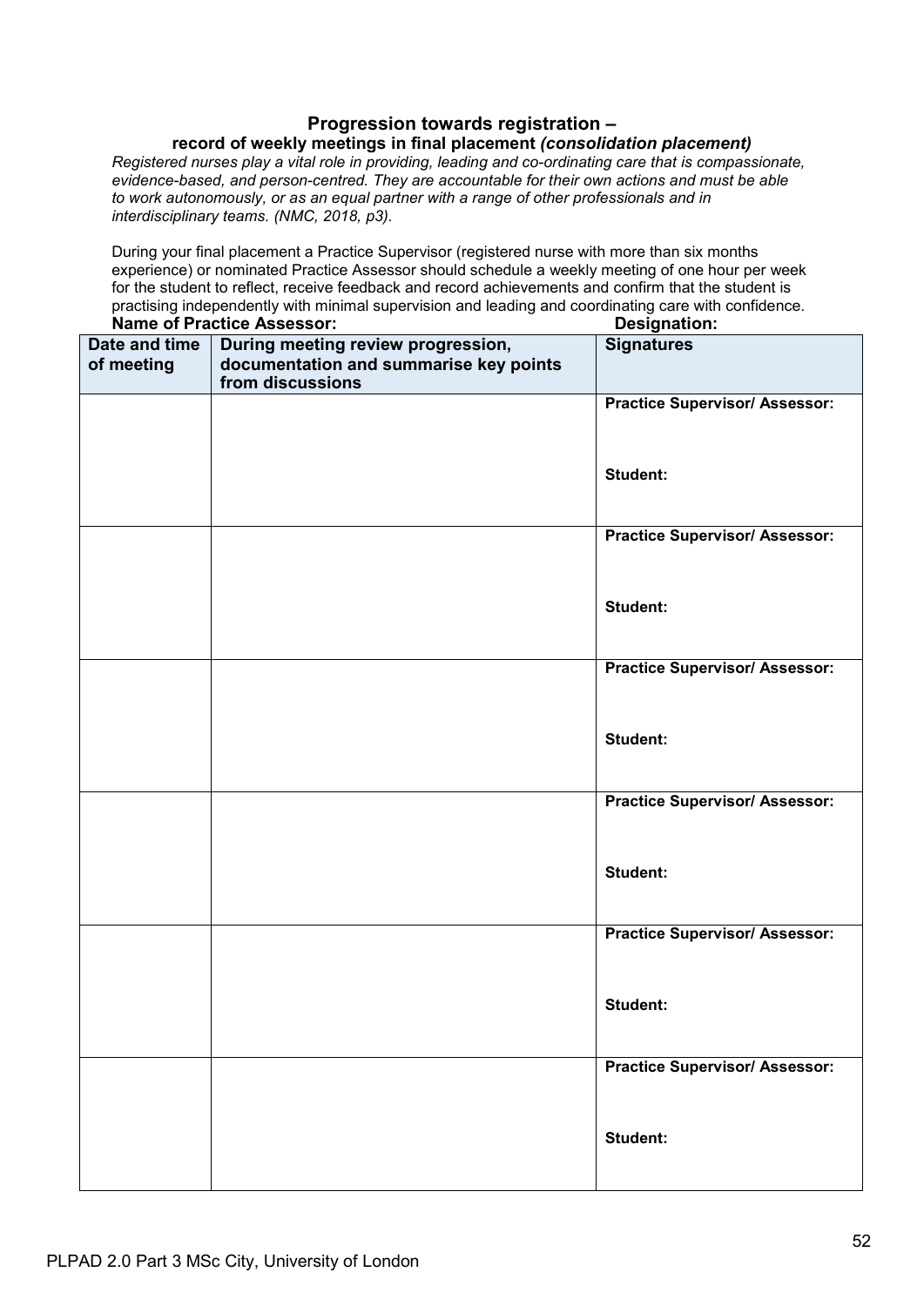## Progression towards registration –
### record of weekly meetings in final placement *(consolidation placement)*

*Registered nurses play a vital role in providing, leading and co-ordinating care that is compassionate, evidence-based, and person-centred. They are accountable for their own actions and must be able to work autonomously, or as an equal partner with a range of other professionals and in interdisciplinary teams. (NMC, 2018, p3).*

During your final placement a Practice Supervisor (registered nurse with more than six months experience) or nominated Practice Assessor should schedule a weekly meeting of one hour per week for the student to reflect, receive feedback and record achievements and confirm that the student is practising independently with minimal supervision and leading and coordinating care with confidence.

**Name of Practice Assessor:** **Designation:**

| Date and time of meeting | During meeting review progression, documentation and summarise key points from discussions | Signatures |
|---|---|---|
| | | **Practice Supervisor/ Assessor:**<br><br>**Student:** |
| | | **Practice Supervisor/ Assessor:**<br><br>**Student:** |
| | | **Practice Supervisor/ Assessor:**<br><br>**Student:** |
| | | **Practice Supervisor/ Assessor:**<br><br>**Student:** |
| | | **Practice Supervisor/ Assessor:**<br><br>**Student:** |
| | | **Practice Supervisor/ Assessor:**<br><br>**Student:** |

PLPAD 2.0 Part 3 MSc City, University of London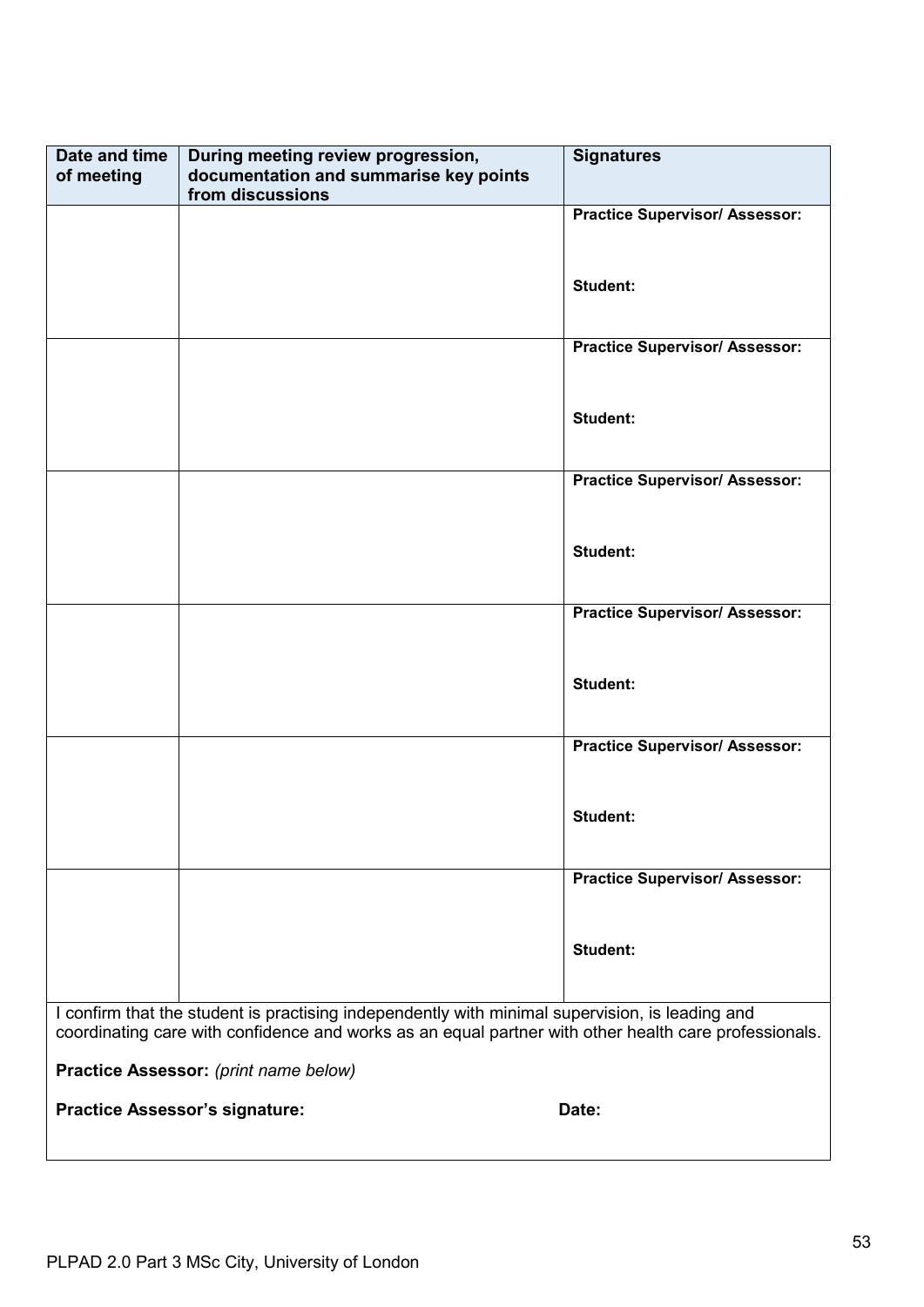| Date and time of meeting | During meeting review progression, documentation and summarise key points from discussions | Signatures |
|---|---|---|
| | | **Practice Supervisor/ Assessor:**<br><br>**Student:** |
| | | **Practice Supervisor/ Assessor:**<br><br>**Student:** |
| | | **Practice Supervisor/ Assessor:**<br><br>**Student:** |
| | | **Practice Supervisor/ Assessor:**<br><br>**Student:** |
| | | **Practice Supervisor/ Assessor:**<br><br>**Student:** |
| | | **Practice Supervisor/ Assessor:**<br><br>**Student:** |

I confirm that the student is practising independently with minimal supervision, is leading and coordinating care with confidence and works as an equal partner with other health care professionals.

**Practice Assessor:** *(print name below)*

**Practice Assessor's signature:** **Date:**

PLPAD 2.0 Part 3 MSc City, University of London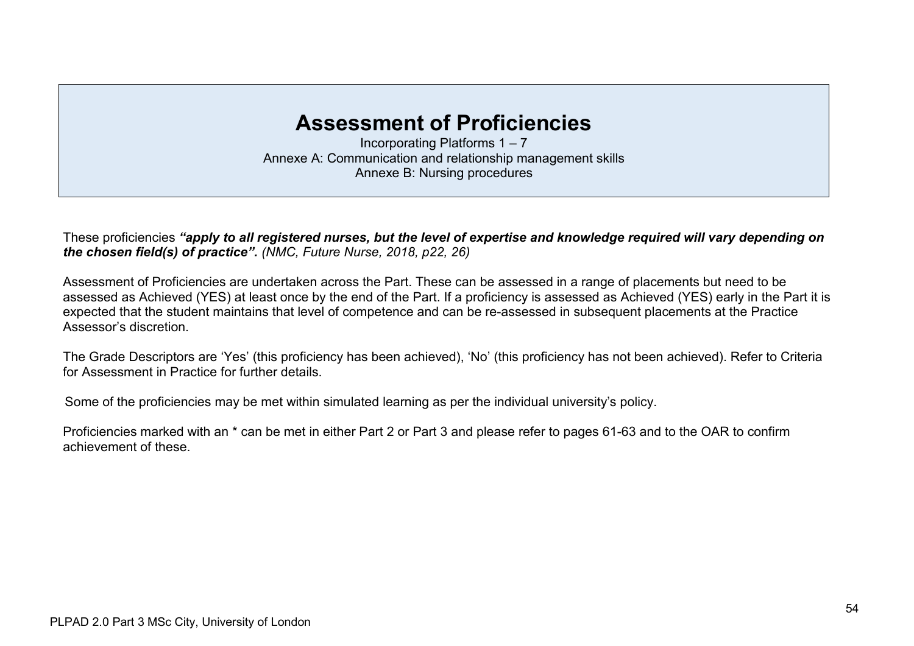# Assessment of Proficiencies

Incorporating Platforms 1 – 7
Annexe A: Communication and relationship management skills
Annexe B: Nursing procedures

These proficiencies ***"apply to all registered nurses, but the level of expertise and knowledge required will vary depending on the chosen field(s) of practice".*** *(NMC, Future Nurse, 2018, p22, 26)*

Assessment of Proficiencies are undertaken across the Part. These can be assessed in a range of placements but need to be assessed as Achieved (YES) at least once by the end of the Part. If a proficiency is assessed as Achieved (YES) early in the Part it is expected that the student maintains that level of competence and can be re-assessed in subsequent placements at the Practice Assessor's discretion.

The Grade Descriptors are 'Yes' (this proficiency has been achieved), 'No' (this proficiency has not been achieved). Refer to Criteria for Assessment in Practice for further details.

Some of the proficiencies may be met within simulated learning as per the individual university's policy.

Proficiencies marked with an * can be met in either Part 2 or Part 3 and please refer to pages 61-63 and to the OAR to confirm achievement of these.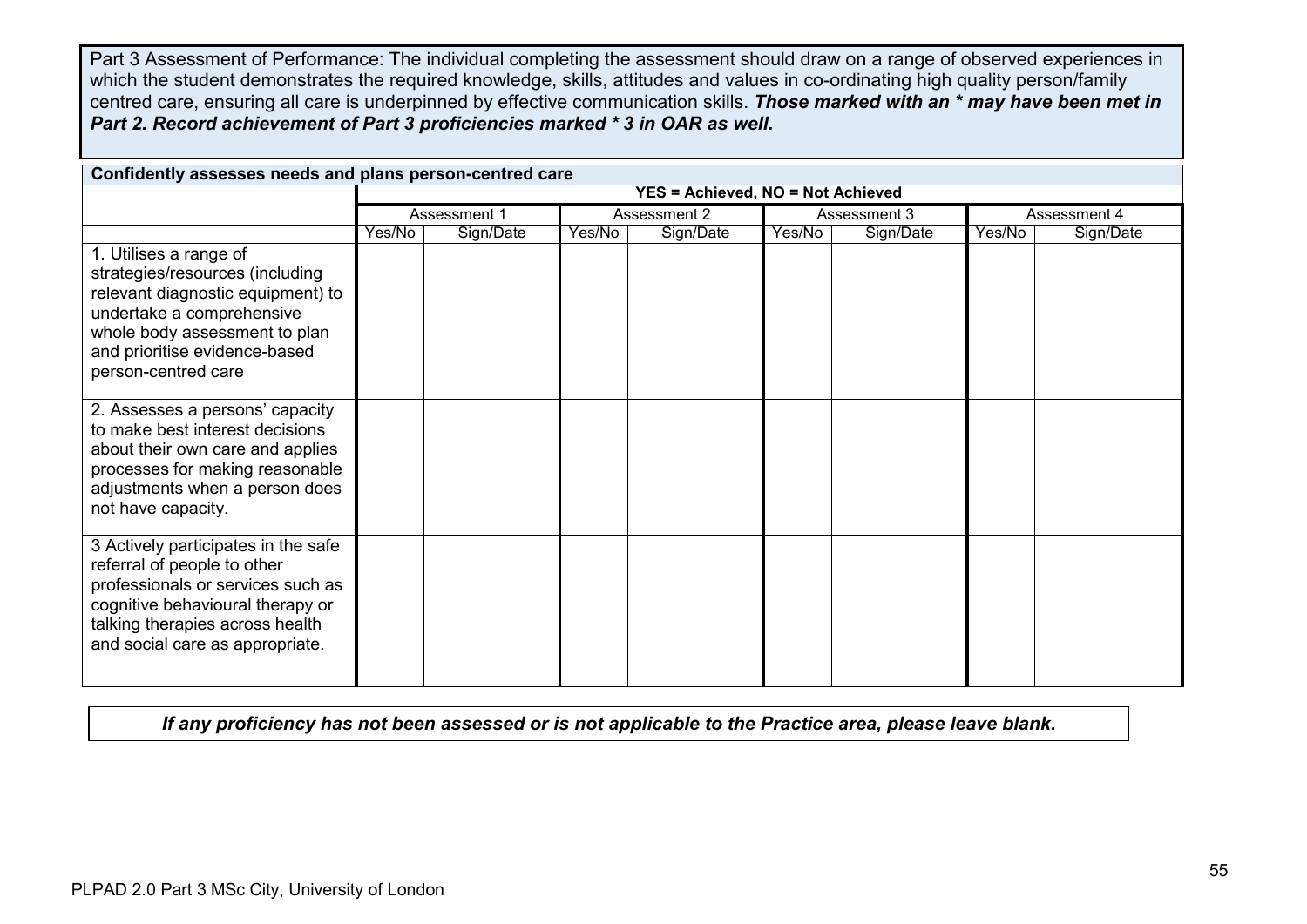Part 3 Assessment of Performance: The individual completing the assessment should draw on a range of observed experiences in which the student demonstrates the required knowledge, skills, attitudes and values in co-ordinating high quality person/family centred care, ensuring all care is underpinned by effective communication skills. ***Those marked with an * may have been met in Part 2. Record achievement of Part 3 proficiencies marked * 3 in OAR as well.***

| **Confidently assesses needs and plans person-centred care** | | | | | | | | |
|---|---|---|---|---|---|---|---|---|
| | **YES = Achieved, NO = Not Achieved** | | | | | | | |
| | Assessment 1 | | Assessment 2 | | Assessment 3 | | Assessment 4 | |
| | Yes/No | Sign/Date | Yes/No | Sign/Date | Yes/No | Sign/Date | Yes/No | Sign/Date |
| 1. Utilises a range of strategies/resources (including relevant diagnostic equipment) to undertake a comprehensive whole body assessment to plan and prioritise evidence-based person-centred care | | | | | | | | |
| 2. Assesses a persons' capacity to make best interest decisions about their own care and applies processes for making reasonable adjustments when a person does not have capacity. | | | | | | | | |
| 3 Actively participates in the safe referral of people to other professionals or services such as cognitive behavioural therapy or talking therapies across health and social care as appropriate. | | | | | | | | |

***If any proficiency has not been assessed or is not applicable to the Practice area, please leave blank.***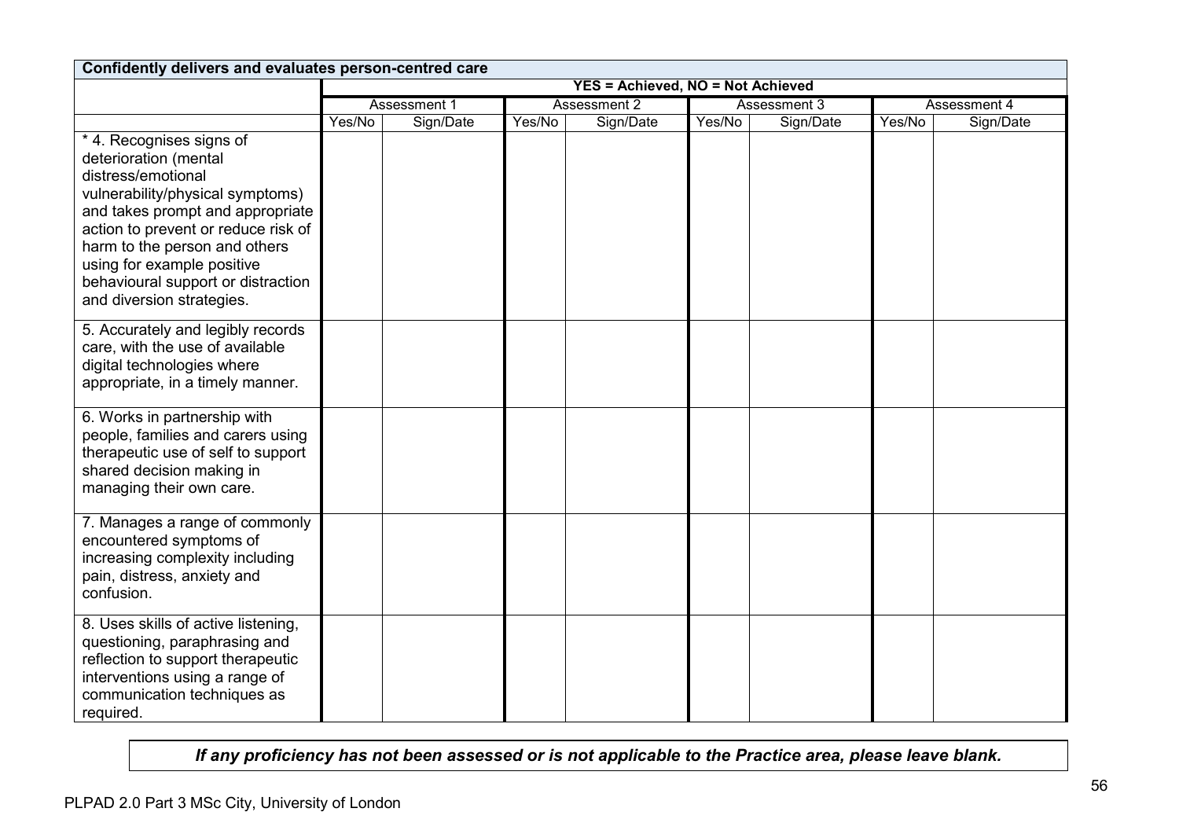| Confidently delivers and evaluates person-centred care | | | | | | | | |
|---|---|---|---|---|---|---|---|---|
| | YES = Achieved, NO = Not Achieved | | | | | | | |
| | Assessment 1 | | Assessment 2 | | Assessment 3 | | Assessment 4 | |
| | Yes/No | Sign/Date | Yes/No | Sign/Date | Yes/No | Sign/Date | Yes/No | Sign/Date |
| * 4. Recognises signs of deterioration (mental distress/emotional vulnerability/physical symptoms) and takes prompt and appropriate action to prevent or reduce risk of harm to the person and others using for example positive behavioural support or distraction and diversion strategies. | | | | | | | | |
| 5. Accurately and legibly records care, with the use of available digital technologies where appropriate, in a timely manner. | | | | | | | | |
| 6. Works in partnership with people, families and carers using therapeutic use of self to support shared decision making in managing their own care. | | | | | | | | |
| 7. Manages a range of commonly encountered symptoms of increasing complexity including pain, distress, anxiety and confusion. | | | | | | | | |
| 8. Uses skills of active listening, questioning, paraphrasing and reflection to support therapeutic interventions using a range of communication techniques as required. | | | | | | | | |

***If any proficiency has not been assessed or is not applicable to the Practice area, please leave blank.***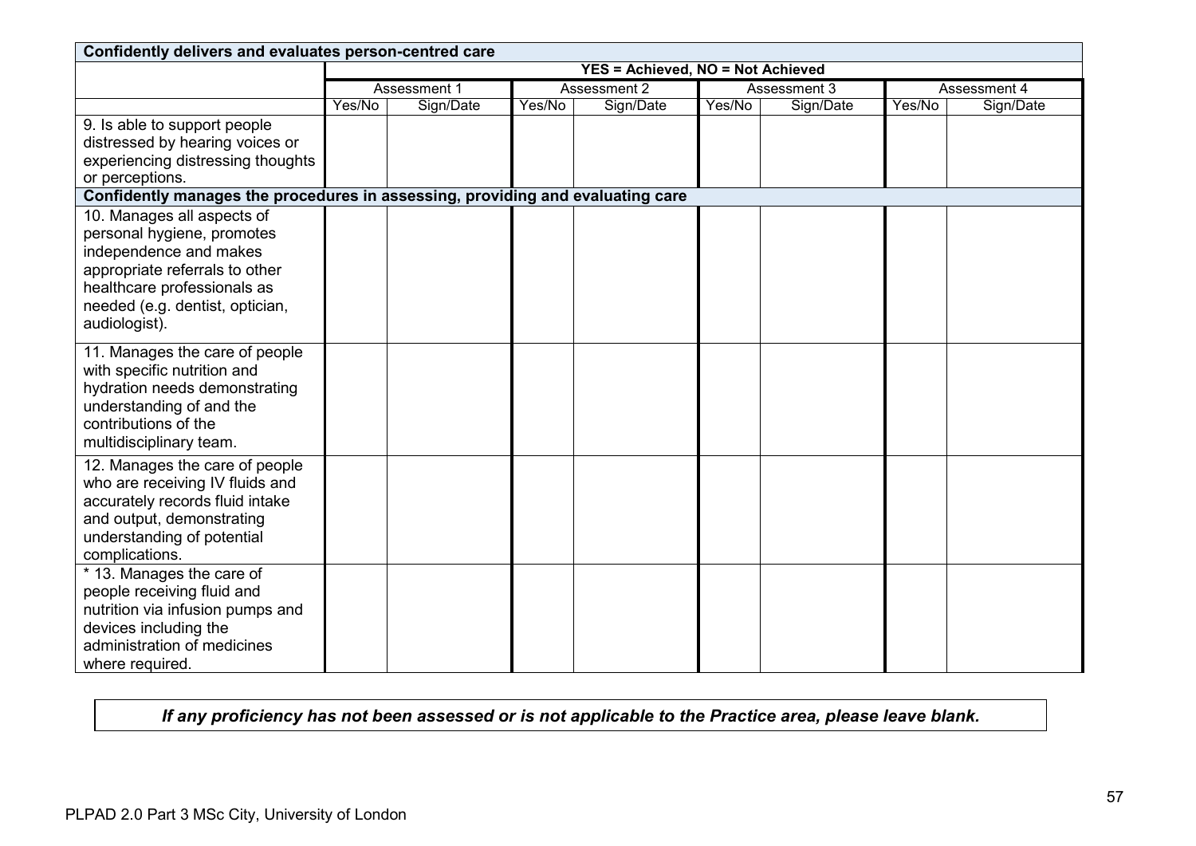| Confidently delivers and evaluates person-centred care | | | | | | | | |
|---|---|---|---|---|---|---|---|---|
| | YES = Achieved, NO = Not Achieved | | | | | | | |
| | Assessment 1 | | Assessment 2 | | Assessment 3 | | Assessment 4 | |
| | Yes/No | Sign/Date | Yes/No | Sign/Date | Yes/No | Sign/Date | Yes/No | Sign/Date |
| 9. Is able to support people distressed by hearing voices or experiencing distressing thoughts or perceptions. | | | | | | | | |
| **Confidently manages the procedures in assessing, providing and evaluating care** | | | | | | | | |
| 10. Manages all aspects of personal hygiene, promotes independence and makes appropriate referrals to other healthcare professionals as needed (e.g. dentist, optician, audiologist). | | | | | | | | |
| 11. Manages the care of people with specific nutrition and hydration needs demonstrating understanding of and the contributions of the multidisciplinary team. | | | | | | | | |
| 12. Manages the care of people who are receiving IV fluids and accurately records fluid intake and output, demonstrating understanding of potential complications. | | | | | | | | |
| * 13. Manages the care of people receiving fluid and nutrition via infusion pumps and devices including the administration of medicines where required. | | | | | | | | |

***If any proficiency has not been assessed or is not applicable to the Practice area, please leave blank.***

PLPAD 2.0 Part 3 MSc City, University of London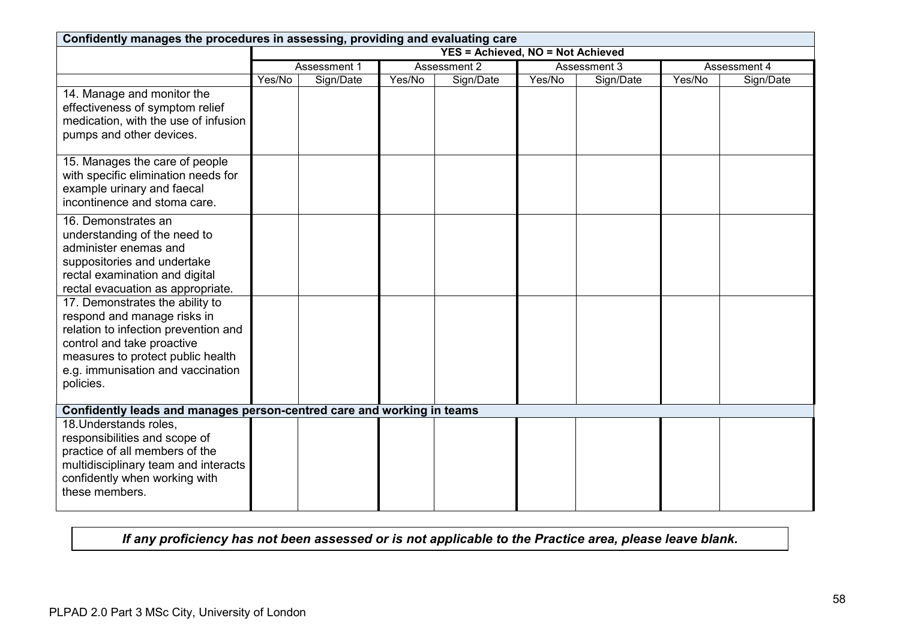| Confidently manages the procedures in assessing, providing and evaluating care | | | | | | | | |
|---|---|---|---|---|---|---|---|---|
| | YES = Achieved, NO = Not Achieved | | | | | | | |
| | Assessment 1 | | Assessment 2 | | Assessment 3 | | Assessment 4 | |
| | Yes/No | Sign/Date | Yes/No | Sign/Date | Yes/No | Sign/Date | Yes/No | Sign/Date |
| 14. Manage and monitor the effectiveness of symptom relief medication, with the use of infusion pumps and other devices. | | | | | | | | |
| 15. Manages the care of people with specific elimination needs for example urinary and faecal incontinence and stoma care. | | | | | | | | |
| 16. Demonstrates an understanding of the need to administer enemas and suppositories and undertake rectal examination and digital rectal evacuation as appropriate. | | | | | | | | |
| 17. Demonstrates the ability to respond and manage risks in relation to infection prevention and control and take proactive measures to protect public health e.g. immunisation and vaccination policies. | | | | | | | | |
| **Confidently leads and manages person-centred care and working in teams** | | | | | | | | |
| 18.Understands roles, responsibilities and scope of practice of all members of the multidisciplinary team and interacts confidently when working with these members. | | | | | | | | |

***If any proficiency has not been assessed or is not applicable to the Practice area, please leave blank.***

PLPAD 2.0 Part 3 MSc City, University of London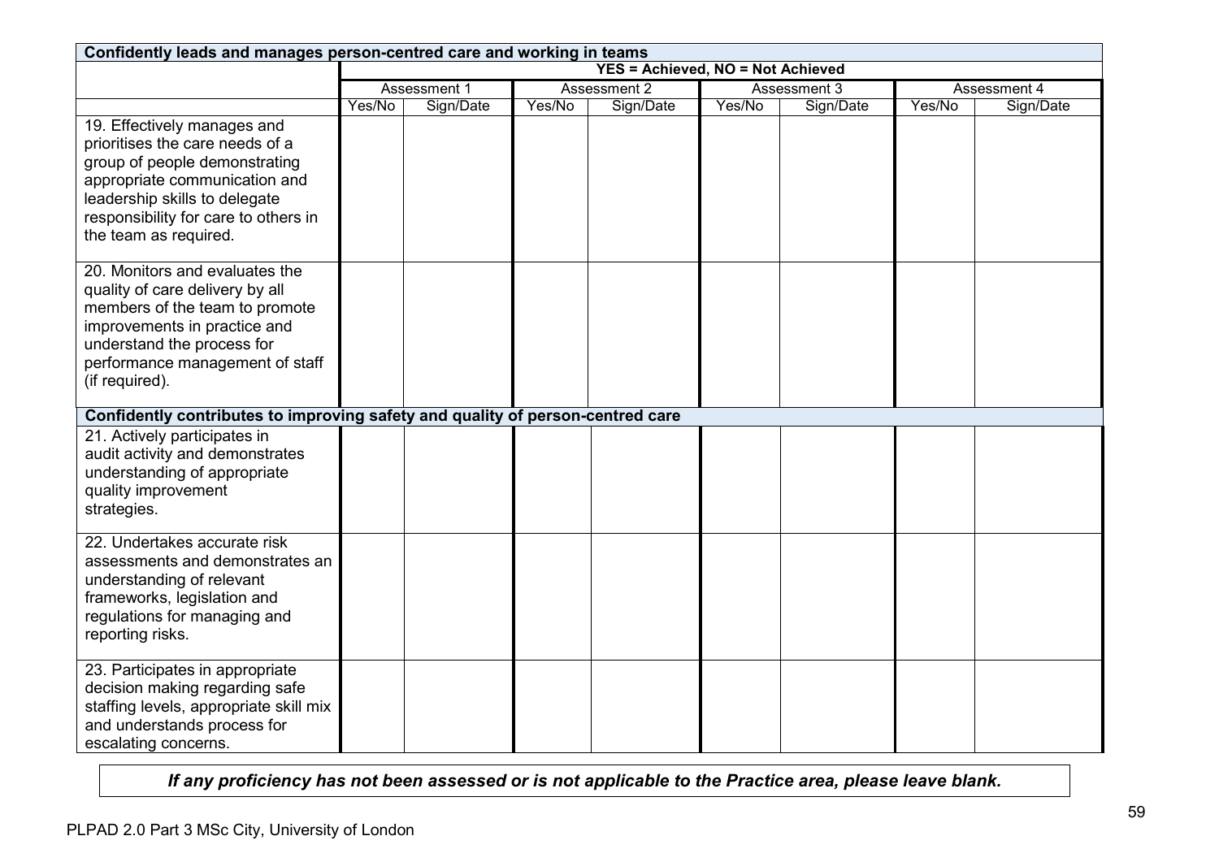| Confidently leads and manages person-centred care and working in teams | | | | | | | | |
|---|---|---|---|---|---|---|---|---|
| | YES = Achieved, NO = Not Achieved | | | | | | | |
| | Assessment 1 | | Assessment 2 | | Assessment 3 | | Assessment 4 | |
| | Yes/No | Sign/Date | Yes/No | Sign/Date | Yes/No | Sign/Date | Yes/No | Sign/Date |
| 19. Effectively manages and prioritises the care needs of a group of people demonstrating appropriate communication and leadership skills to delegate responsibility for care to others in the team as required. | | | | | | | | |
| 20. Monitors and evaluates the quality of care delivery by all members of the team to promote improvements in practice and understand the process for performance management of staff (if required). | | | | | | | | |
| **Confidently contributes to improving safety and quality of person-centred care** | | | | | | | | |
| 21. Actively participates in audit activity and demonstrates understanding of appropriate quality improvement strategies. | | | | | | | | |
| 22. Undertakes accurate risk assessments and demonstrates an understanding of relevant frameworks, legislation and regulations for managing and reporting risks. | | | | | | | | |
| 23. Participates in appropriate decision making regarding safe staffing levels, appropriate skill mix and understands process for escalating concerns. | | | | | | | | |

***If any proficiency has not been assessed or is not applicable to the Practice area, please leave blank.***

PLPAD 2.0 Part 3 MSc City, University of London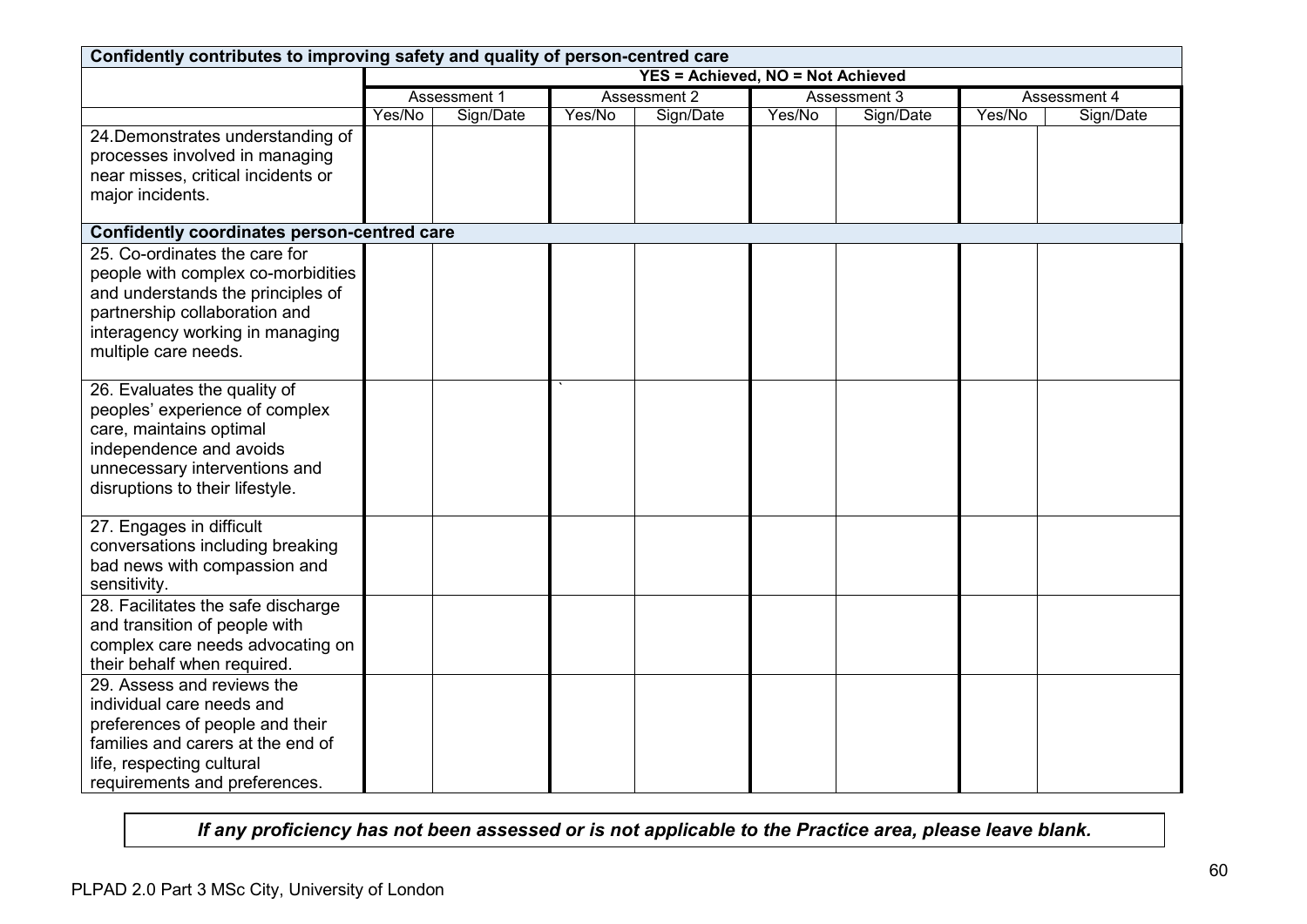| Confidently contributes to improving safety and quality of person-centred care | | | | | | | | |
|---|---|---|---|---|---|---|---|---|
| | YES = Achieved, NO = Not Achieved | | | | | | | |
| | Assessment 1 | | Assessment 2 | | Assessment 3 | | Assessment 4 | |
| | Yes/No | Sign/Date | Yes/No | Sign/Date | Yes/No | Sign/Date | Yes/No | Sign/Date |
| 24.Demonstrates understanding of processes involved in managing near misses, critical incidents or major incidents. | | | | | | | | |
| **Confidently coordinates person-centred care** | | | | | | | | |
| 25. Co-ordinates the care for people with complex co-morbidities and understands the principles of partnership collaboration and interagency working in managing multiple care needs. | | | | | | | | |
| 26. Evaluates the quality of peoples' experience of complex care, maintains optimal independence and avoids unnecessary interventions and disruptions to their lifestyle. | | | ` | | | | | |
| 27. Engages in difficult conversations including breaking bad news with compassion and sensitivity. | | | | | | | | |
| 28. Facilitates the safe discharge and transition of people with complex care needs advocating on their behalf when required. | | | | | | | | |
| 29. Assess and reviews the individual care needs and preferences of people and their families and carers at the end of life, respecting cultural requirements and preferences. | | | | | | | | |

***If any proficiency has not been assessed or is not applicable to the Practice area, please leave blank.***

PLPAD 2.0 Part 3 MSc City, University of London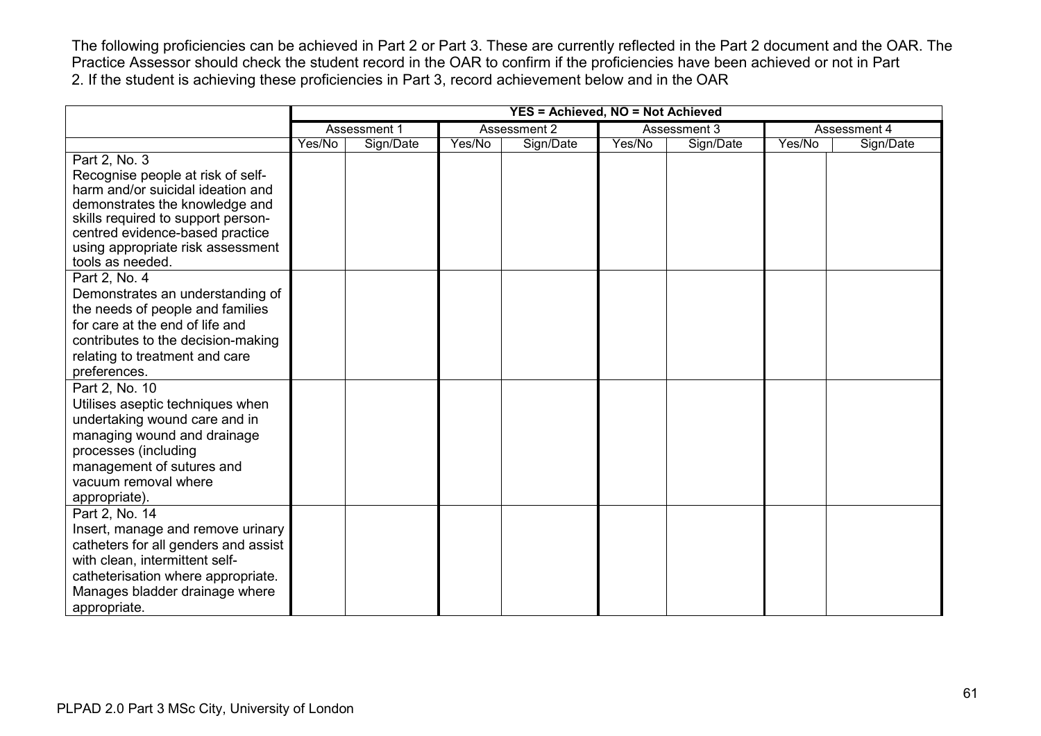The following proficiencies can be achieved in Part 2 or Part 3. These are currently reflected in the Part 2 document and the OAR. The Practice Assessor should check the student record in the OAR to confirm if the proficiencies have been achieved or not in Part 2. If the student is achieving these proficiencies in Part 3, record achievement below and in the OAR

| | YES = Achieved, NO = Not Achieved | | | | | | | |
|---|---|---|---|---|---|---|---|---|
| | Assessment 1 | | Assessment 2 | | Assessment 3 | | Assessment 4 | |
| | Yes/No | Sign/Date | Yes/No | Sign/Date | Yes/No | Sign/Date | Yes/No | Sign/Date |
| Part 2, No. 3<br>Recognise people at risk of self-harm and/or suicidal ideation and demonstrates the knowledge and skills required to support person-centred evidence-based practice using appropriate risk assessment tools as needed. | | | | | | | | |
| Part 2, No. 4<br>Demonstrates an understanding of the needs of people and families for care at the end of life and contributes to the decision-making relating to treatment and care preferences. | | | | | | | | |
| Part 2, No. 10<br>Utilises aseptic techniques when undertaking wound care and in managing wound and drainage processes (including management of sutures and vacuum removal where appropriate). | | | | | | | | |
| Part 2, No. 14<br>Insert, manage and remove urinary catheters for all genders and assist with clean, intermittent self-catheterisation where appropriate. Manages bladder drainage where appropriate. | | | | | | | | |

PLPAD 2.0 Part 3 MSc City, University of London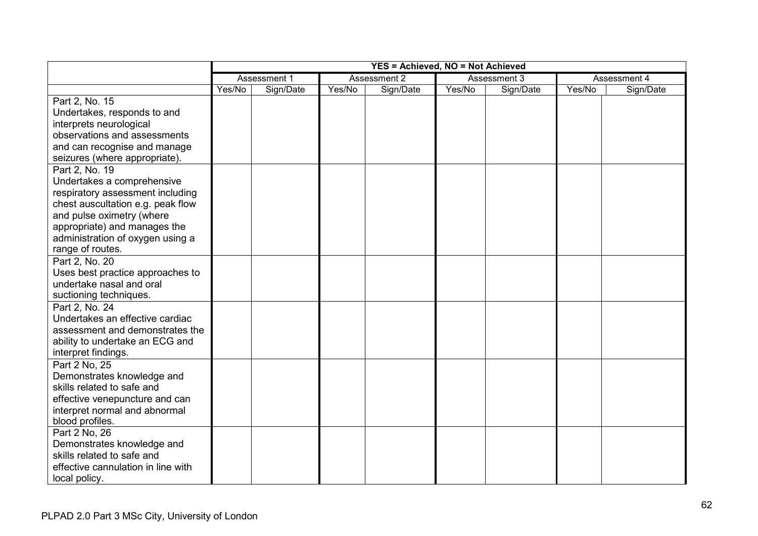| | YES = Achieved, NO = Not Achieved | | | | | | | |
|---|---|---|---|---|---|---|---|---|
| | Assessment 1 | | Assessment 2 | | Assessment 3 | | Assessment 4 | |
| | Yes/No | Sign/Date | Yes/No | Sign/Date | Yes/No | Sign/Date | Yes/No | Sign/Date |
| Part 2, No. 15<br>Undertakes, responds to and interprets neurological observations and assessments and can recognise and manage seizures (where appropriate). | | | | | | | | |
| Part 2, No. 19<br>Undertakes a comprehensive respiratory assessment including chest auscultation e.g. peak flow and pulse oximetry (where appropriate) and manages the administration of oxygen using a range of routes. | | | | | | | | |
| Part 2, No. 20<br>Uses best practice approaches to undertake nasal and oral suctioning techniques. | | | | | | | | |
| Part 2, No. 24<br>Undertakes an effective cardiac assessment and demonstrates the ability to undertake an ECG and interpret findings. | | | | | | | | |
| Part 2 No, 25<br>Demonstrates knowledge and skills related to safe and effective venepuncture and can interpret normal and abnormal blood profiles. | | | | | | | | |
| Part 2 No, 26<br>Demonstrates knowledge and skills related to safe and effective cannulation in line with local policy. | | | | | | | | |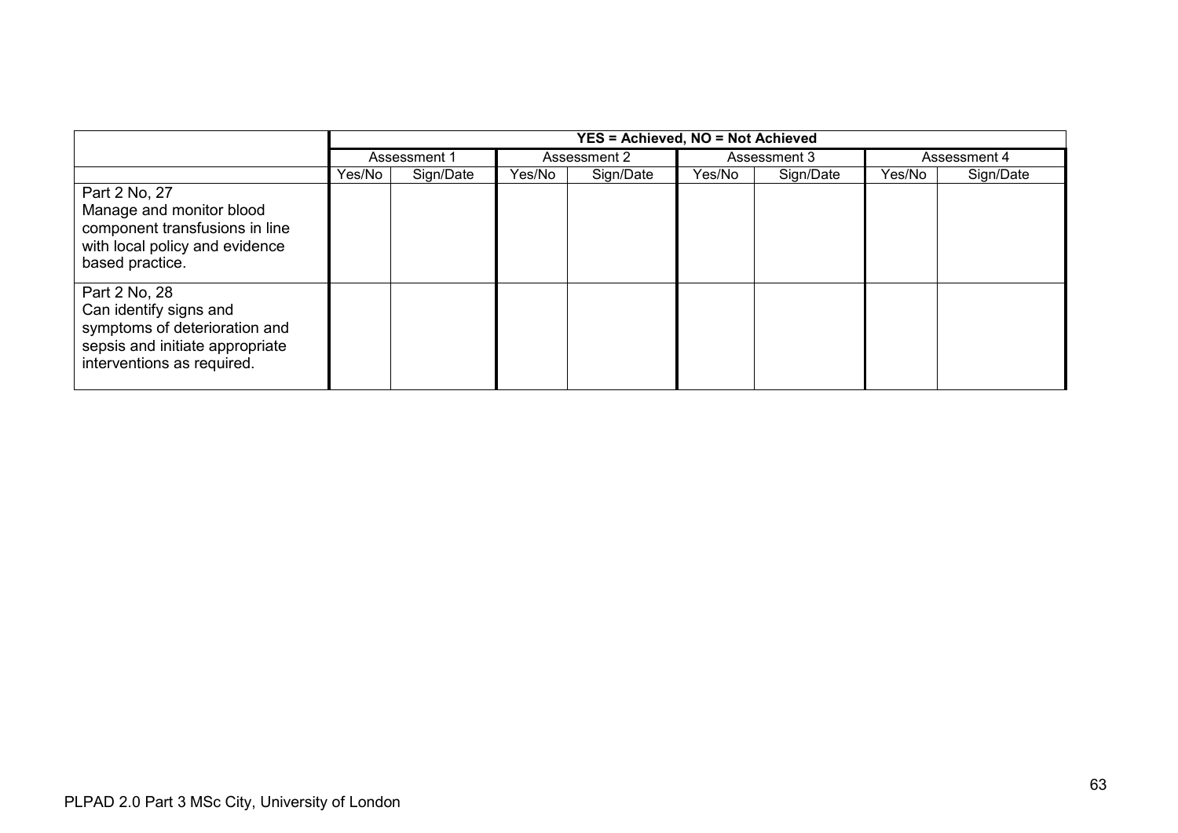| | YES = Achieved, NO = Not Achieved | | | | | | | |
|---|---|---|---|---|---|---|---|---|
| | Assessment 1 | | Assessment 2 | | Assessment 3 | | Assessment 4 | |
| | Yes/No | Sign/Date | Yes/No | Sign/Date | Yes/No | Sign/Date | Yes/No | Sign/Date |
| Part 2 No, 27<br>Manage and monitor blood component transfusions in line with local policy and evidence based practice. | | | | | | | | |
| Part 2 No, 28<br>Can identify signs and symptoms of deterioration and sepsis and initiate appropriate interventions as required. | | | | | | | | |

PLPAD 2.0 Part 3 MSc City, University of London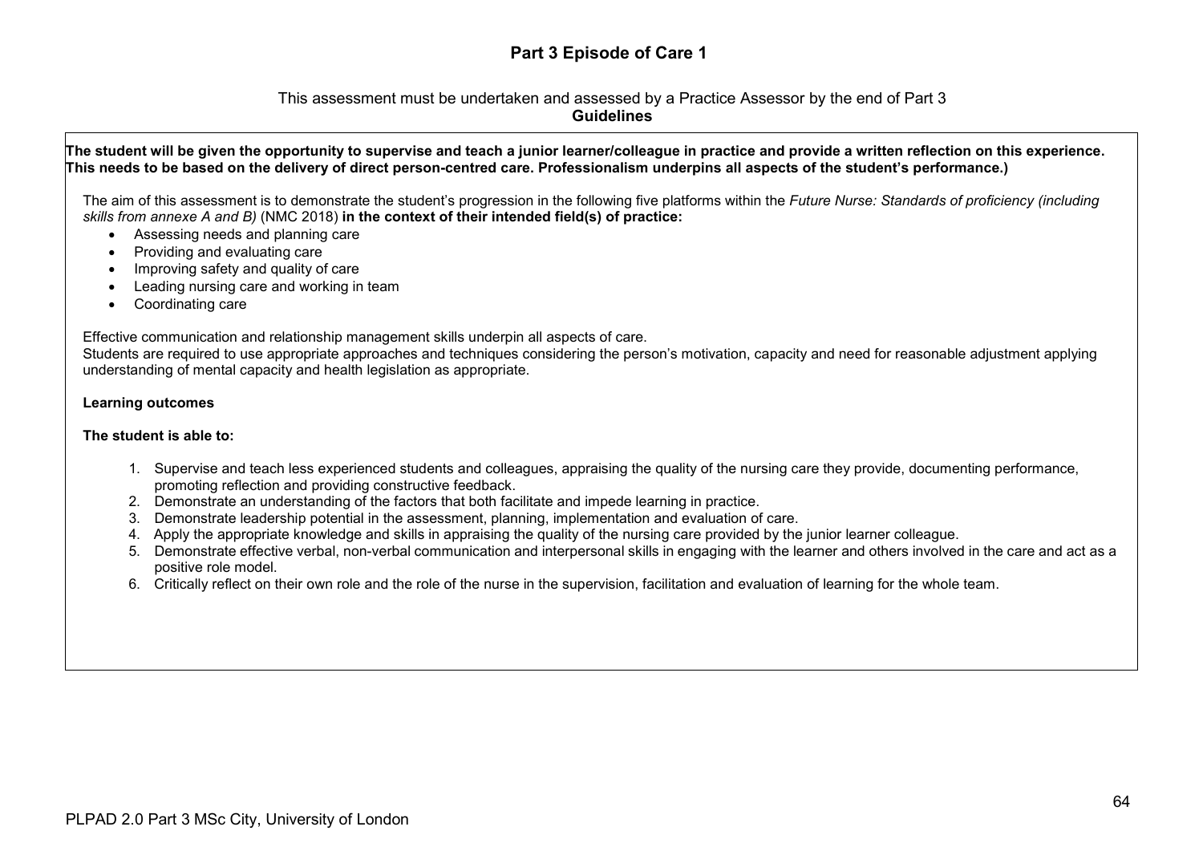# Part 3 Episode of Care 1

This assessment must be undertaken and assessed by a Practice Assessor by the end of Part 3

**Guidelines**

**The student will be given the opportunity to supervise and teach a junior learner/colleague in practice and provide a written reflection on this experience. This needs to be based on the delivery of direct person-centred care. Professionalism underpins all aspects of the student's performance.)**

The aim of this assessment is to demonstrate the student's progression in the following five platforms within the *Future Nurse: Standards of proficiency (including skills from annexe A and B)* (NMC 2018) **in the context of their intended field(s) of practice:**

- Assessing needs and planning care
- Providing and evaluating care
- Improving safety and quality of care
- Leading nursing care and working in team
- Coordinating care

Effective communication and relationship management skills underpin all aspects of care.
Students are required to use appropriate approaches and techniques considering the person's motivation, capacity and need for reasonable adjustment applying understanding of mental capacity and health legislation as appropriate.

**Learning outcomes**

**The student is able to:**

1. Supervise and teach less experienced students and colleagues, appraising the quality of the nursing care they provide, documenting performance, promoting reflection and providing constructive feedback.
2. Demonstrate an understanding of the factors that both facilitate and impede learning in practice.
3. Demonstrate leadership potential in the assessment, planning, implementation and evaluation of care.
4. Apply the appropriate knowledge and skills in appraising the quality of the nursing care provided by the junior learner colleague.
5. Demonstrate effective verbal, non-verbal communication and interpersonal skills in engaging with the learner and others involved in the care and act as a positive role model.
6. Critically reflect on their own role and the role of the nurse in the supervision, facilitation and evaluation of learning for the whole team.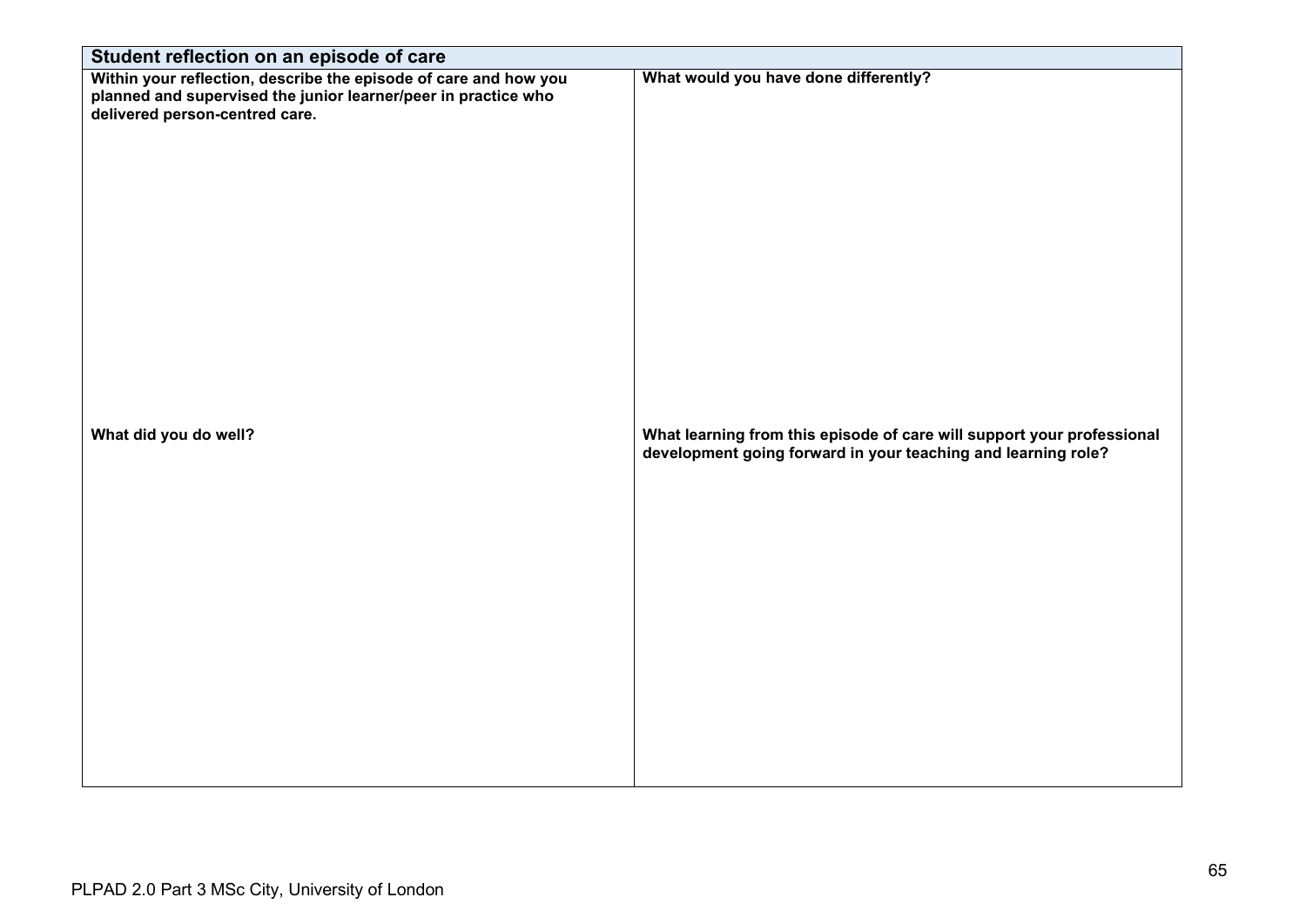| Student reflection on an episode of care | |
|---|---|
| **Within your reflection, describe the episode of care and how you planned and supervised the junior learner/peer in practice who delivered person-centred care.** | **What would you have done differently?** |
| **What did you do well?** | **What learning from this episode of care will support your professional development going forward in your teaching and learning role?** |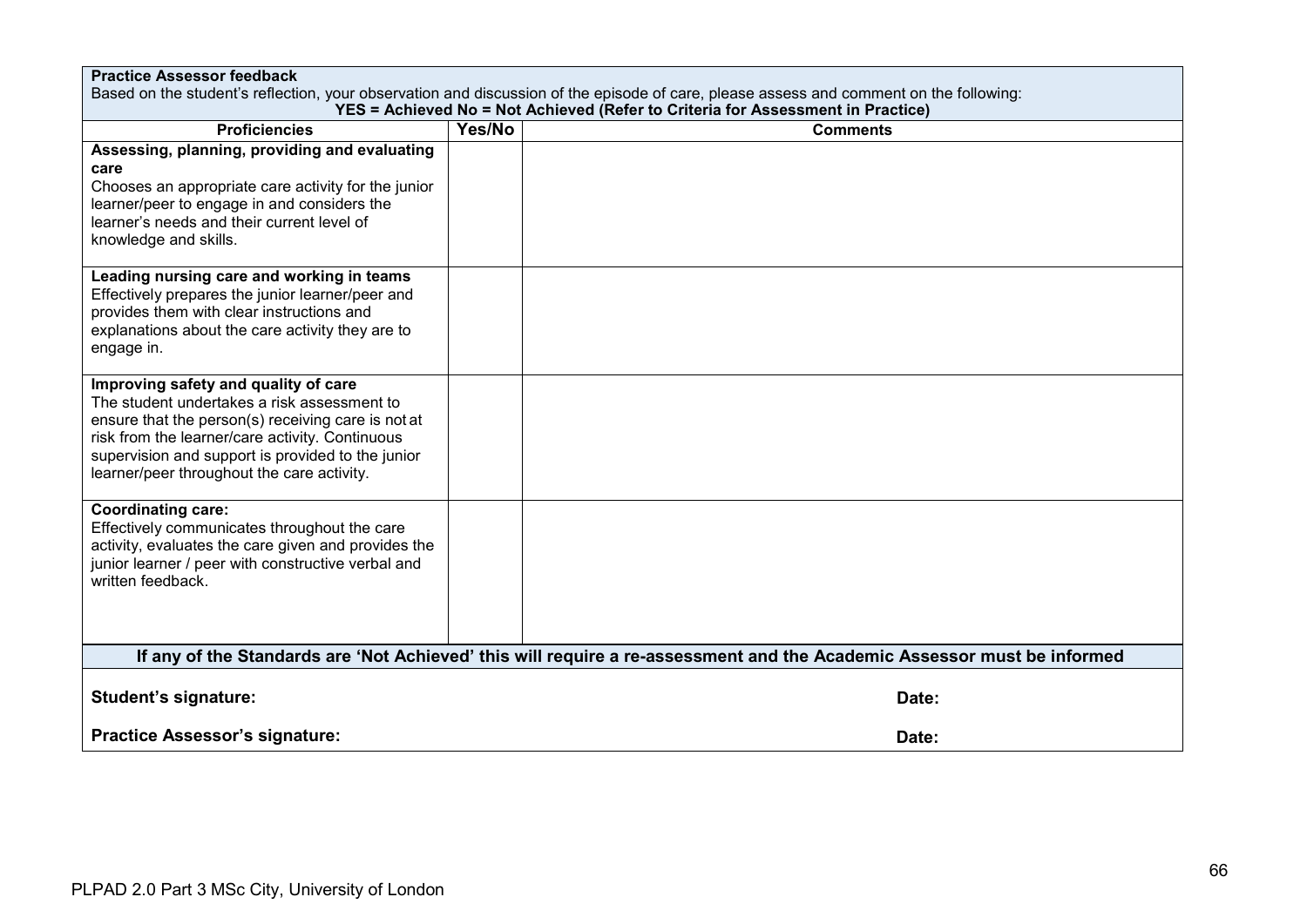**Practice Assessor feedback**

Based on the student's reflection, your observation and discussion of the episode of care, please assess and comment on the following:

**YES = Achieved No = Not Achieved (Refer to Criteria for Assessment in Practice)**

| Proficiencies | Yes/No | Comments |
|---|---|---|
| **Assessing, planning, providing and evaluating care**<br>Chooses an appropriate care activity for the junior learner/peer to engage in and considers the learner's needs and their current level of knowledge and skills. | | |
| **Leading nursing care and working in teams**<br>Effectively prepares the junior learner/peer and provides them with clear instructions and explanations about the care activity they are to engage in. | | |
| **Improving safety and quality of care**<br>The student undertakes a risk assessment to ensure that the person(s) receiving care is not at risk from the learner/care activity. Continuous supervision and support is provided to the junior learner/peer throughout the care activity. | | |
| **Coordinating care:**<br>Effectively communicates throughout the care activity, evaluates the care given and provides the junior learner / peer with constructive verbal and written feedback. | | |

**If any of the Standards are 'Not Achieved' this will require a re-assessment and the Academic Assessor must be informed**

**Student's signature:** **Date:**

**Practice Assessor's signature:** **Date:**

PLPAD 2.0 Part 3 MSc City, University of London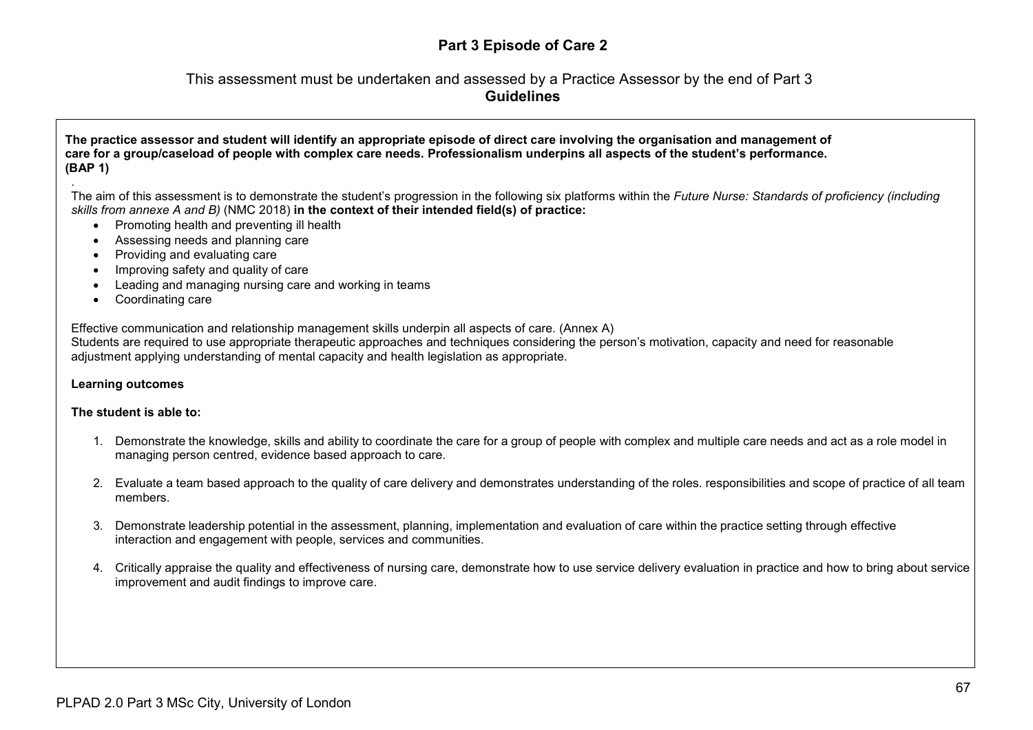## Part 3 Episode of Care 2

This assessment must be undertaken and assessed by a Practice Assessor by the end of Part 3

**Guidelines**

**The practice assessor and student will identify an appropriate episode of direct care involving the organisation and management of care for a group/caseload of people with complex care needs. Professionalism underpins all aspects of the student's performance. (BAP 1)**

.

The aim of this assessment is to demonstrate the student's progression in the following six platforms within the *Future Nurse: Standards of proficiency (including skills from annexe A and B)* (NMC 2018) **in the context of their intended field(s) of practice:**

- Promoting health and preventing ill health
- Assessing needs and planning care
- Providing and evaluating care
- Improving safety and quality of care
- Leading and managing nursing care and working in teams
- Coordinating care

Effective communication and relationship management skills underpin all aspects of care. (Annex A)
Students are required to use appropriate therapeutic approaches and techniques considering the person's motivation, capacity and need for reasonable adjustment applying understanding of mental capacity and health legislation as appropriate.

**Learning outcomes**

**The student is able to:**

1. Demonstrate the knowledge, skills and ability to coordinate the care for a group of people with complex and multiple care needs and act as a role model in managing person centred, evidence based approach to care.

2. Evaluate a team based approach to the quality of care delivery and demonstrates understanding of the roles. responsibilities and scope of practice of all team members.

3. Demonstrate leadership potential in the assessment, planning, implementation and evaluation of care within the practice setting through effective interaction and engagement with people, services and communities.

4. Critically appraise the quality and effectiveness of nursing care, demonstrate how to use service delivery evaluation in practice and how to bring about service improvement and audit findings to improve care.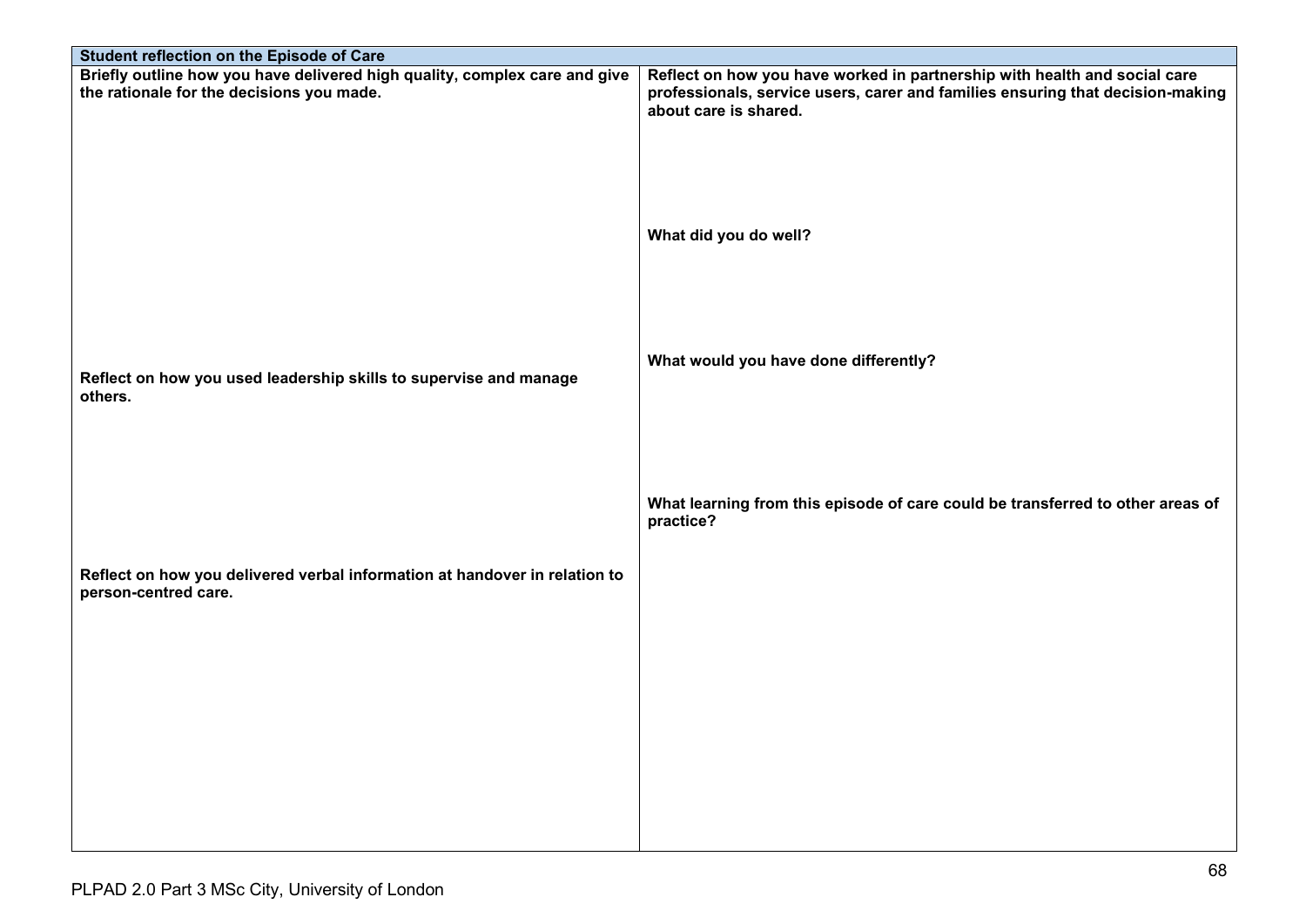| Student reflection on the Episode of Care | |
|---|---|
| **Briefly outline how you have delivered high quality, complex care and give the rationale for the decisions you made.**<br><br><br><br><br><br><br>**Reflect on how you used leadership skills to supervise and manage others.**<br><br><br><br><br>**Reflect on how you delivered verbal information at handover in relation to person-centred care.** | **Reflect on how you have worked in partnership with health and social care professionals, service users, carer and families ensuring that decision-making about care is shared.**<br><br><br><br><br>**What did you do well?**<br><br><br><br><br>**What would you have done differently?**<br><br><br><br><br>**What learning from this episode of care could be transferred to other areas of practice?** |

PLPAD 2.0 Part 3 MSc City, University of London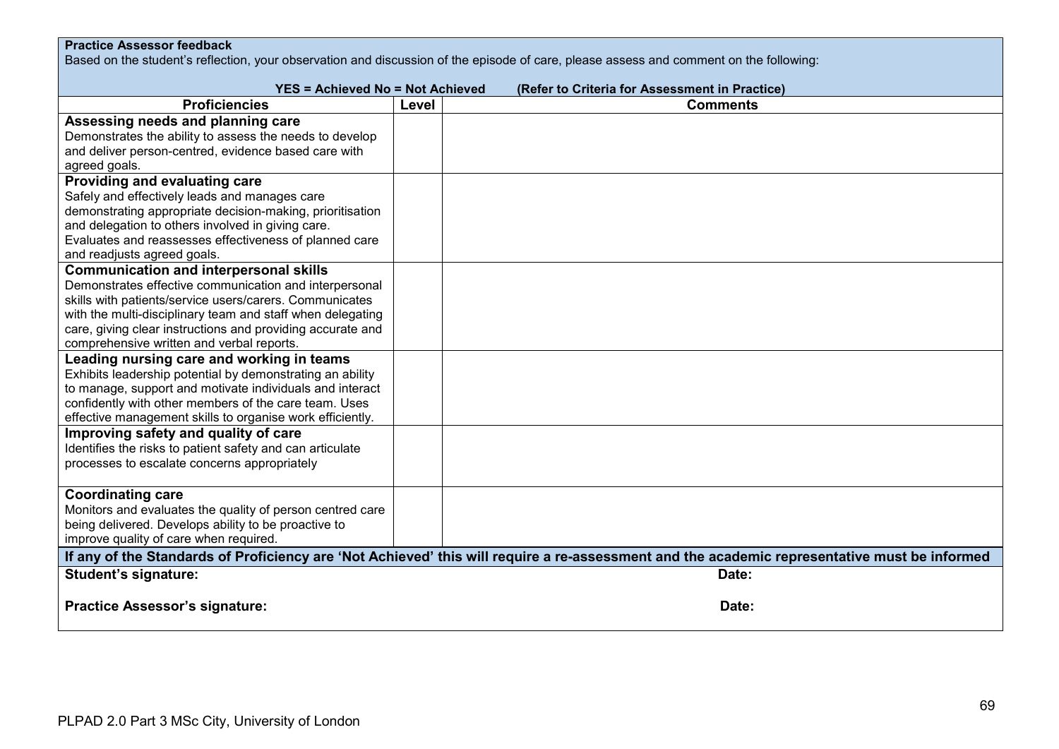**Practice Assessor feedback**

Based on the student's reflection, your observation and discussion of the episode of care, please assess and comment on the following:

**YES = Achieved No = Not Achieved (Refer to Criteria for Assessment in Practice)**

| Proficiencies | Level | Comments |
|---|---|---|
| **Assessing needs and planning care** Demonstrates the ability to assess the needs to develop and deliver person-centred, evidence based care with agreed goals. | | |
| **Providing and evaluating care** Safely and effectively leads and manages care demonstrating appropriate decision-making, prioritisation and delegation to others involved in giving care. Evaluates and reassesses effectiveness of planned care and readjusts agreed goals. | | |
| **Communication and interpersonal skills** Demonstrates effective communication and interpersonal skills with patients/service users/carers. Communicates with the multi-disciplinary team and staff when delegating care, giving clear instructions and providing accurate and comprehensive written and verbal reports. | | |
| **Leading nursing care and working in teams** Exhibits leadership potential by demonstrating an ability to manage, support and motivate individuals and interact confidently with other members of the care team. Uses effective management skills to organise work efficiently. | | |
| **Improving safety and quality of care** Identifies the risks to patient safety and can articulate processes to escalate concerns appropriately | | |
| **Coordinating care** Monitors and evaluates the quality of person centred care being delivered. Develops ability to be proactive to improve quality of care when required. | | |

**If any of the Standards of Proficiency are 'Not Achieved' this will require a re-assessment and the academic representative must be informed**

**Student's signature:** **Date:**

**Practice Assessor's signature:** **Date:**

PLPAD 2.0 Part 3 MSc City, University of London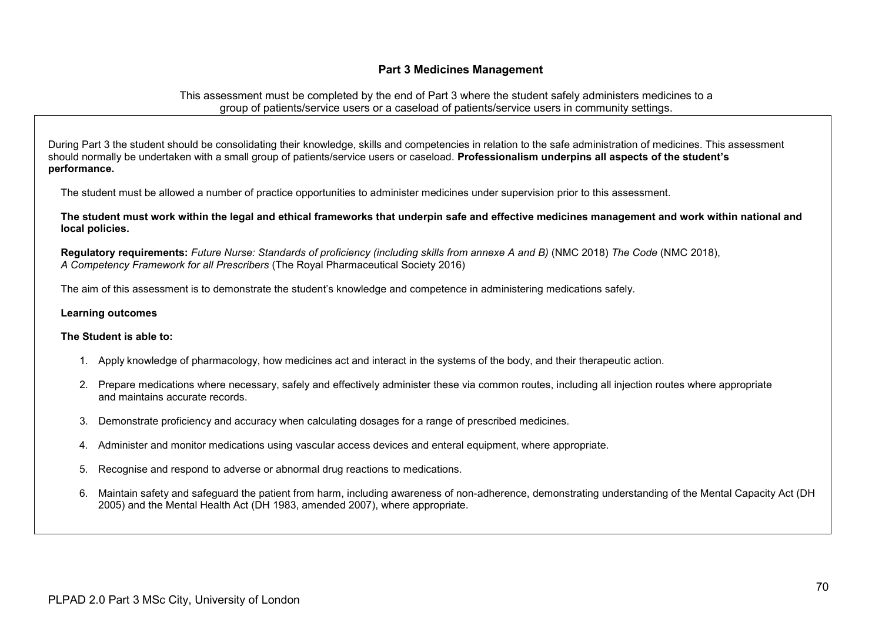## Part 3 Medicines Management

This assessment must be completed by the end of Part 3 where the student safely administers medicines to a group of patients/service users or a caseload of patients/service users in community settings.

During Part 3 the student should be consolidating their knowledge, skills and competencies in relation to the safe administration of medicines. This assessment should normally be undertaken with a small group of patients/service users or caseload. **Professionalism underpins all aspects of the student's performance.**

The student must be allowed a number of practice opportunities to administer medicines under supervision prior to this assessment.

**The student must work within the legal and ethical frameworks that underpin safe and effective medicines management and work within national and local policies.**

**Regulatory requirements:** *Future Nurse: Standards of proficiency (including skills from annexe A and B)* (NMC 2018) *The Code* (NMC 2018), *A Competency Framework for all Prescribers* (The Royal Pharmaceutical Society 2016)

The aim of this assessment is to demonstrate the student's knowledge and competence in administering medications safely.

**Learning outcomes**

**The Student is able to:**

1. Apply knowledge of pharmacology, how medicines act and interact in the systems of the body, and their therapeutic action.
2. Prepare medications where necessary, safely and effectively administer these via common routes, including all injection routes where appropriate and maintains accurate records.
3. Demonstrate proficiency and accuracy when calculating dosages for a range of prescribed medicines.
4. Administer and monitor medications using vascular access devices and enteral equipment, where appropriate.
5. Recognise and respond to adverse or abnormal drug reactions to medications.
6. Maintain safety and safeguard the patient from harm, including awareness of non-adherence, demonstrating understanding of the Mental Capacity Act (DH 2005) and the Mental Health Act (DH 1983, amended 2007), where appropriate.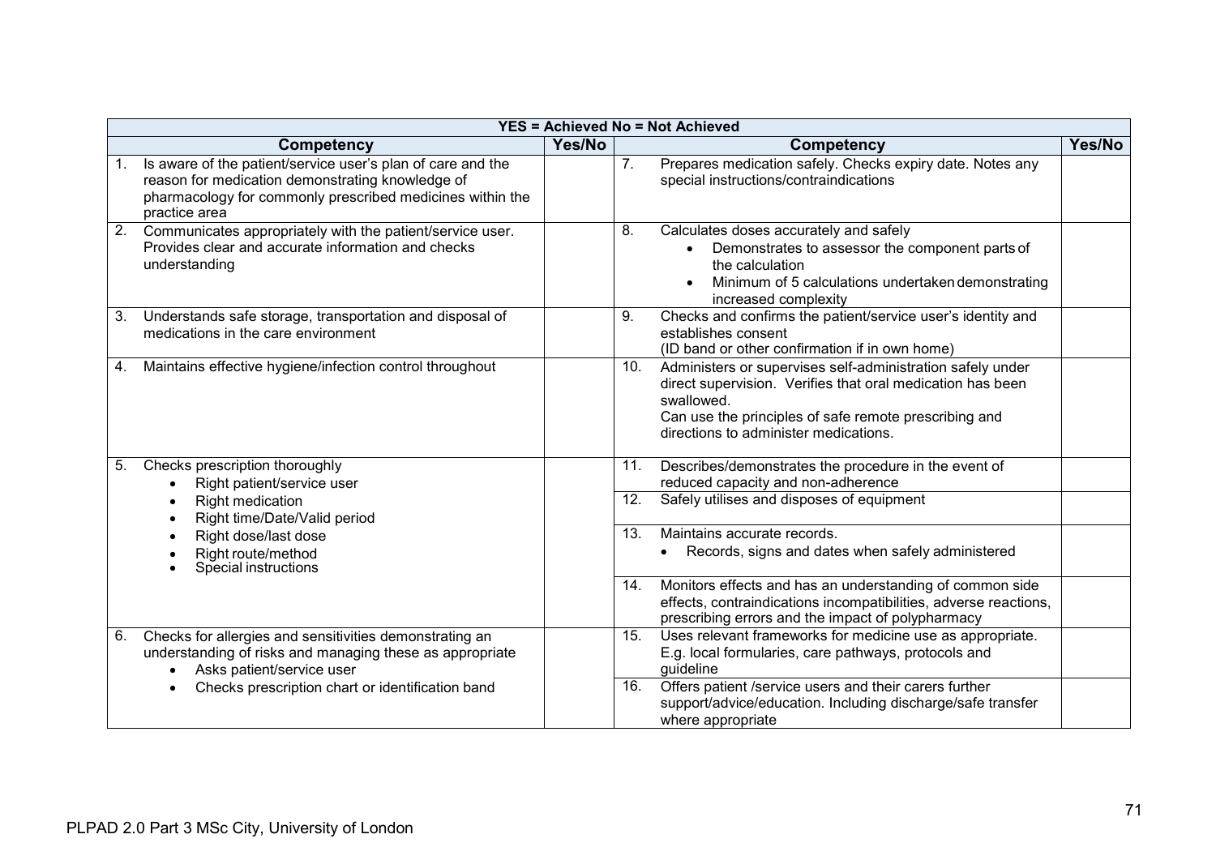| YES = Achieved No = Not Achieved | | | |
|---|---|---|---|
| **Competency** | **Yes/No** | **Competency** | **Yes/No** |
| 1. Is aware of the patient/service user's plan of care and the reason for medication demonstrating knowledge of pharmacology for commonly prescribed medicines within the practice area | | 7. Prepares medication safely. Checks expiry date. Notes any special instructions/contraindications | |
| 2. Communicates appropriately with the patient/service user. Provides clear and accurate information and checks understanding | | 8. Calculates doses accurately and safely<br>• Demonstrates to assessor the component parts of the calculation<br>• Minimum of 5 calculations undertaken demonstrating increased complexity | |
| 3. Understands safe storage, transportation and disposal of medications in the care environment | | 9. Checks and confirms the patient/service user's identity and establishes consent<br>(ID band or other confirmation if in own home) | |
| 4. Maintains effective hygiene/infection control throughout | | 10. Administers or supervises self-administration safely under direct supervision. Verifies that oral medication has been swallowed.<br>Can use the principles of safe remote prescribing and directions to administer medications. | |
| 5. Checks prescription thoroughly<br>• Right patient/service user<br>• Right medication<br>• Right time/Date/Valid period<br>• Right dose/last dose<br>• Right route/method<br>• Special instructions | | 11. Describes/demonstrates the procedure in the event of reduced capacity and non-adherence | |
| | | 12. Safely utilises and disposes of equipment | |
| | | 13. Maintains accurate records.<br>• Records, signs and dates when safely administered | |
| | | 14. Monitors effects and has an understanding of common side effects, contraindications incompatibilities, adverse reactions, prescribing errors and the impact of polypharmacy | |
| 6. Checks for allergies and sensitivities demonstrating an understanding of risks and managing these as appropriate<br>• Asks patient/service user<br>• Checks prescription chart or identification band | | 15. Uses relevant frameworks for medicine use as appropriate. E.g. local formularies, care pathways, protocols and guideline | |
| | | 16. Offers patient /service users and their carers further support/advice/education. Including discharge/safe transfer where appropriate | |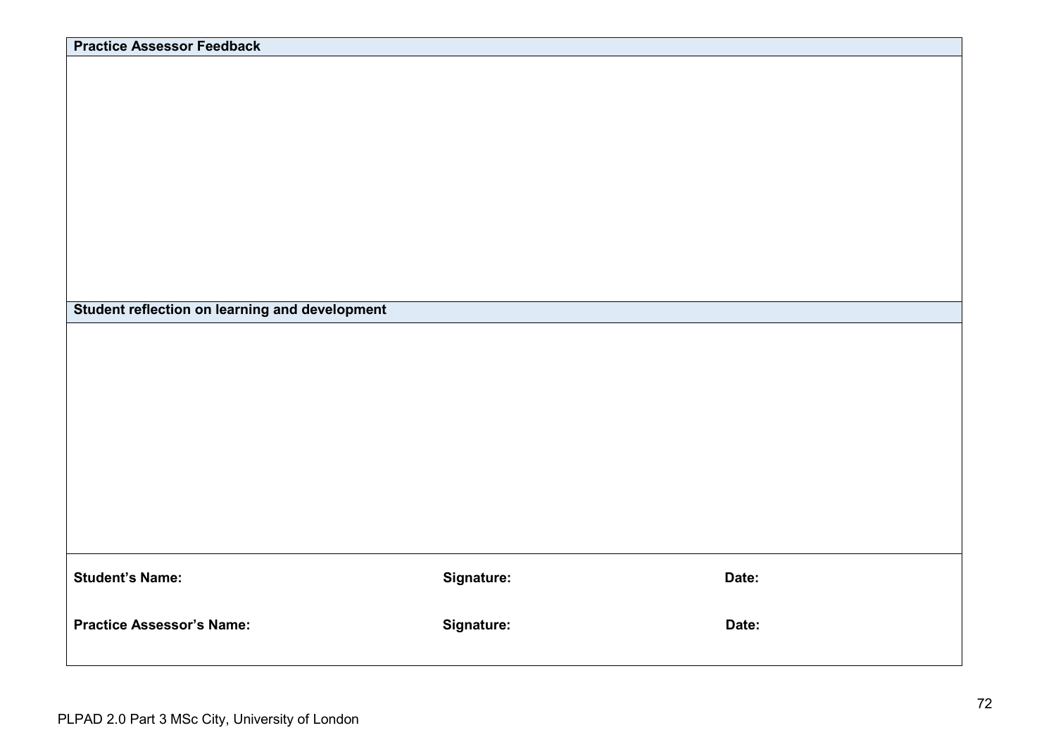| Practice Assessor Feedback | | |
|---|---|---|
| | | |
| **Student reflection on learning and development** | | |
| | | |
| **Student's Name:** | **Signature:** | **Date:** |
| **Practice Assessor's Name:** | **Signature:** | **Date:** |

PLPAD 2.0 Part 3 MSc City, University of London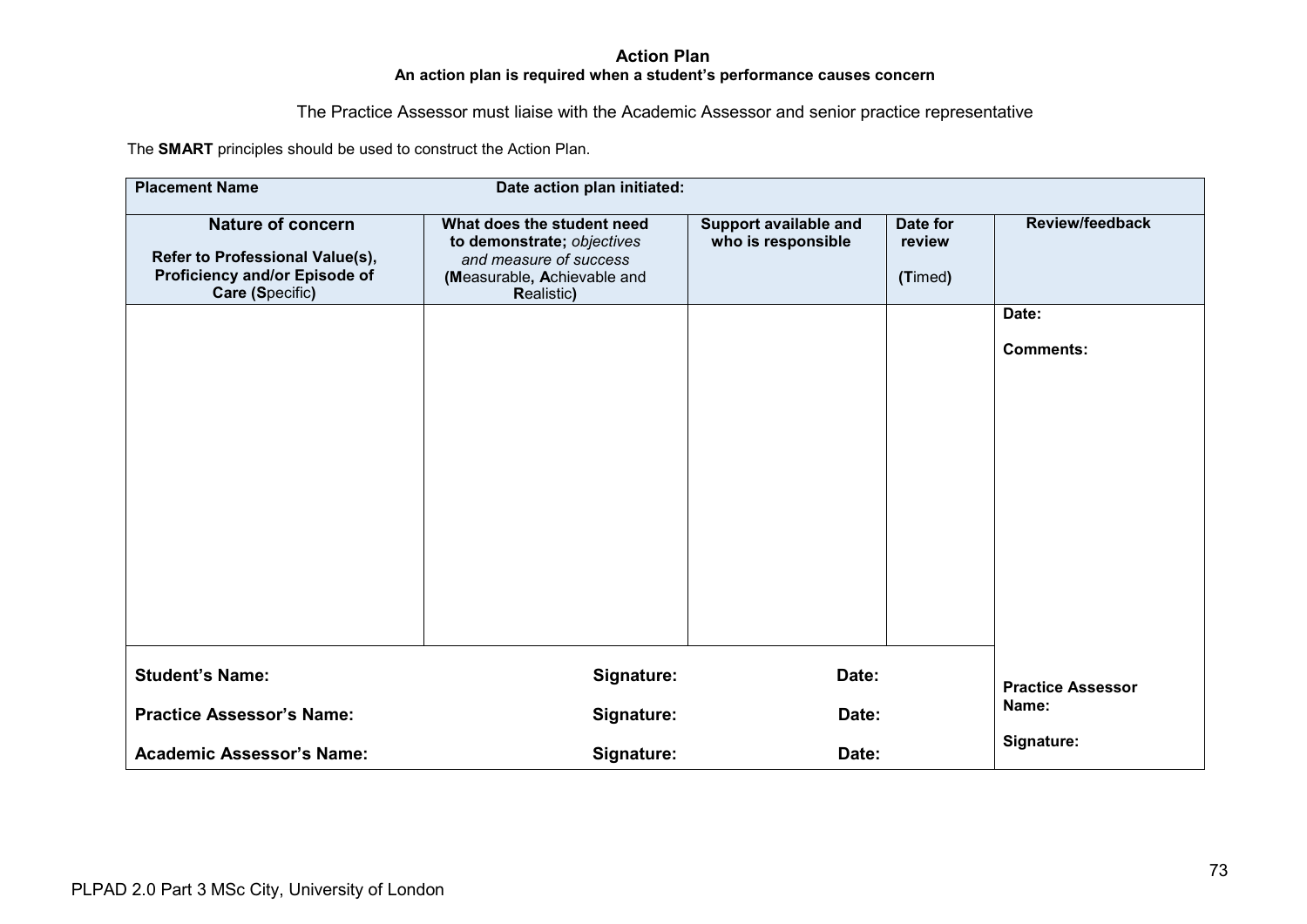## Action Plan

**An action plan is required when a student's performance causes concern**

The Practice Assessor must liaise with the Academic Assessor and senior practice representative

The **SMART** principles should be used to construct the Action Plan.

| **Placement Name** | **Date action plan initiated:** | | | |
|---|---|---|---|---|
| **Nature of concern**<br><br>**Refer to Professional Value(s), Proficiency and/or Episode of Care (S**pecific**)** | **What does the student need to demonstrate;** *objectives and measure of success* **(M**easurable**, A**chievable and **R**ealistic**)** | **Support available and who is responsible** | **Date for review**<br><br>**(T**imed**)** | **Review/feedback** |
| | | | | **Date:**<br><br>**Comments:** |
| **Student's Name:** | **Signature:** | **Date:** | | **Practice Assessor Name:**<br><br>**Signature:** |
| **Practice Assessor's Name:** | **Signature:** | **Date:** | | |
| **Academic Assessor's Name:** | **Signature:** | **Date:** | | |

PLPAD 2.0 Part 3 MSc City, University of London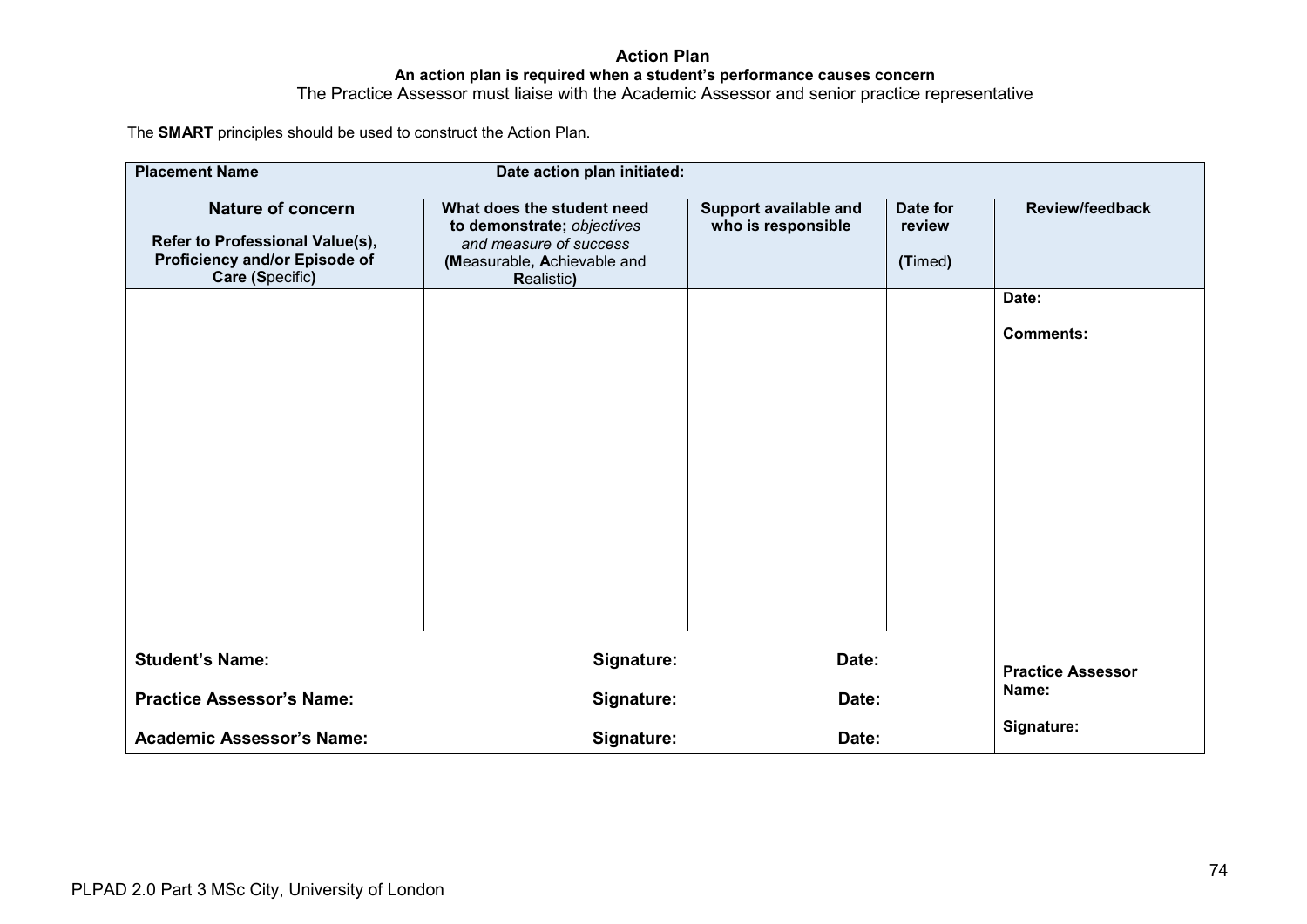# Action Plan

**An action plan is required when a student's performance causes concern**

The Practice Assessor must liaise with the Academic Assessor and senior practice representative

The **SMART** principles should be used to construct the Action Plan.

| **Placement Name** | **Date action plan initiated:** | | | |
|---|---|---|---|---|
| **Nature of concern**<br><br>**Refer to Professional Value(s), Proficiency and/or Episode of Care (S**pecific**)** | **What does the student need to demonstrate;** *objectives and measure of success* **(M**easurable**, A**chievable and **R**ealistic**)** | **Support available and who is responsible** | **Date for review**<br><br>**(T**imed**)** | **Review/feedback** |
| | | | | **Date:**<br><br>**Comments:** |
| **Student's Name:** | **Signature:** | **Date:** | | **Practice Assessor Name:**<br><br>**Signature:** |
| **Practice Assessor's Name:** | **Signature:** | **Date:** | | |
| **Academic Assessor's Name:** | **Signature:** | **Date:** | | |

PLPAD 2.0 Part 3 MSc City, University of London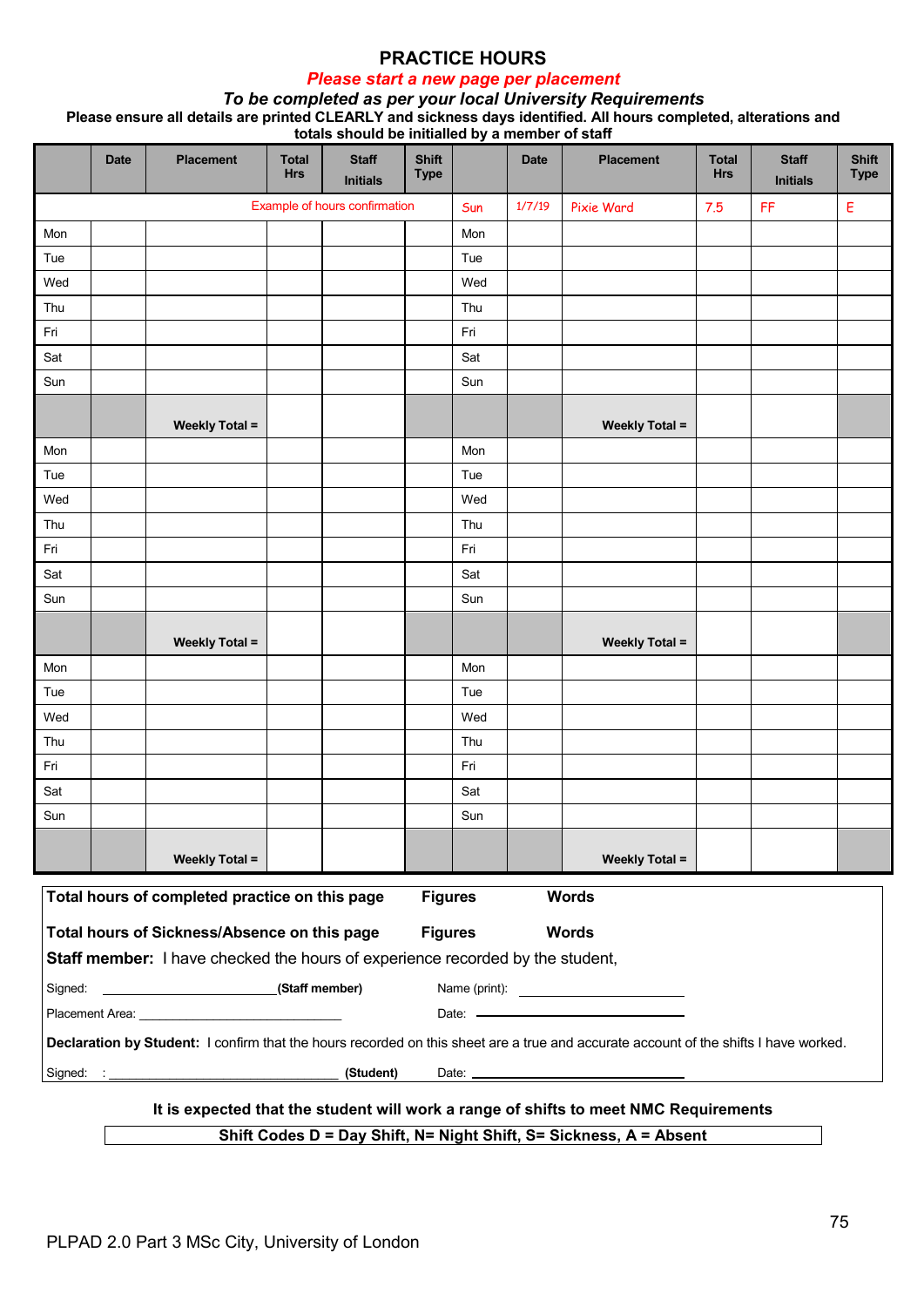# PRACTICE HOURS

**Please start a new page per placement**

***To be completed as per your local University Requirements***

**Please ensure all details are printed CLEARLY and sickness days identified. All hours completed, alterations and totals should be initialled by a member of staff**

| | Date | Placement | Total Hrs | Staff Initials | Shift Type | | Date | Placement | Total Hrs | Staff Initials | Shift Type |
|---|---|---|---|---|---|---|---|---|---|---|---|
| | | Example of hours confirmation | | | | Sun | 1/7/19 | Pixie Ward | 7.5 | FF | E |
| Mon | | | | | | Mon | | | | | |
| Tue | | | | | | Tue | | | | | |
| Wed | | | | | | Wed | | | | | |
| Thu | | | | | | Thu | | | | | |
| Fri | | | | | | Fri | | | | | |
| Sat | | | | | | Sat | | | | | |
| Sun | | | | | | Sun | | | | | |
| | | **Weekly Total =** | | | | | | **Weekly Total =** | | | |
| Mon | | | | | | Mon | | | | | |
| Tue | | | | | | Tue | | | | | |
| Wed | | | | | | Wed | | | | | |
| Thu | | | | | | Thu | | | | | |
| Fri | | | | | | Fri | | | | | |
| Sat | | | | | | Sat | | | | | |
| Sun | | | | | | Sun | | | | | |
| | | **Weekly Total =** | | | | | | **Weekly Total =** | | | |
| Mon | | | | | | Mon | | | | | |
| Tue | | | | | | Tue | | | | | |
| Wed | | | | | | Wed | | | | | |
| Thu | | | | | | Thu | | | | | |
| Fri | | | | | | Fri | | | | | |
| Sat | | | | | | Sat | | | | | |
| Sun | | | | | | Sun | | | | | |
| | | **Weekly Total =** | | | | | | **Weekly Total =** | | | |

**Total hours of completed practice on this page** **Figures** **Words**

**Total hours of Sickness/Absence on this page** **Figures** **Words**

**Staff member:** I have checked the hours of experience recorded by the student,

Signed: ________________________ **(Staff member)** Name (print): ________________________

Placement Area: ____________________________ Date: ________________________

**Declaration by Student:** I confirm that the hours recorded on this sheet are a true and accurate account of the shifts I have worked.

Signed: : ________________________________ **(Student)** Date: ________________________

**It is expected that the student will work a range of shifts to meet NMC Requirements**

**Shift Codes D = Day Shift, N= Night Shift, S= Sickness, A = Absent**

PLPAD 2.0 Part 3 MSc City, University of London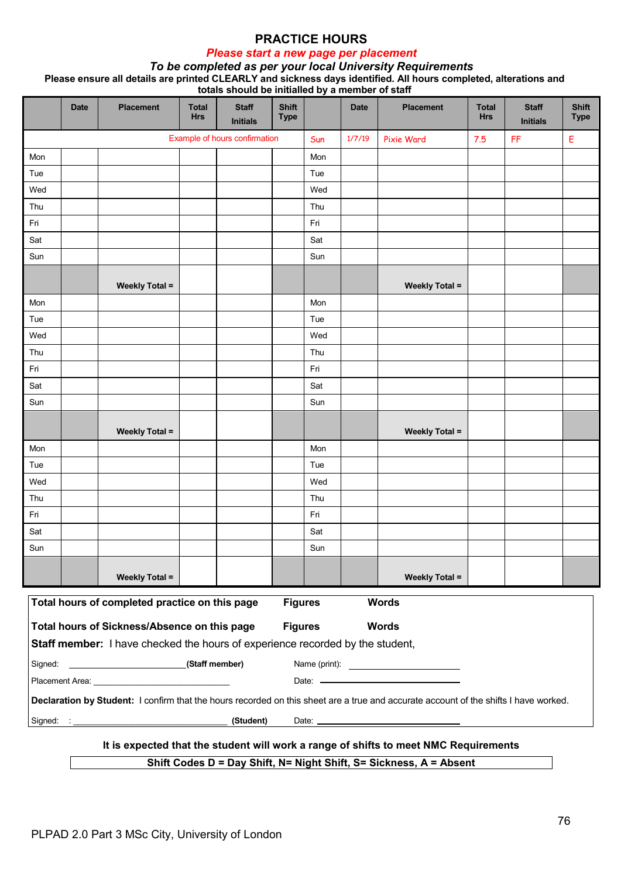# PRACTICE HOURS

***Please start a new page per placement***

***To be completed as per your local University Requirements***

**Please ensure all details are printed CLEARLY and sickness days identified. All hours completed, alterations and totals should be initialled by a member of staff**

| | Date | Placement | Total Hrs | Staff Initials | Shift Type | | Date | Placement | Total Hrs | Staff Initials | Shift Type |
|---|---|---|---|---|---|---|---|---|---|---|---|
| | | Example of hours confirmation | | | | Sun | 1/7/19 | Pixie Ward | 7.5 | FF | E |
| Mon | | | | | | Mon | | | | | |
| Tue | | | | | | Tue | | | | | |
| Wed | | | | | | Wed | | | | | |
| Thu | | | | | | Thu | | | | | |
| Fri | | | | | | Fri | | | | | |
| Sat | | | | | | Sat | | | | | |
| Sun | | | | | | Sun | | | | | |
| | | **Weekly Total =** | | | | | | **Weekly Total =** | | | |
| Mon | | | | | | Mon | | | | | |
| Tue | | | | | | Tue | | | | | |
| Wed | | | | | | Wed | | | | | |
| Thu | | | | | | Thu | | | | | |
| Fri | | | | | | Fri | | | | | |
| Sat | | | | | | Sat | | | | | |
| Sun | | | | | | Sun | | | | | |
| | | **Weekly Total =** | | | | | | **Weekly Total =** | | | |
| Mon | | | | | | Mon | | | | | |
| Tue | | | | | | Tue | | | | | |
| Wed | | | | | | Wed | | | | | |
| Thu | | | | | | Thu | | | | | |
| Fri | | | | | | Fri | | | | | |
| Sat | | | | | | Sat | | | | | |
| Sun | | | | | | Sun | | | | | |
| | | **Weekly Total =** | | | | | | **Weekly Total =** | | | |

**Total hours of completed practice on this page** **Figures** **Words**

**Total hours of Sickness/Absence on this page** **Figures** **Words**

**Staff member:** I have checked the hours of experience recorded by the student,

Signed: ______________________ **(Staff member)** Name (print): ______________________

Placement Area: ______________________ Date: ______________________

**Declaration by Student:** I confirm that the hours recorded on this sheet are a true and accurate account of the shifts I have worked.

Signed: : ______________________ **(Student)** Date: ______________________

**It is expected that the student will work a range of shifts to meet NMC Requirements**

**Shift Codes D = Day Shift, N= Night Shift, S= Sickness, A = Absent**

PLPAD 2.0 Part 3 MSc City, University of London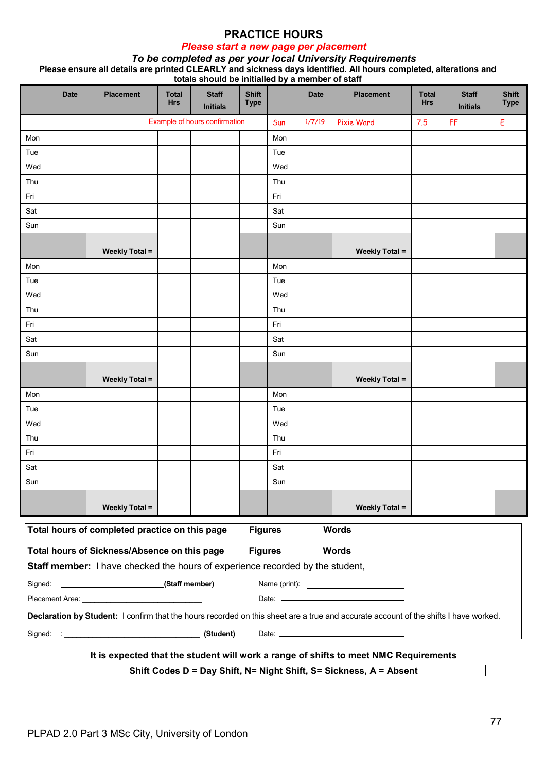# PRACTICE HOURS

***Please start a new page per placement***

***To be completed as per your local University Requirements***

**Please ensure all details are printed CLEARLY and sickness days identified. All hours completed, alterations and totals should be initialled by a member of staff**

| | Date | Placement | Total Hrs | Staff Initials | Shift Type | | Date | Placement | Total Hrs | Staff Initials | Shift Type |
|---|---|---|---|---|---|---|---|---|---|---|---|
| | | Example of hours confirmation | | | | Sun | 1/7/19 | Pixie Ward | 7.5 | FF | E |
| Mon | | | | | | Mon | | | | | |
| Tue | | | | | | Tue | | | | | |
| Wed | | | | | | Wed | | | | | |
| Thu | | | | | | Thu | | | | | |
| Fri | | | | | | Fri | | | | | |
| Sat | | | | | | Sat | | | | | |
| Sun | | | | | | Sun | | | | | |
| | | **Weekly Total =** | | | | | | **Weekly Total =** | | | |
| Mon | | | | | | Mon | | | | | |
| Tue | | | | | | Tue | | | | | |
| Wed | | | | | | Wed | | | | | |
| Thu | | | | | | Thu | | | | | |
| Fri | | | | | | Fri | | | | | |
| Sat | | | | | | Sat | | | | | |
| Sun | | | | | | Sun | | | | | |
| | | **Weekly Total =** | | | | | | **Weekly Total =** | | | |
| Mon | | | | | | Mon | | | | | |
| Tue | | | | | | Tue | | | | | |
| Wed | | | | | | Wed | | | | | |
| Thu | | | | | | Thu | | | | | |
| Fri | | | | | | Fri | | | | | |
| Sat | | | | | | Sat | | | | | |
| Sun | | | | | | Sun | | | | | |
| | | **Weekly Total =** | | | | | | **Weekly Total =** | | | |

**Total hours of completed practice on this page** **Figures** **Words**

**Total hours of Sickness/Absence on this page** **Figures** **Words**

**Staff member:** I have checked the hours of experience recorded by the student,

Signed: ______________________**(Staff member)** Name (print): ____________________

Placement Area: ____________________________ Date: ____________________

**Declaration by Student:** I confirm that the hours recorded on this sheet are a true and accurate account of the shifts I have worked.

Signed: : ______________________________ **(Student)** Date: ____________________

**It is expected that the student will work a range of shifts to meet NMC Requirements**

**Shift Codes D = Day Shift, N= Night Shift, S= Sickness, A = Absent**

PLPAD 2.0 Part 3 MSc City, University of London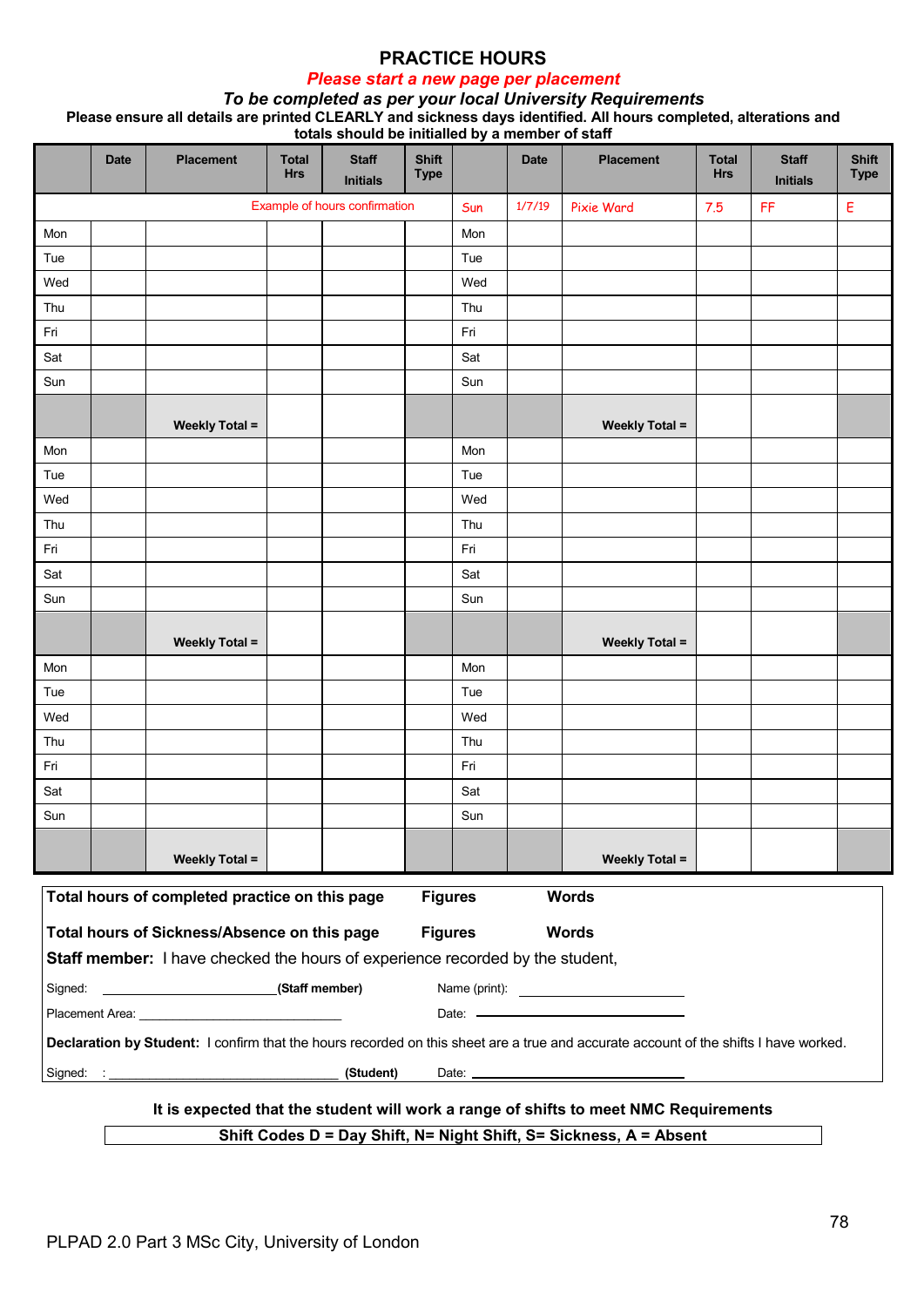# PRACTICE HOURS

***Please start a new page per placement***

***To be completed as per your local University Requirements***

**Please ensure all details are printed CLEARLY and sickness days identified. All hours completed, alterations and totals should be initialled by a member of staff**

| | Date | Placement | Total Hrs | Staff Initials | Shift Type | | Date | Placement | Total Hrs | Staff Initials | Shift Type |
|---|---|---|---|---|---|---|---|---|---|---|---|
| | | Example of hours confirmation | | | | Sun | 1/7/19 | Pixie Ward | 7.5 | FF | E |
| Mon | | | | | | Mon | | | | | |
| Tue | | | | | | Tue | | | | | |
| Wed | | | | | | Wed | | | | | |
| Thu | | | | | | Thu | | | | | |
| Fri | | | | | | Fri | | | | | |
| Sat | | | | | | Sat | | | | | |
| Sun | | | | | | Sun | | | | | |
| | | **Weekly Total =** | | | | | | **Weekly Total =** | | | |
| Mon | | | | | | Mon | | | | | |
| Tue | | | | | | Tue | | | | | |
| Wed | | | | | | Wed | | | | | |
| Thu | | | | | | Thu | | | | | |
| Fri | | | | | | Fri | | | | | |
| Sat | | | | | | Sat | | | | | |
| Sun | | | | | | Sun | | | | | |
| | | **Weekly Total =** | | | | | | **Weekly Total =** | | | |
| Mon | | | | | | Mon | | | | | |
| Tue | | | | | | Tue | | | | | |
| Wed | | | | | | Wed | | | | | |
| Thu | | | | | | Thu | | | | | |
| Fri | | | | | | Fri | | | | | |
| Sat | | | | | | Sat | | | | | |
| Sun | | | | | | Sun | | | | | |
| | | **Weekly Total =** | | | | | | **Weekly Total =** | | | |

**Total hours of completed practice on this page** **Figures** **Words**

**Total hours of Sickness/Absence on this page** **Figures** **Words**

**Staff member:** I have checked the hours of experience recorded by the student,

Signed: ________________________ **(Staff member)** Name (print): ________________________

Placement Area: ____________________________ Date: ________________________

**Declaration by Student:** I confirm that the hours recorded on this sheet are a true and accurate account of the shifts I have worked.

Signed: : ________________________________ **(Student)** Date: ________________________

**It is expected that the student will work a range of shifts to meet NMC Requirements**

**Shift Codes D = Day Shift, N= Night Shift, S= Sickness, A = Absent**

PLPAD 2.0 Part 3 MSc City, University of London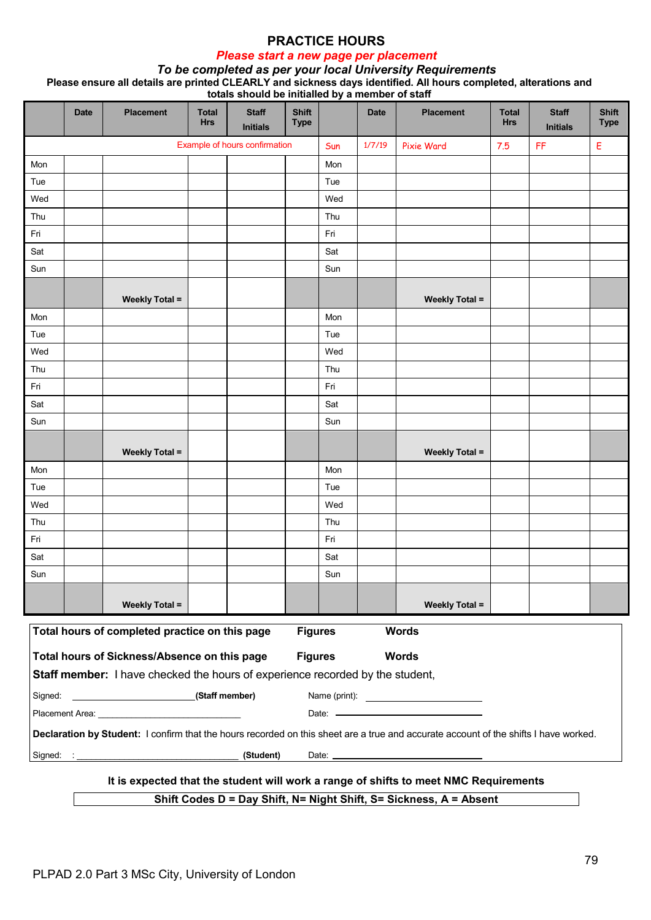# PRACTICE HOURS

***Please start a new page per placement***

***To be completed as per your local University Requirements***

**Please ensure all details are printed CLEARLY and sickness days identified. All hours completed, alterations and totals should be initialled by a member of staff**

| | Date | Placement | Total Hrs | Staff Initials | Shift Type | | Date | Placement | Total Hrs | Staff Initials | Shift Type |
|---|---|---|---|---|---|---|---|---|---|---|---|
| | | Example of hours confirmation | | | | Sun | 1/7/19 | Pixie Ward | 7.5 | FF | E |
| Mon | | | | | | Mon | | | | | |
| Tue | | | | | | Tue | | | | | |
| Wed | | | | | | Wed | | | | | |
| Thu | | | | | | Thu | | | | | |
| Fri | | | | | | Fri | | | | | |
| Sat | | | | | | Sat | | | | | |
| Sun | | | | | | Sun | | | | | |
| | | **Weekly Total =** | | | | | | **Weekly Total =** | | | |
| Mon | | | | | | Mon | | | | | |
| Tue | | | | | | Tue | | | | | |
| Wed | | | | | | Wed | | | | | |
| Thu | | | | | | Thu | | | | | |
| Fri | | | | | | Fri | | | | | |
| Sat | | | | | | Sat | | | | | |
| Sun | | | | | | Sun | | | | | |
| | | **Weekly Total =** | | | | | | **Weekly Total =** | | | |
| Mon | | | | | | Mon | | | | | |
| Tue | | | | | | Tue | | | | | |
| Wed | | | | | | Wed | | | | | |
| Thu | | | | | | Thu | | | | | |
| Fri | | | | | | Fri | | | | | |
| Sat | | | | | | Sat | | | | | |
| Sun | | | | | | Sun | | | | | |
| | | **Weekly Total =** | | | | | | **Weekly Total =** | | | |

**Total hours of completed practice on this page** **Figures** **Words**

**Total hours of Sickness/Absence on this page** **Figures** **Words**

**Staff member:** I have checked the hours of experience recorded by the student,

Signed: ______________________ **(Staff member)** Name (print): ______________________

Placement Area: ______________________ Date: ______________________

**Declaration by Student:** I confirm that the hours recorded on this sheet are a true and accurate account of the shifts I have worked.

Signed: : ______________________ **(Student)** Date: ______________________

**It is expected that the student will work a range of shifts to meet NMC Requirements**

**Shift Codes D = Day Shift, N= Night Shift, S= Sickness, A = Absent**

PLPAD 2.0 Part 3 MSc City, University of London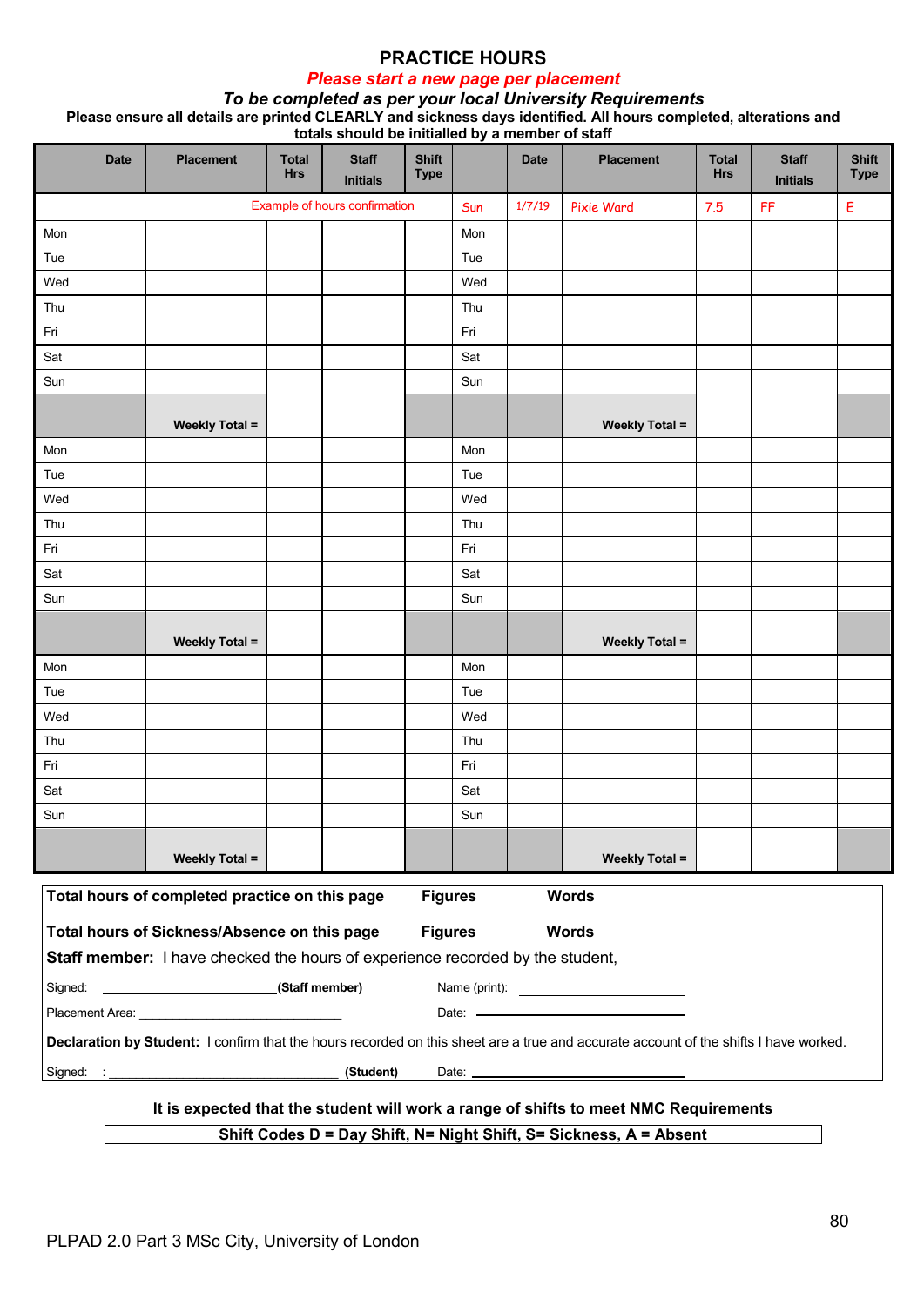# PRACTICE HOURS

***Please start a new page per placement***

***To be completed as per your local University Requirements***

**Please ensure all details are printed CLEARLY and sickness days identified. All hours completed, alterations and totals should be initialled by a member of staff**

| | Date | Placement | Total Hrs | Staff Initials | Shift Type | | Date | Placement | Total Hrs | Staff Initials | Shift Type |
|---|---|---|---|---|---|---|---|---|---|---|---|
| | | Example of hours confirmation | | | | Sun | 1/7/19 | Pixie Ward | 7.5 | FF | E |
| Mon | | | | | | Mon | | | | | |
| Tue | | | | | | Tue | | | | | |
| Wed | | | | | | Wed | | | | | |
| Thu | | | | | | Thu | | | | | |
| Fri | | | | | | Fri | | | | | |
| Sat | | | | | | Sat | | | | | |
| Sun | | | | | | Sun | | | | | |
| | | **Weekly Total =** | | | | | | **Weekly Total =** | | | |
| Mon | | | | | | Mon | | | | | |
| Tue | | | | | | Tue | | | | | |
| Wed | | | | | | Wed | | | | | |
| Thu | | | | | | Thu | | | | | |
| Fri | | | | | | Fri | | | | | |
| Sat | | | | | | Sat | | | | | |
| Sun | | | | | | Sun | | | | | |
| | | **Weekly Total =** | | | | | | **Weekly Total =** | | | |
| Mon | | | | | | Mon | | | | | |
| Tue | | | | | | Tue | | | | | |
| Wed | | | | | | Wed | | | | | |
| Thu | | | | | | Thu | | | | | |
| Fri | | | | | | Fri | | | | | |
| Sat | | | | | | Sat | | | | | |
| Sun | | | | | | Sun | | | | | |
| | | **Weekly Total =** | | | | | | **Weekly Total =** | | | |

**Total hours of completed practice on this page** **Figures** **Words**

**Total hours of Sickness/Absence on this page** **Figures** **Words**

**Staff member:** I have checked the hours of experience recorded by the student,

Signed: ________________________ **(Staff member)** Name (print): ______________________

Placement Area: ____________________________ Date: ______________________

**Declaration by Student:** I confirm that the hours recorded on this sheet are a true and accurate account of the shifts I have worked.

Signed: : ________________________________ **(Student)** Date: ______________________

**It is expected that the student will work a range of shifts to meet NMC Requirements**

**Shift Codes D = Day Shift, N= Night Shift, S= Sickness, A = Absent**

PLPAD 2.0 Part 3 MSc City, University of London